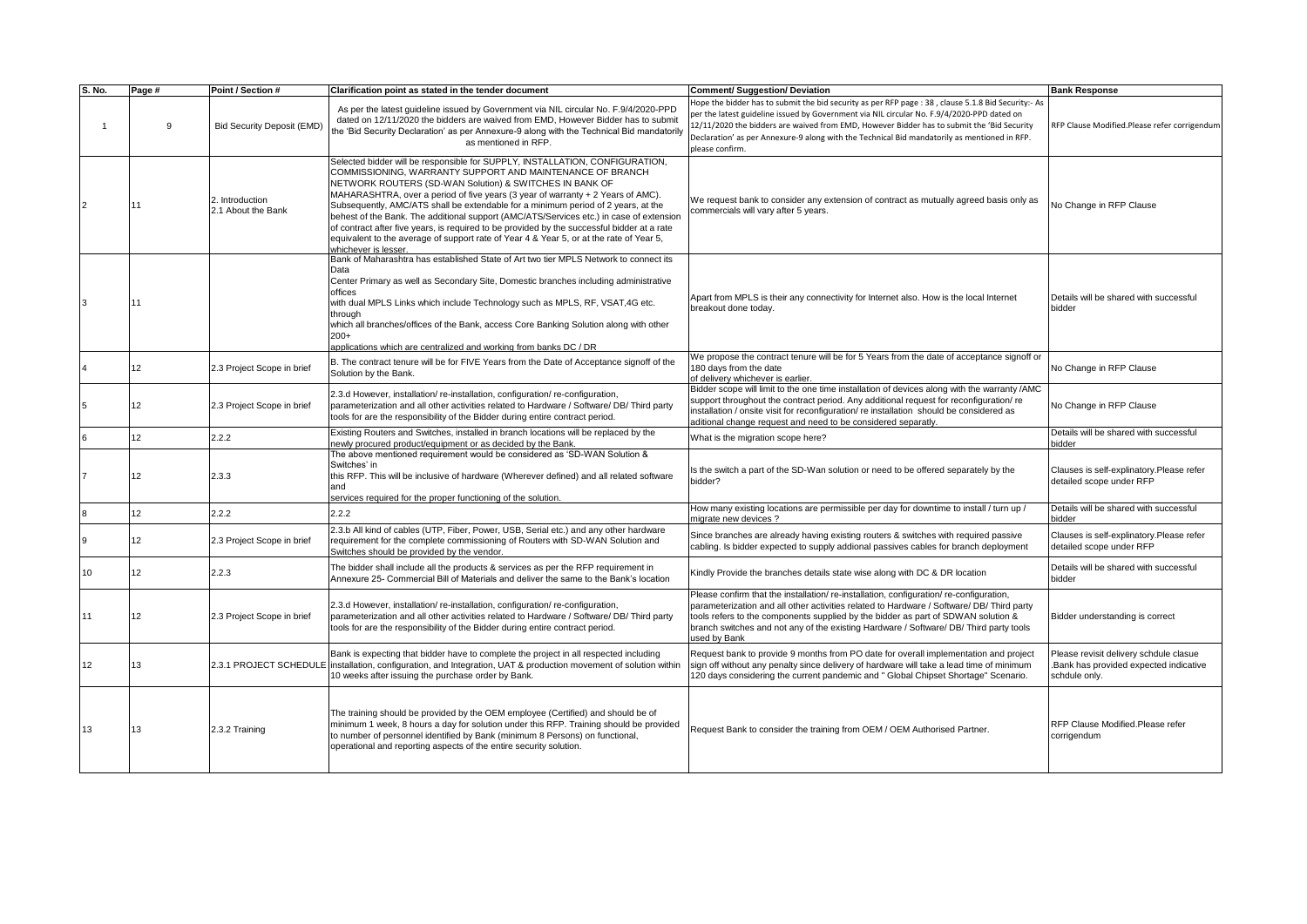| S. No. | Page # | Point / Section # | Clarification point as stated in the tender document | Comment/ Suggestion/ Deviation | Bank Response |
|---|---|---|---|---|---|
| 1 | 9 | Bid Security Deposit (EMD) | As per the latest guideline issued by Government via NIL circular No. F.9/4/2020-PPD dated on 12/11/2020 the bidders are waived from EMD, However Bidder has to submit the 'Bid Security Declaration' as per Annexure-9 along with the Technical Bid mandatorily as mentioned in RFP. | Hope the bidder has to submit the bid security as per RFP page : 38 , clause 5.1.8 Bid Security:- As per the latest guideline issued by Government via NIL circular No. F.9/4/2020-PPD dated on 12/11/2020 the bidders are waived from EMD, However Bidder has to submit the 'Bid Security Declaration' as per Annexure-9 along with the Technical Bid mandatorily as mentioned in RFP. please confirm. | RFP Clause Modified.Please refer corrigendum |
| 2 | 11 | 2. Introduction 2.1 About the Bank | Selected bidder will be responsible for SUPPLY, INSTALLATION, CONFIGURATION, COMMISSIONING, WARRANTY SUPPORT AND MAINTENANCE OF BRANCH NETWORK ROUTERS (SD-WAN Solution) & SWITCHES IN BANK OF MAHARASHTRA, over a period of five years (3 year of warranty + 2 Years of AMC). Subsequently, AMC/ATS shall be extendable for a minimum period of 2 years, at the behest of the Bank. The additional support (AMC/ATS/Services etc.) in case of extension of contract after five years, is required to be provided by the successful bidder at a rate equivalent to the average of support rate of Year 4 & Year 5, or at the rate of Year 5, whichever is lesser. | We request bank to consider any extension of contract as mutually agreed basis only as commercials will vary after 5 years. | No Change in RFP Clause |
| 3 | 11 | | Bank of Maharashtra has established State of Art two tier MPLS Network to connect its Data Center Primary as well as Secondary Site, Domestic branches including administrative offices with dual MPLS Links which include Technology such as MPLS, RF, VSAT,4G etc. through which all branches/offices of the Bank, access Core Banking Solution along with other 200+ applications which are centralized and working from banks DC / DR | Apart from MPLS is their any connectivity for Internet also. How is the local Internet breakout done today. | Details will be shared with successful bidder |
| 4 | 12 | 2.3 Project Scope in brief | B. The contract tenure will be for FIVE Years from the Date of Acceptance signoff of the Solution by the Bank. | We propose the contract tenure will be for 5 Years from the date of acceptance signoff or 180 days from the date of delivery whichever is earlier. | No Change in RFP Clause |
| 5 | 12 | 2.3 Project Scope in brief | 2.3.d However, installation/ re-installation, configuration/ re-configuration, parameterization and all other activities related to Hardware / Software/ DB/ Third party tools for are the responsibility of the Bidder during entire contract period. | Bidder scope will limit to the one time installation of devices along with the warranty /AMC support throughout the contract period. Any additional request for reconfiguration/ re installation / onsite visit for reconfiguration/ re installation should be considered as aditional change request and need to be considered separatly. | No Change in RFP Clause |
| 6 | 12 | 2.2.2 | Existing Routers and Switches, installed in branch locations will be replaced by the newly procured product/equipment or as decided by the Bank. | What is the migration scope here? | Details will be shared with successful bidder |
| 7 | 12 | 2.3.3 | The above mentioned requirement would be considered as 'SD-WAN Solution & Switches' in this RFP. This will be inclusive of hardware (Wherever defined) and all related software and services required for the proper functioning of the solution. | Is the switch a part of the SD-Wan solution or need to be offered separately by the bidder? | Clauses is self-explinatory.Please refer detailed scope under RFP |
| 8 | 12 | 2.2.2 | 2.2.2 | How many existing locations are permissible per day for downtime to install / turn up / migrate new devices ? | Details will be shared with successful bidder |
| 9 | 12 | 2.3 Project Scope in brief | 2.3.b All kind of cables (UTP, Fiber, Power, USB, Serial etc.) and any other hardware requirement for the complete commissioning of Routers with SD-WAN Solution and Switches should be provided by the vendor. | Since branches are already having existing routers & switches with required passive cabling. Is bidder expected to supply addional passives cables for branch deployment | Clauses is self-explinatory.Please refer detailed scope under RFP |
| 10 | 12 | 2.2.3 | The bidder shall include all the products & services as per the RFP requirement in Annexure 25- Commercial Bill of Materials and deliver the same to the Bank's location | Kindly Provide the branches details state wise along with DC & DR location | Details will be shared with successful bidder |
| 11 | 12 | 2.3 Project Scope in brief | 2.3.d However, installation/ re-installation, configuration/ re-configuration, parameterization and all other activities related to Hardware / Software/ DB/ Third party tools for are the responsibility of the Bidder during entire contract period. | Please confirm that the installation/ re-installation, configuration/ re-configuration, parameterization and all other activities related to Hardware / Software/ DB/ Third party tools refers to the components supplied by the bidder as part of SDWAN solution & branch switches and not any of the existing Hardware / Software/ DB/ Third party tools used by Bank | Bidder understanding is correct |
| 12 | 13 | 2.3.1 PROJECT SCHEDULE | Bank is expecting that bidder have to complete the project in all respected including installation, configuration, and Integration, UAT & production movement of solution within 10 weeks after issuing the purchase order by Bank. | Request bank to provide 9 months from PO date for overall implementation and project sign off without any penalty since delivery of hardware will take a lead time of minimum 120 days considering the current pandemic and " Global Chipset Shortage" Scenario. | Please revisit delivery schdule clasue .Bank has provided expected indicative schdule only. |
| 13 | 13 | 2.3.2 Training | The training should be provided by the OEM employee (Certified) and should be of minimum 1 week, 8 hours a day for solution under this RFP. Training should be provided to number of personnel identified by Bank (minimum 8 Persons) on functional, operational and reporting aspects of the entire security solution. | Request Bank to consider the training from OEM / OEM Authorised Partner. | RFP Clause Modified.Please refer corrigendum |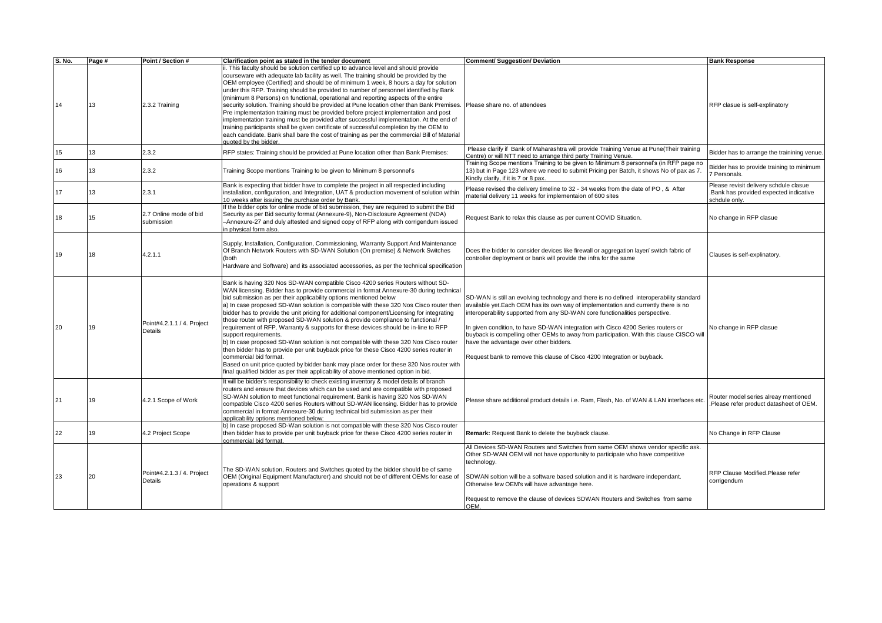| S. No. | Page # | Point / Section # | Clarification point as stated in the tender document | Comment/ Suggestion/ Deviation | Bank Response |
|---|---|---|---|---|---|
| 14 | 13 | 2.3.2 Training | ii. This faculty should be solution certified up to advance level and should provide courseware with adequate lab facility as well. The training should be provided by the OEM employee (Certified) and should be of minimum 1 week, 8 hours a day for solution under this RFP. Training should be provided to number of personnel identified by Bank (minimum 8 Persons) on functional, operational and reporting aspects of the entire security solution. Training should be provided at Pune location other than Bank Premises. Pre implementation training must be provided before project implementation and post implementation training must be provided after successful implementation. At the end of training participants shall be given certificate of successful completion by the OEM to each candidate. Bank shall bare the cost of training as per the commercial Bill of Material quoted by the bidder. | Please share no. of attendees | RFP clasue is self-explinatory |
| 15 | 13 | 2.3.2 | RFP states: Training should be provided at Pune location other than Bank Premises: | Please clarify if Bank of Maharashtra will provide Training Venue at Pune(Their training Centre) or will NTT need to arrange third party Training Venue. | Bidder has to arrange the trainining venue. |
| 16 | 13 | 2.3.2 | Training Scope mentions Training to be given to Minimum 8 personnel's | Training Scope mentions Training to be given to Minimum 8 personnel's (in RFP page no 13) but in Page 123 where we need to submit Pricing per Batch, it shows No of pax as 7. Kindly clarify, if it is 7 or 8 pax. | Bidder has to provide training to minimum 7 Personals. |
| 17 | 13 | 2.3.1 | Bank is expecting that bidder have to complete the project in all respected including installation, configuration, and Integration, UAT & production movement of solution within 10 weeks after issuing the purchase order by Bank. | Please revised the delivery timeline to 32 - 34 weeks from the date of PO , & After material delivery 11 weeks for implementaion of 600 sites | Please revisit delivery schdule clasue .Bank has provided expected indicative schdule only. |
| 18 | 15 | 2.7 Online mode of bid submission | If the bidder opts for online mode of bid submission, they are required to submit the Bid Security as per Bid security format (Annexure-9), Non-Disclosure Agreement (NDA) –Annexure-27 and duly attested and signed copy of RFP along with corrigendum issued in physical form also. | Request Bank to relax this clause as per current COVID Situation. | No change in RFP clasue |
| 19 | 18 | 4.2.1.1 | Supply, Installation, Configuration, Commissioning, Warranty Support And Maintenance Of Branch Network Routers with SD-WAN Solution (On premise) & Network Switches (both Hardware and Software) and its associated accessories, as per the technical specification | Does the bidder to consider devices like firewall or aggregation layer/ switch fabric of controller deployment or bank will provide the infra for the same | Clauses is self-explinatory. |
| 20 | 19 | Point#4.2.1.1 / 4. Project Details | Bank is having 320 Nos SD-WAN compatible Cisco 4200 series Routers without SD-WAN licensing. Bidder has to provide commercial in format Annexure-30 during technical bid submission as per their applicability options mentioned below<br>a) In case proposed SD-Wan solution is compatible with these 320 Nos Cisco router then bidder has to provide the unit pricing for additional component/Licensing for integrating those router with proposed SD-WAN solution & provide compliance to functional / requirement of RFP. Warranty & supports for these devices should be in-line to RFP support requirements.<br>b) In case proposed SD-Wan solution is not compatible with these 320 Nos Cisco router then bidder has to provide per unit buyback price for these Cisco 4200 series router in commercial bid format.<br>Based on unit price quoted by bidder bank may place order for these 320 Nos router with final qualified bidder as per their applicability of above mentioned option in bid. | SD-WAN is still an evolving technology and there is no defined interoperability standard available yet.Each OEM has its own way of implementation and currently there is no interoperability supported from any SD-WAN core functionalities perspective.<br><br>In given condition, to have SD-WAN integration with Cisco 4200 Series routers or buyback is compelling other OEMs to away from participation. With this clause CISCO will have the advantage over other bidders.<br><br>Request bank to remove this clause of Cisco 4200 Integration or buyback. | No change in RFP clasue |
| 21 | 19 | 4.2.1 Scope of Work | It will be bidder's responsibility to check existing inventory & model details of branch routers and ensure that devices which can be used and are compatible with proposed SD-WAN solution to meet functional requirement. Bank is having 320 Nos SD-WAN compatible Cisco 4200 series Routers without SD-WAN licensing. Bidder has to provide commercial in format Annexure-30 during technical bid submission as per their applicability options mentioned below: | Please share additional product details i.e. Ram, Flash, No. of WAN & LAN interfaces etc. | Router model series alreay mentioned .Please refer product datasheet of OEM. |
| 22 | 19 | 4.2 Project Scope | b) In case proposed SD-Wan solution is not compatible with these 320 Nos Cisco router then bidder has to provide per unit buyback price for these Cisco 4200 series router in commercial bid format. | **Remark:** Request Bank to delete the buyback clause. | No Change in RFP Clause |
| 23 | 20 | Point#4.2.1.3 / 4. Project Details | The SD-WAN solution, Routers and Switches quoted by the bidder should be of same OEM (Original Equipment Manufacturer) and should not be of different OEMs for ease of operations & support | All Devices SD-WAN Routers and Switches from same OEM shows vendor specific ask. Other SD-WAN OEM will not have opportunity to participate who have competitive technology.<br><br>SDWAN soltion will be a software based solution and it is hardware independant. Otherwise few OEM's will have advantage here.<br><br>Request to remove the clause of devices SDWAN Routers and Switches from same OEM. | RFP Clause Modified.Please refer corrigendum |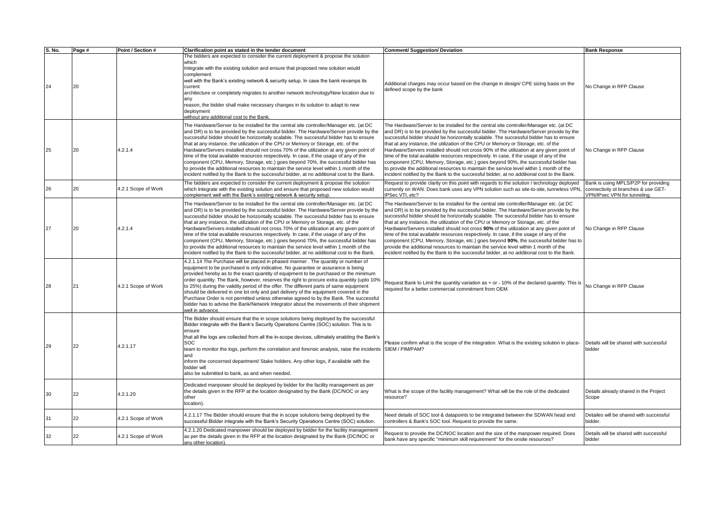| S. No. | Page # | Point / Section # | Clarification point as stated in the tender document | Comment/ Suggestion/ Deviation | Bank Response |
|---|---|---|---|---|---|
| 24 | 20 | | The bidders are expected to consider the current deployment & propose the solution which Integrate with the existing solution and ensure that proposed new solution would complement well with the Bank's existing network & security setup. In case the bank revamps its current architecture or completely migrates to another network technology/New location due to any reason, the bidder shall make necessary changes in its solution to adapt to new deployment without any additional cost to the Bank. | Additional charges may occur based on the change in design/ CPE sizing basis on the defined scope by the bank | No Change in RFP Clause |
| 25 | 20 | 4.2.1.4 | The Hardware/Server to be installed for the central site controller/Manager etc. (at DC and DR) is to be provided by the successful bidder. The Hardware/Server provide by the successful bidder should be horizontally scalable. The successful bidder has to ensure that at any instance, the utilization of the CPU or Memory or Storage, etc. of the Hardware/Servers installed should not cross 70% of the utilization at any given point of time of the total available resources respectively. In case, if the usage of any of the component (CPU, Memory, Storage, etc.) goes beyond 70%, the successful bidder has to provide the additional resources to maintain the service level within 1 month of the incident notified by the Bank to the successful bidder, at no additional cost to the Bank. | The Hardware/Server to be installed for the central site controller/Manager etc. (at DC and DR) is to be provided by the successful bidder. The Hardware/Server provide by the successful bidder should be horizontally scalable. The successful bidder has to ensure that at any instance, the utilization of the CPU or Memory or Storage, etc. of the Hardware/Servers installed should not cross 90% of the utilization at any given point of time of the total available resources respectively. In case, if the usage of any of the component (CPU, Memory, Storage, etc.) goes beyond 90%, the successful bidder has to provide the additional resources to maintain the service level within 1 month of the incident notified by the Bank to the successful bidder, at no additional cost to the Bank. | No Change in RFP Clause |
| 26 | 20 | 4.2.1 Scope of Work | The bidders are expected to consider the current deployment & propose the solution which Integrate with the existing solution and ensure that proposed new solution would complement well with the Bank's existing network & security setup. | Request to provide clarity on this point with regards to the solution / technology deployed currently on WAN. Does bank uses any VPN solution such as site-to-site, tunneless VPN, IPSec VTI, etc? | Bank is using MPLS/P2P for providing connectivity ot branches & use GET-VPN/IPsec VPN for tunneling. |
| 27 | 20 | 4.2.1.4 | The Hardware/Server to be installed for the central site controller/Manager etc. (at DC and DR) is to be provided by the successful bidder. The Hardware/Server provide by the successful bidder should be horizontally scalable. The successful bidder has to ensure that at any instance, the utilization of the CPU or Memory or Storage, etc. of the Hardware/Servers installed should not cross 70% of the utilization at any given point of time of the total available resources respectively. In case, if the usage of any of the component (CPU, Memory, Storage, etc.) goes beyond 70%, the successful bidder has to provide the additional resources to maintain the service level within 1 month of the incident notified by the Bank to the successful bidder, at no additional cost to the Bank. | The Hardware/Server to be installed for the central site controller/Manager etc. (at DC and DR) is to be provided by the successful bidder. The Hardware/Server provide by the successful bidder should be horizontally scalable. The successful bidder has to ensure that at any instance, the utilization of the CPU or Memory or Storage, etc. of the Hardware/Servers installed should not cross **90%** of the utilization at any given point of time of the total available resources respectively. In case, if the usage of any of the component (CPU, Memory, Storage, etc.) goes beyond **90%**, the successful bidder has to provide the additional resources to maintain the service level within 1 month of the incident notified by the Bank to the successful bidder, at no additional cost to the Bank. | No Change in RFP Clause |
| 28 | 21 | 4.2.1 Scope of Work | 4.2.1.14 The Purchase will be placed in phased manner . The quantity or number of equipment to be purchased is only indicative. No guarantee or assurance is being provided hereby as to the exact quantity of equipment to be purchased or the minimum order quantity. The Bank, however, reserves the right to procure extra quantity (upto 10% to 25%) during the validity period of the offer. The different parts of same equipment should be delivered in one lot only and part delivery of the equipment covered in the Purchase Order is not permitted unless otherwise agreed to by the Bank. The successful bidder has to advise the Bank/Network Integrator about the movements of their shipment well in advance. | Request Bank to Limit the quantity variation as + or - 10% of the declared quantity. This is required for a better commercial commitment from OEM. | No Change in RFP Clause |
| 29 | 22 | 4.2.1.17 | The Bidder should ensure that the in scope solutions being deployed by the successful Bidder integrate with the Bank's Security Operations Centre (SOC) solution. This is to ensure that all the logs are collected from all the in-scope devices, ultimately enabling the Bank's SOC team to monitor the logs, perform the correlation and forensic analysis, raise the incidents and inform the concerned department/ Stake holders. Any other logs, if available with the bidder will also be submitted to bank, as and when needed. | Please confirm what is the scope of the integration. What is the existing solution in place- SIEM / PIM/PAM? | Details will be shared with successful bidder |
| 30 | 22 | 4.2.1.20 | Dedicated manpower should be deployed by bidder for the facility management as per the details given in the RFP at the location designated by the Bank (DC/NOC or any other location). | What is the scope of the facility management? What will be the role of the dedicated resource? | Details already shared in the Project Scope |
| 31 | 22 | 4.2.1 Scope of Work | 4.2.1.17 The Bidder should ensure that the in scope solutions being deployed by the successful Bidder integrate with the Bank's Security Operations Centre (SOC) solution. | Need details of SOC tool & datapoints to be integrated between the SDWAN head end controllers & Bank's SOC tool. Request to provide the same. | Detailes will be shared with successful bidder. |
| 32 | 22 | 4.2.1 Scope of Work | 4.2.1.20 Dedicated manpower should be deployed by bidder for the facility management as per the details given in the RFP at the location designated by the Bank (DC/NOC or any other location). | Request to provide the DC/NOC location and the size of the manpower required. Does bank have any specific "minimum skill requirement" for the onsite resources? | Details will be shared with successful bidder |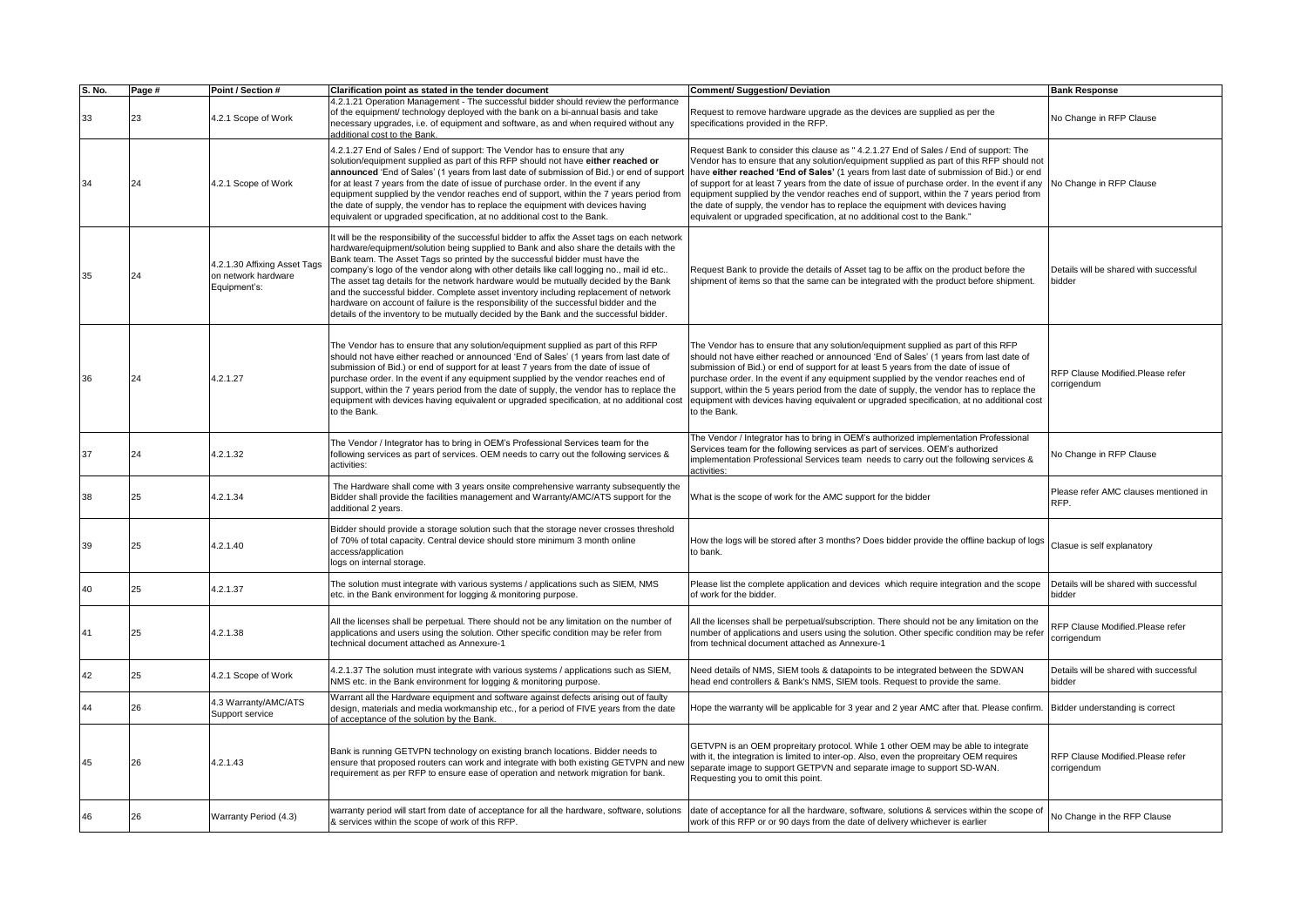| S. No. | Page # | Point / Section # | Clarification point as stated in the tender document | Comment/ Suggestion/ Deviation | Bank Response |
|---|---|---|---|---|---|
| 33 | 23 | 4.2.1 Scope of Work | 4.2.1.21 Operation Management - The successful bidder should review the performance of the equipment/ technology deployed with the bank on a bi-annual basis and take necessary upgrades, i.e. of equipment and software, as and when required without any additional cost to the Bank. | Request to remove hardware upgrade as the devices are supplied as per the specifications provided in the RFP. | No Change in RFP Clause |
| 34 | 24 | 4.2.1 Scope of Work | 4.2.1.27 End of Sales / End of support: The Vendor has to ensure that any solution/equipment supplied as part of this RFP should not have **either reached or announced** 'End of Sales' (1 years from last date of submission of Bid.) or end of support for at least 7 years from the date of issue of purchase order. In the event if any equipment supplied by the vendor reaches end of support, within the 7 years period from the date of supply, the vendor has to replace the equipment with devices having equivalent or upgraded specification, at no additional cost to the Bank. | Request Bank to consider this clause as " 4.2.1.27 End of Sales / End of support: The Vendor has to ensure that any solution/equipment supplied as part of this RFP should not have **either reached 'End of Sales'** (1 years from last date of submission of Bid.) or end of support for at least 7 years from the date of issue of purchase order. In the event if any equipment supplied by the vendor reaches end of support, within the 7 years period from the date of supply, the vendor has to replace the equipment with devices having equivalent or upgraded specification, at no additional cost to the Bank." | No Change in RFP Clause |
| 35 | 24 | 4.2.1.30 Affixing Asset Tags on network hardware Equipment's: | It will be the responsibility of the successful bidder to affix the Asset tags on each network hardware/equipment/solution being supplied to Bank and also share the details with the Bank team. The Asset Tags so printed by the successful bidder must have the company's logo of the vendor along with other details like call logging no., mail id etc.. The asset tag details for the network hardware would be mutually decided by the Bank and the successful bidder. Complete asset inventory including replacement of network hardware on account of failure is the responsibility of the successful bidder and the details of the inventory to be mutually decided by the Bank and the successful bidder. | Request Bank to provide the details of Asset tag to be affix on the product before the shipment of items so that the same can be integrated with the product before shipment. | Details will be shared with successful bidder |
| 36 | 24 | 4.2.1.27 | The Vendor has to ensure that any solution/equipment supplied as part of this RFP should not have either reached or announced 'End of Sales' (1 years from last date of submission of Bid.) or end of support for at least 7 years from the date of issue of purchase order. In the event if any equipment supplied by the vendor reaches end of support, within the 7 years period from the date of supply, the vendor has to replace the equipment with devices having equivalent or upgraded specification, at no additional cost to the Bank. | The Vendor has to ensure that any solution/equipment supplied as part of this RFP should not have either reached or announced 'End of Sales' (1 years from last date of submission of Bid.) or end of support for at least 5 years from the date of issue of purchase order. In the event if any equipment supplied by the vendor reaches end of support, within the 5 years period from the date of supply, the vendor has to replace the equipment with devices having equivalent or upgraded specification, at no additional cost to the Bank. | RFP Clause Modified.Please refer corrigendum |
| 37 | 24 | 4.2.1.32 | The Vendor / Integrator has to bring in OEM's Professional Services team for the following services as part of services. OEM needs to carry out the following services & activities: | The Vendor / Integrator has to bring in OEM's authorized implementation Professional Services team for the following services as part of services. OEM's authorized implementation Professional Services team needs to carry out the following services & activities: | No Change in RFP Clause |
| 38 | 25 | 4.2.1.34 | The Hardware shall come with 3 years onsite comprehensive warranty subsequently the Bidder shall provide the facilities management and Warranty/AMC/ATS support for the additional 2 years. | What is the scope of work for the AMC support for the bidder | Please refer AMC clauses mentioned in RFP. |
| 39 | 25 | 4.2.1.40 | Bidder should provide a storage solution such that the storage never crosses threshold of 70% of total capacity. Central device should store minimum 3 month online access/application logs on internal storage. | How the logs will be stored after 3 months? Does bidder provide the offline backup of logs to bank. | Clasue is self explanatory |
| 40 | 25 | 4.2.1.37 | The solution must integrate with various systems / applications such as SIEM, NMS etc. in the Bank environment for logging & monitoring purpose. | Please list the complete application and devices which require integration and the scope of work for the bidder. | Details will be shared with successful bidder |
| 41 | 25 | 4.2.1.38 | All the licenses shall be perpetual. There should not be any limitation on the number of applications and users using the solution. Other specific condition may be refer from technical document attached as Annexure-1 | All the licenses shall be perpetual/subscription. There should not be any limitation on the number of applications and users using the solution. Other specific condition may be refer from technical document attached as Annexure-1 | RFP Clause Modified.Please refer corrigendum |
| 42 | 25 | 4.2.1 Scope of Work | 4.2.1.37 The solution must integrate with various systems / applications such as SIEM, NMS etc. in the Bank environment for logging & monitoring purpose. | Need details of NMS, SIEM tools & datapoints to be integrated between the SDWAN head end controllers & Bank's NMS, SIEM tools. Request to provide the same. | Details will be shared with successful bidder |
| 44 | 26 | 4.3 Warranty/AMC/ATS Support service | Warrant all the Hardware equipment and software against defects arising out of faulty design, materials and media workmanship etc., for a period of FIVE years from the date of acceptance of the solution by the Bank. | Hope the warranty will be applicable for 3 year and 2 year AMC after that. Please confirm. | Bidder understanding is correct |
| 45 | 26 | 4.2.1.43 | Bank is running GETVPN technology on existing branch locations. Bidder needs to ensure that proposed routers can work and integrate with both existing GETVPN and new requirement as per RFP to ensure ease of operation and network migration for bank. | GETVPN is an OEM propreitary protocol. While 1 other OEM may be able to integrate with it, the integration is limited to inter-op. Also, even the propreitary OEM requires separate image to support GETPVN and separate image to support SD-WAN. Requesting you to omit this point. | RFP Clause Modified.Please refer corrigendum |
| 46 | 26 | Warranty Period (4.3) | warranty period will start from date of acceptance for all the hardware, software, solutions & services within the scope of work of this RFP. | date of acceptance for all the hardware, software, solutions & services within the scope of work of this RFP or or 90 days from the date of delivery whichever is earlier | No Change in the RFP Clause |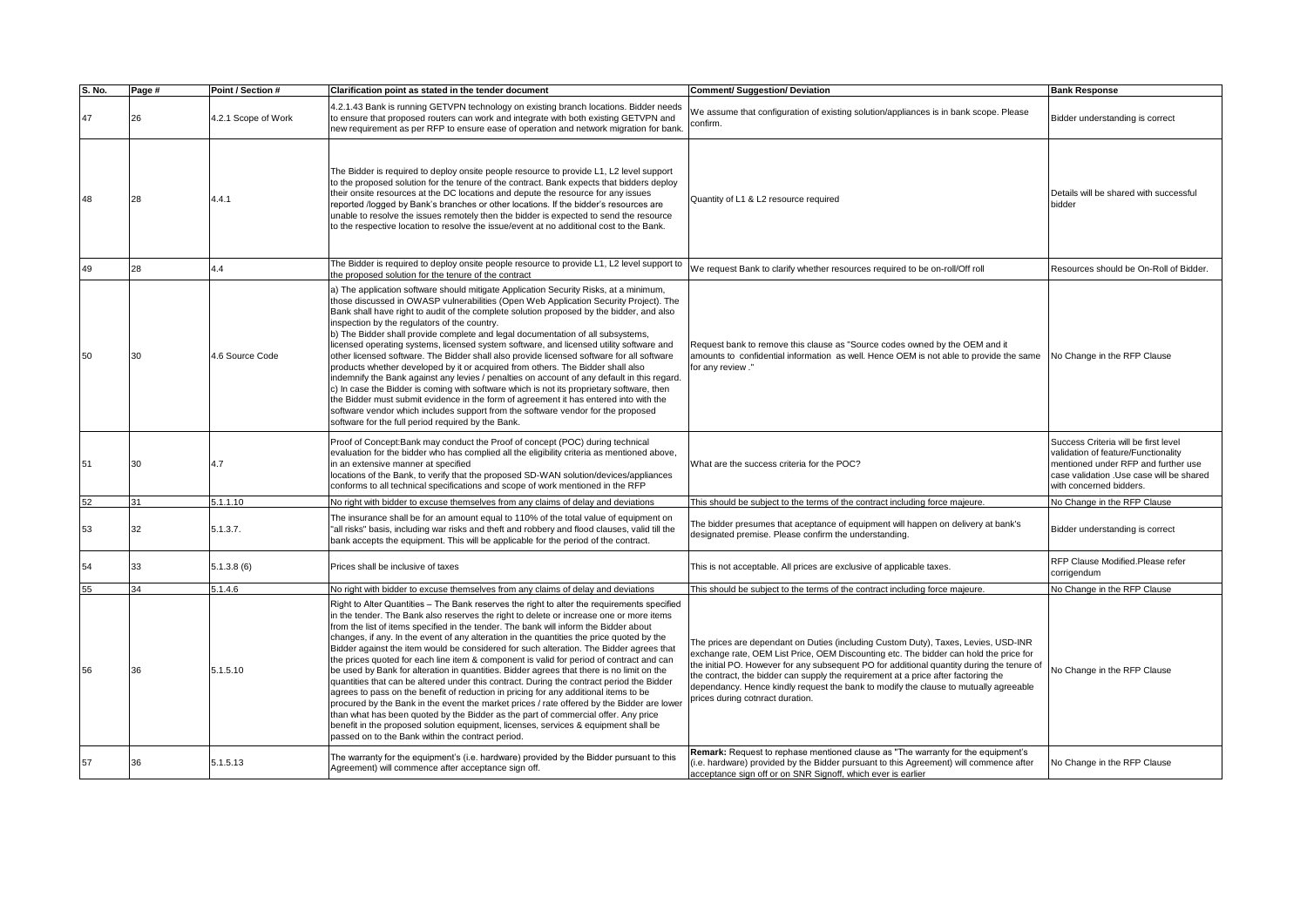| S. No. | Page # | Point / Section # | Clarification point as stated in the tender document | Comment/ Suggestion/ Deviation | Bank Response |
|---|---|---|---|---|---|
| 47 | 26 | 4.2.1 Scope of Work | 4.2.1.43 Bank is running GETVPN technology on existing branch locations. Bidder needs to ensure that proposed routers can work and integrate with both existing GETVPN and new requirement as per RFP to ensure ease of operation and network migration for bank. | We assume that configuration of existing solution/appliances is in bank scope. Please confirm. | Bidder understanding is correct |
| 48 | 28 | 4.4.1 | The Bidder is required to deploy onsite people resource to provide L1, L2 level support to the proposed solution for the tenure of the contract. Bank expects that bidders deploy their onsite resources at the DC locations and depute the resource for any issues reported /logged by Bank's branches or other locations. If the bidder's resources are unable to resolve the issues remotely then the bidder is expected to send the resource to the respective location to resolve the issue/event at no additional cost to the Bank. | Quantity of L1 & L2 resource required | Details will be shared with successful bidder |
| 49 | 28 | 4.4 | The Bidder is required to deploy onsite people resource to provide L1, L2 level support to the proposed solution for the tenure of the contract | We request Bank to clarify whether resources required to be on-roll/Off roll | Resources should be On-Roll of Bidder. |
| 50 | 30 | 4.6 Source Code | a) The application software should mitigate Application Security Risks, at a minimum, those discussed in OWASP vulnerabilities (Open Web Application Security Project). The Bank shall have right to audit of the complete solution proposed by the bidder, and also inspection by the regulators of the country.<br>b) The Bidder shall provide complete and legal documentation of all subsystems, licensed operating systems, licensed system software, and licensed utility software and other licensed software. The Bidder shall also provide licensed software for all software products whether developed by it or acquired from others. The Bidder shall also indemnify the Bank against any levies / penalties on account of any default in this regard.<br>c) In case the Bidder is coming with software which is not its proprietary software, then the Bidder must submit evidence in the form of agreement it has entered into with the software vendor which includes support from the software vendor for the proposed software for the full period required by the Bank. | Request bank to remove this clause as "Source codes owned by the OEM and it amounts to confidential information as well. Hence OEM is not able to provide the same for any review ." | No Change in the RFP Clause |
| 51 | 30 | 4.7 | Proof of Concept:Bank may conduct the Proof of concept (POC) during technical evaluation for the bidder who has complied all the eligibility criteria as mentioned above, in an extensive manner at specified locations of the Bank, to verify that the proposed SD-WAN solution/devices/appliances conforms to all technical specifications and scope of work mentioned in the RFP | What are the success criteria for the POC? | Success Criteria will be first level validation of feature/Functionality mentioned under RFP and further use case validation .Use case will be shared with concerned bidders. |
| 52 | 31 | 5.1.1.10 | No right with bidder to excuse themselves from any claims of delay and deviations | This should be subject to the terms of the contract including force majeure. | No Change in the RFP Clause |
| 53 | 32 | 5.1.3.7. | The insurance shall be for an amount equal to 110% of the total value of equipment on "all risks" basis, including war risks and theft and robbery and flood clauses, valid till the bank accepts the equipment. This will be applicable for the period of the contract. | The bidder presumes that acceptance of equipment will happen on delivery at bank's designated premise. Please confirm the understanding. | Bidder understanding is correct |
| 54 | 33 | 5.1.3.8 (6) | Prices shall be inclusive of taxes | This is not acceptable. All prices are exclusive of applicable taxes. | RFP Clause Modified.Please refer corrigendum |
| 55 | 34 | 5.1.4.6 | No right with bidder to excuse themselves from any claims of delay and deviations | This should be subject to the terms of the contract including force majeure. | No Change in the RFP Clause |
| 56 | 36 | 5.1.5.10 | Right to Alter Quantities – The Bank reserves the right to alter the requirements specified in the tender. The Bank also reserves the right to delete or increase one or more items from the list of items specified in the tender. The bank will inform the Bidder about changes, if any. In the event of any alteration in the quantities the price quoted by the Bidder against the item would be considered for such alteration. The Bidder agrees that the prices quoted for each line item & component is valid for period of contract and can be used by Bank for alteration in quantities. Bidder agrees that there is no limit on the quantities that can be altered under this contract. During the contract period the Bidder agrees to pass on the benefit of reduction in pricing for any additional items to be procured by the Bank in the event the market prices / rate offered by the Bidder are lower than what has been quoted by the Bidder as the part of commercial offer. Any price benefit in the proposed solution equipment, licenses, services & equipment shall be passed on to the Bank within the contract period. | The prices are dependant on Duties (including Custom Duty), Taxes, Levies, USD-INR exchange rate, OEM List Price, OEM Discounting etc. The bidder can hold the price for the initial PO. However for any subsequent PO for additional quantity during the tenure of the contract, the bidder can supply the requirement at a price after factoring the dependancy. Hence kindly request the bank to modify the clause to mutually agreeable prices during cotnract duration. | No Change in the RFP Clause |
| 57 | 36 | 5.1.5.13 | The warranty for the equipment's (i.e. hardware) provided by the Bidder pursuant to this Agreement) will commence after acceptance sign off. | **Remark:** Request to rephase mentioned clause as "The warranty for the equipment's (i.e. hardware) provided by the Bidder pursuant to this Agreement) will commence after acceptance sign off or on SNR Signoff, which ever is earlier | No Change in the RFP Clause |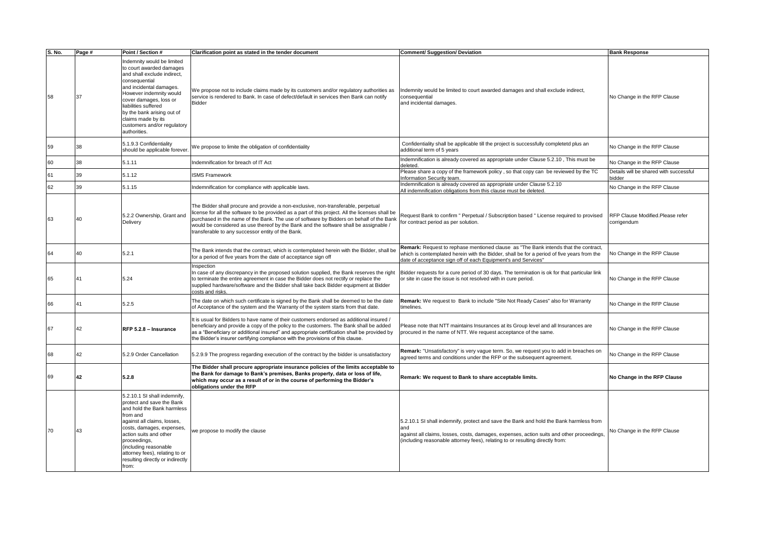| S. No. | Page # | Point / Section # | Clarification point as stated in the tender document | Comment/ Suggestion/ Deviation | Bank Response |
|---|---|---|---|---|---|
| 58 | 37 | Indemnity would be limited to court awarded damages and shall exclude indirect, consequential and incidental damages. However indemnity would cover damages, loss or liabilities suffered by the bank arising out of claims made by its customers and/or regulatory authorities. | We propose not to include claims made by its customers and/or regulatory authorities as service is rendered to Bank. In case of defect/default in services then Bank can notify Bidder | Indemnity would be limited to court awarded damages and shall exclude indirect, consequential and incidental damages. | No Change in the RFP Clause |
| 59 | 38 | 5.1.9.3 Confidentiality should be applicable forever. | We propose to limite the obligation of confidentiality | Confidentiality shall be applicable till the project is successfully completetd plus an additional term of 5 years | No Change in the RFP Clause |
| 60 | 38 | 5.1.11 | Indemnification for breach of IT Act | Indemnification is already covered as appropriate under Clause 5.2.10 , This must be deleted. | No Change in the RFP Clause |
| 61 | 39 | 5.1.12 | ISMS Framework | Please share a copy of the framework policy , so that copy can be reviewed by the TC Information Security team. | Details will be shared with successful bidder |
| 62 | 39 | 5.1.15 | Indemnification for compliance with applicable laws. | Indemnification is already covered as appropriate under Clause 5.2.10<br>All indemnification obligations from this clause must be deleted. | No Change in the RFP Clause |
| 63 | 40 | 5.2.2 Ownership, Grant and Delivery | The Bidder shall procure and provide a non-exclusive, non-transferable, perpetual license for all the software to be provided as a part of this project. All the licenses shall be purchased in the name of the Bank. The use of software by Bidders on behalf of the Bank would be considered as use thereof by the Bank and the software shall be assignable / transferable to any successor entity of the Bank. | Request Bank to confirm " Perpetual / Subscription based " License required to provised for contract period as per solution. | RFP Clause Modified.Please refer corrigendum |
| 64 | 40 | 5.2.1 | The Bank intends that the contract, which is contemplated herein with the Bidder, shall be for a period of five years from the date of acceptance sign off | **Remark:** Request to rephase mentioned clause as "The Bank intends that the contract, which is contemplated herein with the Bidder, shall be for a period of five years from the date of acceptance sign off of each Equipment's and Services" | No Change in the RFP Clause |
| 65 | 41 | 5.24 | Inspection<br>In case of any discrepancy in the proposed solution supplied, the Bank reserves the right to terminate the entire agreement in case the Bidder does not rectify or replace the supplied hardware/software and the Bidder shall take back Bidder equipment at Bidder costs and risks. | Bidder requests for a cure period of 30 days. The termination is ok for that particular link or site in case the issue is not resolved with in cure period. | No Change in the RFP Clause |
| 66 | 41 | 5.2.5 | The date on which such certificate is signed by the Bank shall be deemed to be the date of Acceptance of the system and the Warranty of the system starts from that date. | **Remark:** We request to Bank to include "Site Not Ready Cases" also for Warranty timelines. | No Change in the RFP Clause |
| 67 | 42 | **RFP 5.2.8 – Insurance** | It is usual for Bidders to have name of their customers endorsed as additional insured / beneficiary and provide a copy of the policy to the customers. The Bank shall be added as a "Beneficiary or additional insured" and appropriate certification shall be provided by the Bidder's insurer certifying compliance with the provisions of this clause. | Please note that NTT maintains Insurances at its Group level and all Insurances are procured in the name of NTT. We request acceptance of the same. | No Change in the RFP Clause |
| 68 | 42 | 5.2.9 Order Cancellation | 5.2.9.9 The progress regarding execution of the contract by the bidder is unsatisfactory | **Remark:** "Unsatisfactory" is very vague term. So, we request you to add in breaches on agreed terms and conditions under the RFP or the subsequent agreement. | No Change in the RFP Clause |
| 69 | **42** | **5.2.8** | **The Bidder shall procure appropriate insurance policies of the limits acceptable to the Bank for damage to Bank's premises, Banks property, data or loss of life, which may occur as a result of or in the course of performing the Bidder's obligations under the RFP** | **Remark: We request to Bank to share acceptable limits.** | **No Change in the RFP Clause** |
| 70 | 43 | 5.2.10.1 SI shall indemnify, protect and save the Bank and hold the Bank harmless from and against all claims, losses, costs, damages, expenses, action suits and other proceedings, (including reasonable attorney fees), relating to or resulting directly or indirectly from: | we propose to modify the clause | 5.2.10.1 SI shall indemnify, protect and save the Bank and hold the Bank harmless from and against all claims, losses, costs, damages, expenses, action suits and other proceedings, (including reasonable attorney fees), relating to or resulting directly from: | No Change in the RFP Clause |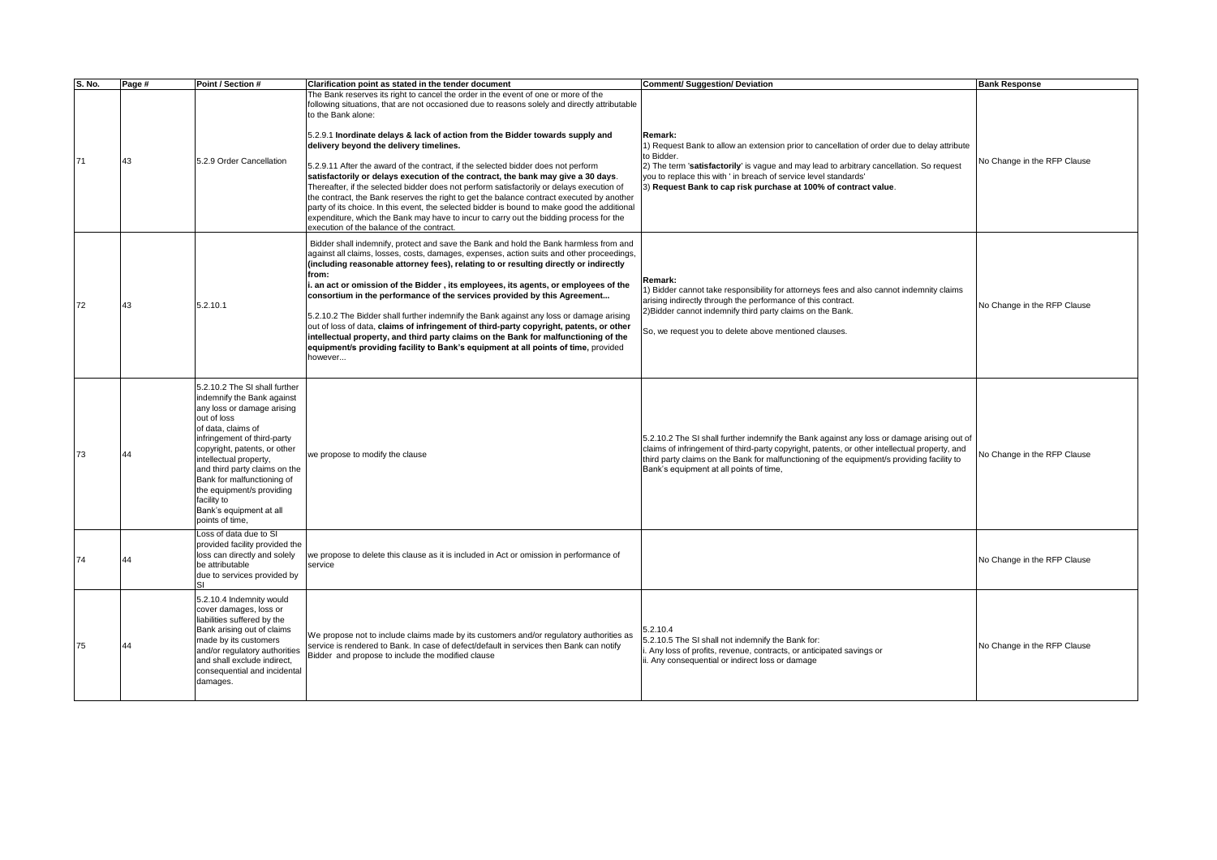| S. No. | Page # | Point / Section # | Clarification point as stated in the tender document | Comment/ Suggestion/ Deviation | Bank Response |
|---|---|---|---|---|---|
| 71 | 43 | 5.2.9 Order Cancellation | The Bank reserves its right to cancel the order in the event of one or more of the following situations, that are not occasioned due to reasons solely and directly attributable to the Bank alone:<br><br>5.2.9.1 **Inordinate delays & lack of action from the Bidder towards supply and delivery beyond the delivery timelines.**<br><br>5.2.9.11 After the award of the contract, if the selected bidder does not perform **satisfactorily or delays execution of the contract, the bank may give a 30 days**. Thereafter, if the selected bidder does not perform satisfactorily or delays execution of the contract, the Bank reserves the right to get the balance contract executed by another party of its choice. In this event, the selected bidder is bound to make good the additional expenditure, which the Bank may have to incur to carry out the bidding process for the execution of the balance of the contract. | **Remark:**<br>1) Request Bank to allow an extension prior to cancellation of order due to delay attribute to Bidder.<br>2) The term '**satisfactorily**' is vague and may lead to arbitrary cancellation. So request you to replace this with ' in breach of service level standards'<br>3) **Request Bank to cap risk purchase at 100% of contract value**. | No Change in the RFP Clause |
| 72 | 43 | 5.2.10.1 | Bidder shall indemnify, protect and save the Bank and hold the Bank harmless from and against all claims, losses, costs, damages, expenses, action suits and other proceedings, **(including reasonable attorney fees), relating to or resulting directly or indirectly from:**<br>**i. an act or omission of the Bidder , its employees, its agents, or employees of the consortium in the performance of the services provided by this Agreement...**<br><br>5.2.10.2 The Bidder shall further indemnify the Bank against any loss or damage arising out of loss of data, **claims of infringement of third-party copyright, patents, or other intellectual property, and third party claims on the Bank for malfunctioning of the equipment/s providing facility to Bank's equipment at all points of time,** provided however... | **Remark:**<br>1) Bidder cannot take responsibility for attorneys fees and also cannot indemnity claims arising indirectly through the performance of this contract.<br>2)Bidder cannot indemnify third party claims on the Bank.<br><br>So, we request you to delete above mentioned clauses. | No Change in the RFP Clause |
| 73 | 44 | 5.2.10.2 The SI shall further indemnify the Bank against any loss or damage arising out of loss of data, claims of infringement of third-party copyright, patents, or other intellectual property, and third party claims on the Bank for malfunctioning of the equipment/s providing facility to Bank's equipment at all points of time, | we propose to modify the clause | 5.2.10.2 The SI shall further indemnify the Bank against any loss or damage arising out of claims of infringement of third-party copyright, patents, or other intellectual property, and third party claims on the Bank for malfunctioning of the equipment/s providing facility to Bank's equipment at all points of time, | No Change in the RFP Clause |
| 74 | 44 | Loss of data due to SI provided facility provided the loss can directly and solely be attributable due to services provided by SI | we propose to delete this clause as it is included in Act or omission in performance of service | | No Change in the RFP Clause |
| 75 | 44 | 5.2.10.4 Indemnity would cover damages, loss or liabilities suffered by the Bank arising out of claims made by its customers and/or regulatory authorities and shall exclude indirect, consequential and incidental damages. | We propose not to include claims made by its customers and/or regulatory authorities as service is rendered to Bank. In case of defect/default in services then Bank can notify Bidder and propose to include the modified clause | 5.2.10.4<br>5.2.10.5 The SI shall not indemnify the Bank for:<br>i. Any loss of profits, revenue, contracts, or anticipated savings or<br>ii. Any consequential or indirect loss or damage | No Change in the RFP Clause |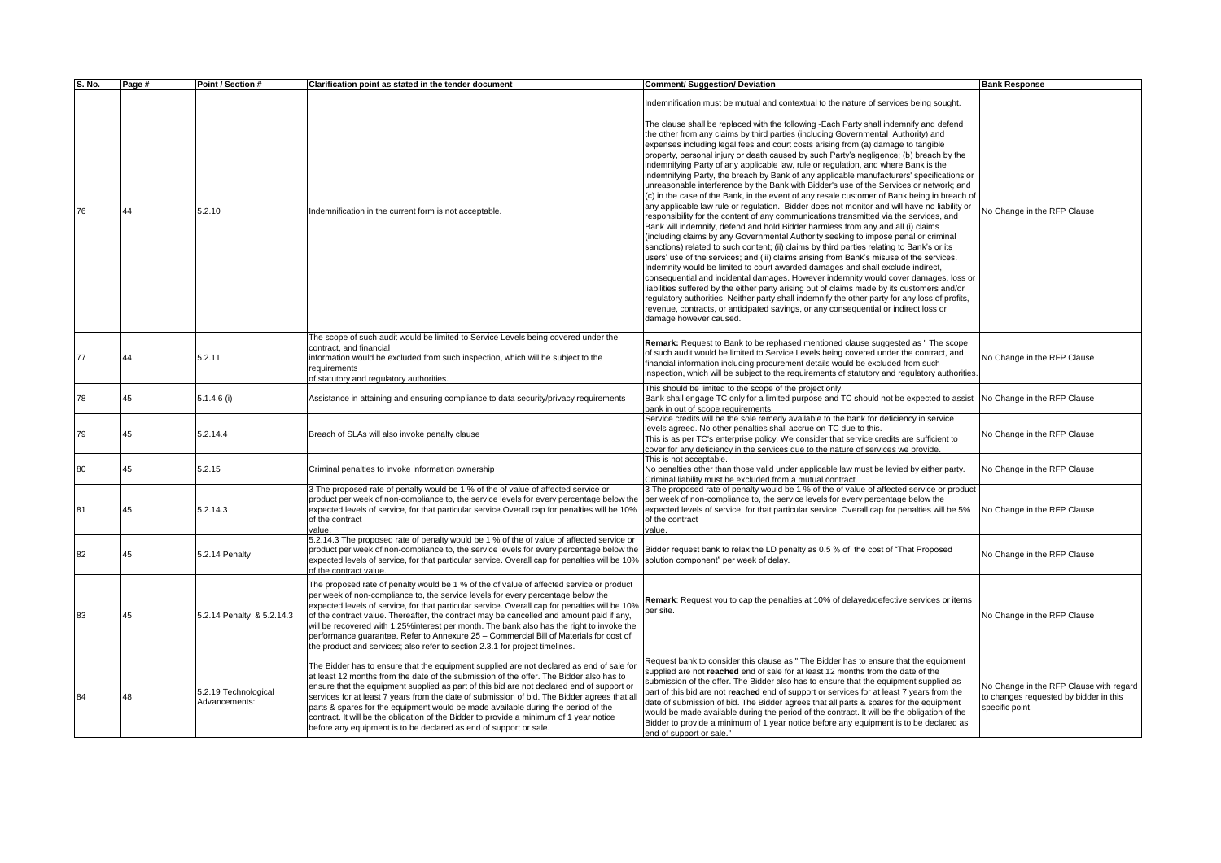| S. No. | Page # | Point / Section # | Clarification point as stated in the tender document | Comment/ Suggestion/ Deviation | Bank Response |
|---|---|---|---|---|---|
| 76 | 44 | 5.2.10 | Indemnification in the current form is not acceptable. | Indemnification must be mutual and contextual to the nature of services being sought.<br><br>The clause shall be replaced with the following -Each Party shall indemnify and defend the other from any claims by third parties (including Governmental Authority) and expenses including legal fees and court costs arising from (a) damage to tangible property, personal injury or death caused by such Party's negligence; (b) breach by the indemnifying Party of any applicable law, rule or regulation, and where Bank is the indemnifying Party, the breach by Bank of any applicable manufacturers' specifications or unreasonable interference by the Bank with Bidder's use of the Services or network; and (c) in the case of the Bank, in the event of any resale customer of Bank being in breach of any applicable law rule or regulation. Bidder does not monitor and will have no liability or responsibility for the content of any communications transmitted via the services, and Bank will indemnify, defend and hold Bidder harmless from any and all (i) claims (including claims by any Governmental Authority seeking to impose penal or criminal sanctions) related to such content; (ii) claims by third parties relating to Bank's or its users' use of the services; and (iii) claims arising from Bank's misuse of the services. Indemnity would be limited to court awarded damages and shall exclude indirect, consequential and incidental damages. However indemnity would cover damages, loss or liabilities suffered by the either party arising out of claims made by its customers and/or regulatory authorities. Neither party shall indemnify the other party for any loss of profits, revenue, contracts, or anticipated savings, or any consequential or indirect loss or damage however caused. | No Change in the RFP Clause |
| 77 | 44 | 5.2.11 | The scope of such audit would be limited to Service Levels being covered under the contract, and financial information would be excluded from such inspection, which will be subject to the requirements of statutory and regulatory authorities. | **Remark:** Request to Bank to be rephased mentioned clause suggested as " The scope of such audit would be limited to Service Levels being covered under the contract, and financial information including procurement details would be excluded from such inspection, which will be subject to the requirements of statutory and regulatory authorities. | No Change in the RFP Clause |
| 78 | 45 | 5.1.4.6 (i) | Assistance in attaining and ensuring compliance to data security/privacy requirements | This should be limited to the scope of the project only.<br>Bank shall engage TC only for a limited purpose and TC should not be expected to assist bank in out of scope requirements. | No Change in the RFP Clause |
| 79 | 45 | 5.2.14.4 | Breach of SLAs will also invoke penalty clause | Service credits will be the sole remedy available to the bank for deficiency in service levels agreed. No other penalties shall accrue on TC due to this.<br>This is as per TC's enterprise policy. We consider that service credits are sufficient to cover for any deficiency in the services due to the nature of services we provide. | No Change in the RFP Clause |
| 80 | 45 | 5.2.15 | Criminal penalties to invoke information ownership | This is not acceptable.<br>No penalties other than those valid under applicable law must be levied by either party. Criminal liability must be excluded from a mutual contract. | No Change in the RFP Clause |
| 81 | 45 | 5.2.14.3 | 3 The proposed rate of penalty would be 1 % of the of value of affected service or product per week of non-compliance to, the service levels for every percentage below the expected levels of service, for that particular service.Overall cap for penalties will be 10% of the contract value. | 3 The proposed rate of penalty would be 1 % of the of value of affected service or product per week of non-compliance to, the service levels for every percentage below the expected levels of service, for that particular service. Overall cap for penalties will be 5% of the contract value. | No Change in the RFP Clause |
| 82 | 45 | 5.2.14 Penalty | 5.2.14.3 The proposed rate of penalty would be 1 % of the of value of affected service or product per week of non-compliance to, the service levels for every percentage below the expected levels of service, for that particular service. Overall cap for penalties will be 10% of the contract value. | Bidder request bank to relax the LD penalty as 0.5 % of the cost of "That Proposed solution component" per week of delay. | No Change in the RFP Clause |
| 83 | 45 | 5.2.14 Penalty & 5.2.14.3 | The proposed rate of penalty would be 1 % of the of value of affected service or product per week of non-compliance to, the service levels for every percentage below the expected levels of service, for that particular service. Overall cap for penalties will be 10% of the contract value. Thereafter, the contract may be cancelled and amount paid if any, will be recovered with 1.25%interest per month. The bank also has the right to invoke the performance guarantee. Refer to Annexure 25 – Commercial Bill of Materials for cost of the product and services; also refer to section 2.3.1 for project timelines. | **Remark**: Request you to cap the penalties at 10% of delayed/defective services or items per site. | No Change in the RFP Clause |
| 84 | 48 | 5.2.19 Technological Advancements: | The Bidder has to ensure that the equipment supplied are not declared as end of sale for at least 12 months from the date of the submission of the offer. The Bidder also has to ensure that the equipment supplied as part of this bid are not declared end of support or services for at least 7 years from the date of submission of bid. The Bidder agrees that all parts & spares for the equipment would be made available during the period of the contract. It will be the obligation of the Bidder to provide a minimum of 1 year notice before any equipment is to be declared as end of support or sale. | Request bank to consider this clause as " The Bidder has to ensure that the equipment supplied are not **reached** end of sale for at least 12 months from the date of the submission of the offer. The Bidder also has to ensure that the equipment supplied as part of this bid are not **reached** end of support or services for at least 7 years from the date of submission of bid. The Bidder agrees that all parts & spares for the equipment would be made available during the period of the contract. It will be the obligation of the Bidder to provide a minimum of 1 year notice before any equipment is to be declared as end of support or sale." | No Change in the RFP Clause with regard to changes requested by bidder in this specific point. |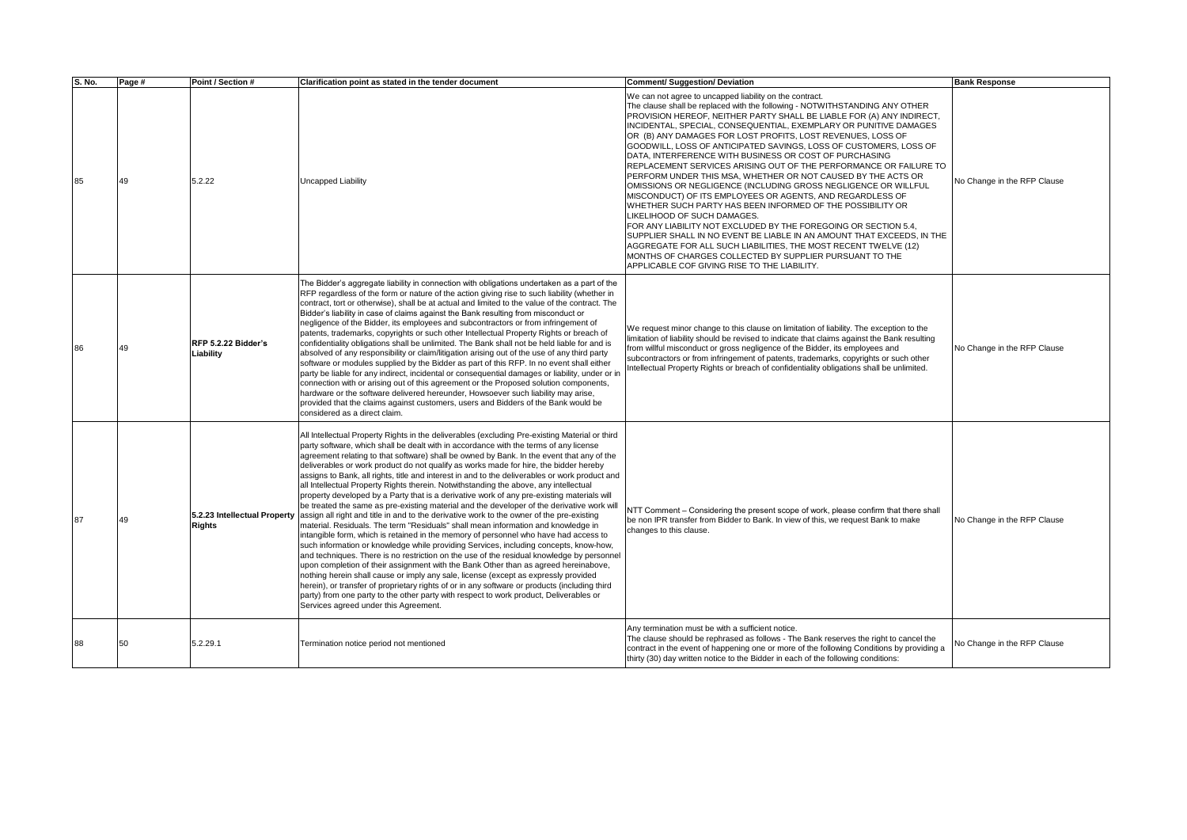| S. No. | Page # | Point / Section # | Clarification point as stated in the tender document | Comment/ Suggestion/ Deviation | Bank Response |
|---|---|---|---|---|---|
| 85 | 49 | 5.2.22 | Uncapped Liability | We can not agree to uncapped liability on the contract.<br>The clause shall be replaced with the following - NOTWITHSTANDING ANY OTHER PROVISION HEREOF, NEITHER PARTY SHALL BE LIABLE FOR (A) ANY INDIRECT, INCIDENTAL, SPECIAL, CONSEQUENTIAL, EXEMPLARY OR PUNITIVE DAMAGES OR (B) ANY DAMAGES FOR LOST PROFITS, LOST REVENUES, LOSS OF GOODWILL, LOSS OF ANTICIPATED SAVINGS, LOSS OF CUSTOMERS, LOSS OF DATA, INTERFERENCE WITH BUSINESS OR COST OF PURCHASING REPLACEMENT SERVICES ARISING OUT OF THE PERFORMANCE OR FAILURE TO PERFORM UNDER THIS MSA, WHETHER OR NOT CAUSED BY THE ACTS OR OMISSIONS OR NEGLIGENCE (INCLUDING GROSS NEGLIGENCE OR WILLFUL MISCONDUCT) OF ITS EMPLOYEES OR AGENTS, AND REGARDLESS OF WHETHER SUCH PARTY HAS BEEN INFORMED OF THE POSSIBILITY OR LIKELIHOOD OF SUCH DAMAGES.<br>FOR ANY LIABILITY NOT EXCLUDED BY THE FOREGOING OR SECTION 5.4, SUPPLIER SHALL IN NO EVENT BE LIABLE IN AN AMOUNT THAT EXCEEDS, IN THE AGGREGATE FOR ALL SUCH LIABILITIES, THE MOST RECENT TWELVE (12) MONTHS OF CHARGES COLLECTED BY SUPPLIER PURSUANT TO THE APPLICABLE COF GIVING RISE TO THE LIABILITY. | No Change in the RFP Clause |
| 86 | 49 | RFP 5.2.22 Bidder's Liability | The Bidder's aggregate liability in connection with obligations undertaken as a part of the RFP regardless of the form or nature of the action giving rise to such liability (whether in contract, tort or otherwise), shall be at actual and limited to the value of the contract. The Bidder's liability in case of claims against the Bank resulting from misconduct or negligence of the Bidder, its employees and subcontractors or from infringement of patents, trademarks, copyrights or such other Intellectual Property Rights or breach of confidentiality obligations shall be unlimited. The Bank shall not be held liable for and is absolved of any responsibility or claim/litigation arising out of the use of any third party software or modules supplied by the Bidder as part of this RFP. In no event shall either party be liable for any indirect, incidental or consequential damages or liability, under or in connection with or arising out of this agreement or the Proposed solution components, hardware or the software delivered hereunder, Howsoever such liability may arise, provided that the claims against customers, users and Bidders of the Bank would be considered as a direct claim. | We request minor change to this clause on limitation of liability. The exception to the limitation of liability should be revised to indicate that claims against the Bank resulting from willful misconduct or gross negligence of the Bidder, its employees and subcontractors or from infringement of patents, trademarks, copyrights or such other Intellectual Property Rights or breach of confidentiality obligations shall be unlimited. | No Change in the RFP Clause |
| 87 | 49 | 5.2.23 Intellectual Property Rights | All Intellectual Property Rights in the deliverables (excluding Pre-existing Material or third party software, which shall be dealt with in accordance with the terms of any license agreement relating to that software) shall be owned by Bank. In the event that any of the deliverables or work product do not qualify as works made for hire, the bidder hereby assigns to Bank, all rights, title and interest in and to the deliverables or work product and all Intellectual Property Rights therein. Notwithstanding the above, any intellectual property developed by a Party that is a derivative work of any pre-existing materials will be treated the same as pre-existing material and the developer of the derivative work will assign all right and title in and to the derivative work to the owner of the pre-existing material. Residuals. The term "Residuals" shall mean information and knowledge in intangible form, which is retained in the memory of personnel who have had access to such information or knowledge while providing Services, including concepts, know-how, and techniques. There is no restriction on the use of the residual knowledge by personnel upon completion of their assignment with the Bank Other than as agreed hereinabove, nothing herein shall cause or imply any sale, license (except as expressly provided herein), or transfer of proprietary rights of or in any software or products (including third party) from one party to the other party with respect to work product, Deliverables or Services agreed under this Agreement. | NTT Comment – Considering the present scope of work, please confirm that there shall be non IPR transfer from Bidder to Bank. In view of this, we request Bank to make changes to this clause. | No Change in the RFP Clause |
| 88 | 50 | 5.2.29.1 | Termination notice period not mentioned | Any termination must be with a sufficient notice.<br>The clause should be rephrased as follows - The Bank reserves the right to cancel the contract in the event of happening one or more of the following Conditions by providing a thirty (30) day written notice to the Bidder in each of the following conditions: | No Change in the RFP Clause |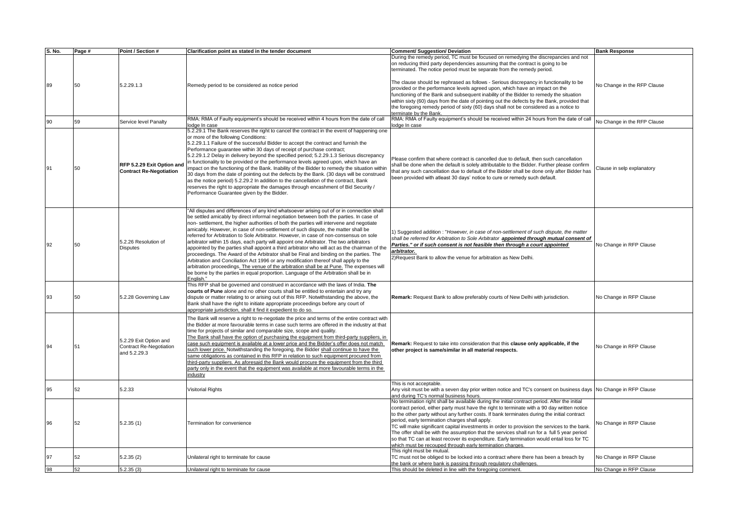| S. No. | Page # | Point / Section # | Clarification point as stated in the tender document | Comment/ Suggestion/ Deviation | Bank Response |
|---|---|---|---|---|---|
| 89 | 50 | 5.2.29.1.3 | Remedy period to be considered as notice period | During the remedy period, TC must be focused on remedying the discrepancies and not on reducing third party dependencies assuming that the contract is going to be terminated. The notice period must be separate from the remedy period.<br><br>The clause should be rephrased as follows - Serious discrepancy in functionality to be provided or the performance levels agreed upon, which have an impact on the functioning of the Bank and subsequent inability of the Bidder to remedy the situation within sixty (60) days from the date of pointing out the defects by the Bank, provided that the foregoing remedy period of sixty (60) days shall not be considered as a notice to terminate by the Bank. | No Change in the RFP Clause |
| 90 | 59 | Service level Panalty | RMA: RMA of Faulty equipment's should be received within 4 hours from the date of call lodge In case | RMA: RMA of Faulty equipment's should be received within 24 hours from the date of call lodge In case | No Change in the RFP Clause |
| 91 | 50 | **RFP 5.2.29 Exit Option and Contract Re-Negotiation** | 5.2.29.1 The Bank reserves the right to cancel the contract in the event of happening one or more of the following Conditions:<br>5.2.29.1.1 Failure of the successful Bidder to accept the contract and furnish the Performance guarantee within 30 days of receipt of purchase contract;<br>5.2.29.1.2 Delay in delivery beyond the specified period; 5.2.29.1.3 Serious discrepancy in functionality to be provided or the performance levels agreed upon, which have an impact on the functioning of the Bank. Inability of the Bidder to remedy the situation within 30 days from the date of pointing out the defects by the Bank. (30 days will be construed as the notice period) 5.2.29.2 In addition to the cancellation of the contract, Bank reserves the right to appropriate the damages through encashment of Bid Security / Performance Guarantee given by the Bidder. | Please confirm that where contract is cancelled due to default, then such cancellation shall be done when the default is solely attributable to the Bidder. Further please confirm that any such cancellation due to default of the Bidder shall be done only after Bidder has been provided with atleast 30 days' notice to cure or remedy such default. | Clause in selp explanatory |
| 92 | 50 | 5.2.26 Resolution of Disputes | "All disputes and differences of any kind whatsoever arising out of or in connection shall be settled amicably by direct informal negotiation between both the parties. In case of non- settlement, the higher authorities of both the parties will intervene and negotiate amicably. However, in case of non-settlement of such dispute, the matter shall be referred for Arbitration to Sole Arbitrator. However, in case of non-consensus on sole arbitrator within 15 days, each party will appoint one Arbitrator. The two arbitrators appointed by the parties shall appoint a third arbitrator who will act as the chairman of the proceedings. The Award of the Arbitrator shall be Final and binding on the parties. The Arbitration and Conciliation Act 1996 or any modification thereof shall apply to the arbitration proceedings<u>. The venue of the arbitration shall be at Pune.</u> The expenses will be borne by the parties in equal proportion. Language of the Arbitration shall be in English." | 1) Suggested addition : "*However, in case of non-settlement of such dispute, the matter shall be referred for Arbitration to Sole Arbitrator* ***<u>appointed through mutual consent of Parties." or if such consent is not feasible then through a court appointed arbitrator.</u>***<br>2)Request Bank to allow the venue for arbitration as New Delhi. | No Change in RFP Clause |
| 93 | 50 | 5.2.28 Governing Law | This RFP shall be governed and construed in accordance with the laws of India. **The courts of Pune** alone and no other courts shall be entitled to entertain and try any dispute or matter relating to or arising out of this RFP. Notwithstanding the above, the Bank shall have the right to initiate appropriate proceedings before any court of appropriate jurisdiction, shall it find it expedient to do so. | **Remark:** Request Bank to allow preferably courts of New Delhi with jurisdiction. | No Change in RFP Clause |
| 94 | 51 | 5.2.29 Exit Option and Contract Re-Negotiation and 5.2.29.3 | The Bank will reserve a right to re-negotiate the price and terms of the entire contract with the Bidder at more favourable terms in case such terms are offered in the industry at that time for projects of similar and comparable size, scope and quality.<br><u>The Bank shall have the option of purchasing the equipment from third-party suppliers, in case such equipment is available at a lower price and the Bidder's offer does not match such lower price.</u> Notwithstanding the foregoing, the Bidder <u>shall continue to have the same obligations as contained in this RFP in relation to such equipment procured from third-party suppliers. As aforesaid the Bank would procure the equipment from the third party only in the event that the equipment was available at more favourable terms in the industry</u> | **Remark:** Request to take into consideration that this **clause only applicable, if the other project is same/similar in all material respects.** | No Change in RFP Clause |
| 95 | 52 | 5.2.33 | Visitorial Rights | This is not acceptable.<br>Any visit must be with a seven day prior written notice and TC's consent on business days and during TC's normal business hours. | No Change in RFP Clause |
| 96 | 52 | 5.2.35 (1) | Termination for convenience | No termination right shall be available during the initial contract period. After the initial contract period, either party must have the right to terminate with a 90 day written notice to the other party without any further costs. If bank terminates during the initial contract period, early termination charges shall apply.<br>TC will make significant capital investments in order to provision the services to the bank. The offer shall be with the assumption that the services shall run for a full 5 year period so that TC can at least recover its expenditure. Early termination would entail loss for TC which must be recouped through early termination charges. | No Change in RFP Clause |
| 97 | 52 | 5.2.35 (2) | Unilateral right to terminate for cause | This right must be mutual.<br>TC must not be obliged to be locked into a contract where there has been a breach by the bank or where bank is passing through regulatory challenges. | No Change in RFP Clause |
| 98 | 52 | 5.2.35 (3) | Unilateral right to terminate for cause | This should be deleted in line with the foregoing comment. | No Change in RFP Clause |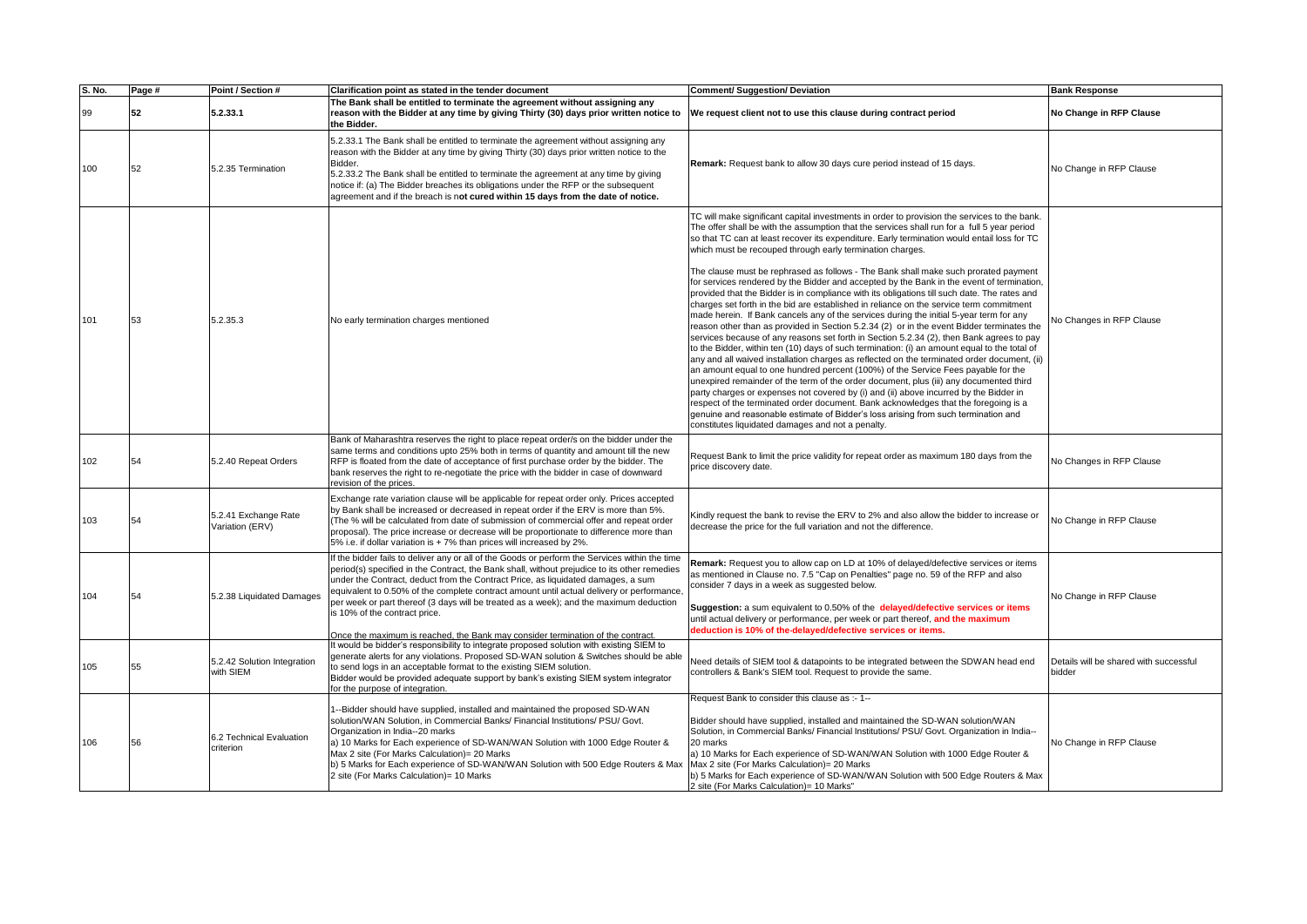| S. No. | Page # | Point / Section # | Clarification point as stated in the tender document | Comment/ Suggestion/ Deviation | Bank Response |
|---|---|---|---|---|---|
| 99 | **52** | **5.2.33.1** | **The Bank shall be entitled to terminate the agreement without assigning any reason with the Bidder at any time by giving Thirty (30) days prior written notice to the Bidder.** | **We request client not to use this clause during contract period** | **No Change in RFP Clause** |
| 100 | 52 | 5.2.35 Termination | 5.2.33.1 The Bank shall be entitled to terminate the agreement without assigning any reason with the Bidder at any time by giving Thirty (30) days prior written notice to the Bidder.<br>5.2.33.2 The Bank shall be entitled to terminate the agreement at any time by giving notice if: (a) The Bidder breaches its obligations under the RFP or the subsequent agreement and if the breach is n**ot cured within 15 days from the date of notice.** | **Remark:** Request bank to allow 30 days cure period instead of 15 days. | No Change in RFP Clause |
| 101 | 53 | 5.2.35.3 | No early termination charges mentioned | TC will make significant capital investments in order to provision the services to the bank. The offer shall be with the assumption that the services shall run for a full 5 year period so that TC can at least recover its expenditure. Early termination would entail loss for TC which must be recouped through early termination charges.<br><br>The clause must be rephrased as follows - The Bank shall make such prorated payment for services rendered by the Bidder and accepted by the Bank in the event of termination, provided that the Bidder is in compliance with its obligations till such date. The rates and charges set forth in the bid are established in reliance on the service term commitment made herein. If Bank cancels any of the services during the initial 5-year term for any reason other than as provided in Section 5.2.34 (2) or in the event Bidder terminates the services because of any reasons set forth in Section 5.2.34 (2), then Bank agrees to pay to the Bidder, within ten (10) days of such termination: (i) an amount equal to the total of any and all waived installation charges as reflected on the terminated order document, (ii) an amount equal to one hundred percent (100%) of the Service Fees payable for the unexpired remainder of the term of the order document, plus (iii) any documented third party charges or expenses not covered by (i) and (ii) above incurred by the Bidder in respect of the terminated order document. Bank acknowledges that the foregoing is a genuine and reasonable estimate of Bidder's loss arising from such termination and constitutes liquidated damages and not a penalty. | No Changes in RFP Clause |
| 102 | 54 | 5.2.40 Repeat Orders | Bank of Maharashtra reserves the right to place repeat order/s on the bidder under the same terms and conditions upto 25% both in terms of quantity and amount till the new RFP is floated from the date of acceptance of first purchase order by the bidder. The bank reserves the right to re-negotiate the price with the bidder in case of downward revision of the prices. | Request Bank to limit the price validity for repeat order as maximum 180 days from the price discovery date. | No Changes in RFP Clause |
| 103 | 54 | 5.2.41 Exchange Rate Variation (ERV) | Exchange rate variation clause will be applicable for repeat order only. Prices accepted by Bank shall be increased or decreased in repeat order if the ERV is more than 5%. (The % will be calculated from date of submission of commercial offer and repeat order proposal). The price increase or decrease will be proportionate to difference more than 5% i.e. if dollar variation is + 7% than prices will increased by 2%. | Kindly request the bank to revise the ERV to 2% and also allow the bidder to increase or decrease the price for the full variation and not the difference. | No Change in RFP Clause |
| 104 | 54 | 5.2.38 Liquidated Damages | If the bidder fails to deliver any or all of the Goods or perform the Services within the time period(s) specified in the Contract, the Bank shall, without prejudice to its other remedies under the Contract, deduct from the Contract Price, as liquidated damages, a sum equivalent to 0.50% of the complete contract amount until actual delivery or performance, per week or part thereof (3 days will be treated as a week); and the maximum deduction is 10% of the contract price.<br><br>Once the maximum is reached, the Bank may consider termination of the contract. | **Remark:** Request you to allow cap on LD at 10% of delayed/defective services or items as mentioned in Clause no. 7.5 "Cap on Penalties" page no. 59 of the RFP and also consider 7 days in a week as suggested below.<br><br>**Suggestion:** a sum equivalent to 0.50% of the **delayed/defective services or items** until actual delivery or performance, per week or part thereof, **and the maximum deduction is 10% of the delayed/defective services or items.** | No Change in RFP Clause |
| 105 | 55 | 5.2.42 Solution Integration with SIEM | It would be bidder's responsibility to integrate proposed solution with existing SIEM to generate alerts for any violations. Proposed SD-WAN solution & Switches should be able to send logs in an acceptable format to the existing SIEM solution.<br>Bidder would be provided adequate support by bank's existing SIEM system integrator for the purpose of integration. | Need details of SIEM tool & datapoints to be integrated between the SDWAN head end controllers & Bank's SIEM tool. Request to provide the same. | Details will be shared with successful bidder |
| 106 | 56 | 6.2 Technical Evaluation criterion | 1--Bidder should have supplied, installed and maintained the proposed SD-WAN solution/WAN Solution, in Commercial Banks/ Financial Institutions/ PSU/ Govt. Organization in India--20 marks<br>a) 10 Marks for Each experience of SD-WAN/WAN Solution with 1000 Edge Router & Max 2 site (For Marks Calculation)= 20 Marks<br>b) 5 Marks for Each experience of SD-WAN/WAN Solution with 500 Edge Routers & Max 2 site (For Marks Calculation)= 10 Marks | Request Bank to consider this clause as :- 1--<br><br>Bidder should have supplied, installed and maintained the SD-WAN solution/WAN Solution, in Commercial Banks/ Financial Institutions/ PSU/ Govt. Organization in India--20 marks<br>a) 10 Marks for Each experience of SD-WAN/WAN Solution with 1000 Edge Router & Max 2 site (For Marks Calculation)= 20 Marks<br>b) 5 Marks for Each experience of SD-WAN/WAN Solution with 500 Edge Routers & Max 2 site (For Marks Calculation)= 10 Marks" | No Change in RFP Clause |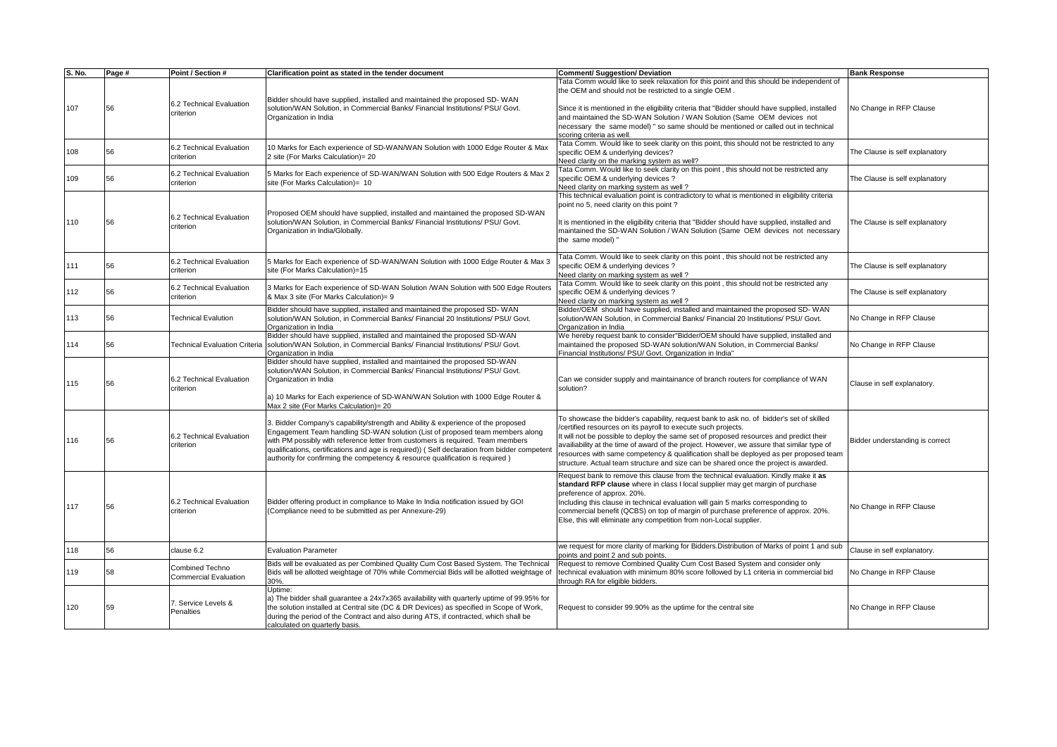| S. No. | Page # | Point / Section # | Clarification point as stated in the tender document | Comment/ Suggestion/ Deviation | Bank Response |
|---|---|---|---|---|---|
| 107 | 56 | 6.2 Technical Evaluation criterion | Bidder should have supplied, installed and maintained the proposed SD- WAN solution/WAN Solution, in Commercial Banks/ Financial Institutions/ PSU/ Govt. Organization in India | Tata Comm would like to seek relaxation for this point and this should be independent of the OEM and should not be restricted to a single OEM .<br><br>Since it is mentioned in the eligibility criteria that "Bidder should have supplied, installed and maintained the SD-WAN Solution / WAN Solution (Same OEM devices not necessary the same model) " so same should be mentioned or called out in technical scoring criteria as well. | No Change in RFP Clause |
| 108 | 56 | 6.2 Technical Evaluation criterion | 10 Marks for Each experience of SD-WAN/WAN Solution with 1000 Edge Router & Max 2 site (For Marks Calculation)= 20 | Tata Comm. Would like to seek clarity on this point, this should not be restricted to any specific OEM & underlying devices?<br>Need clarity on the marking system as well? | The Clause is self explanatory |
| 109 | 56 | 6.2 Technical Evaluation criterion | 5 Marks for Each experience of SD-WAN/WAN Solution with 500 Edge Routers & Max 2 site (For Marks Calculation)= 10 | Tata Comm. Would like to seek clarity on this point , this should not be restricted any specific OEM & underlying devices ?<br>Need clarity on marking system as well ? | The Clause is self explanatory |
| 110 | 56 | 6.2 Technical Evaluation criterion | Proposed OEM should have supplied, installed and maintained the proposed SD-WAN solution/WAN Solution, in Commercial Banks/ Financial Institutions/ PSU/ Govt. Organization in India/Globally. | This technical evaluation point is contradictory to what is mentioned in eligibility criteria point no 5, need clarity on this point ?<br><br>It is mentioned in the eligibility criteria that "Bidder should have supplied, installed and maintained the SD-WAN Solution / WAN Solution (Same OEM devices not necessary the same model) " | The Clause is self explanatory |
| 111 | 56 | 6.2 Technical Evaluation criterion | 5 Marks for Each experience of SD-WAN/WAN Solution with 1000 Edge Router & Max 3 site (For Marks Calculation)=15 | Tata Comm. Would like to seek clarity on this point , this should not be restricted any specific OEM & underlying devices ?<br>Need clarity on marking system as well ? | The Clause is self explanatory |
| 112 | 56 | 6.2 Technical Evaluation criterion | 3 Marks for Each experience of SD-WAN Solution /WAN Solution with 500 Edge Routers & Max 3 site (For Marks Calculation)= 9 | Tata Comm. Would like to seek clarity on this point , this should not be restricted any specific OEM & underlying devices ?<br>Need clarity on marking system as well ? | The Clause is self explanatory |
| 113 | 56 | Technical Evalution | Bidder should have supplied, installed and maintained the proposed SD- WAN solution/WAN Solution, in Commercial Banks/ Financial 20 Institutions/ PSU/ Govt. Organization in India | Bidder/OEM should have supplied, installed and maintained the proposed SD- WAN solution/WAN Solution, in Commercial Banks/ Financial 20 Institutions/ PSU/ Govt. Organization in India | No Change in RFP Clause |
| 114 | 56 | Technical Evaluation Criteria | Bidder should have supplied, installed and maintained the proposed SD-WAN solution/WAN Solution, in Commercial Banks/ Financial Institutions/ PSU/ Govt. Organization in India | We hereby request bank to consider"Bidder/OEM should have supplied, installed and maintained the proposed SD-WAN solution/WAN Solution, in Commercial Banks/ Financial Institutions/ PSU/ Govt. Organization in India" | No Change in RFP Clause |
| 115 | 56 | 6.2 Technical Evaluation criterion | Bidder should have supplied, installed and maintained the proposed SD-WAN solution/WAN Solution, in Commercial Banks/ Financial Institutions/ PSU/ Govt. Organization in India<br><br>a) 10 Marks for Each experience of SD-WAN/WAN Solution with 1000 Edge Router & Max 2 site (For Marks Calculation)= 20 | Can we consider supply and maintainance of branch routers for compliance of WAN solution? | Clause in self explanatory. |
| 116 | 56 | 6.2 Technical Evaluation criterion | 3. Bidder Company's capability/strength and Ability & experience of the proposed Engagement Team handling SD-WAN solution (List of proposed team members along with PM possibly with reference letter from customers is required. Team members qualifications, certifications and age is required)) ( Self declaration from bidder competent authority for confirming the competency & resource qualification is required ) | To showcase the bidder's capability, request bank to ask no. of bidder's set of skilled /certified resources on its payroll to execute such projects.<br>It will not be possible to deploy the same set of proposed resources and predict their availiability at the time of award of the project. However, we assure that similar type of resources with same competency & qualification shall be deployed as per proposed team structure. Actual team structure and size can be shared once the project is awarded. | Bidder understanding is correct |
| 117 | 56 | 6.2 Technical Evaluation criterion | Bidder offering product in compliance to Make In India notification issued by GOI (Compliance need to be submitted as per Annexure-29) | Request bank to remove this clause from the technical evaluation. Kindly make it **as standard RFP clause** where in class I local supplier may get margin of purchase preference of approx. 20%.<br>Including this clause in technical evaluation will gain 5 marks corresponding to commercial benefit (QCBS) on top of margin of purchase preference of approx. 20%. Else, this will eliminate any competition from non-Local supplier. | No Change in RFP Clause |
| 118 | 56 | clause 6.2 | Evaluation Parameter | we request for more clarity of marking for Bidders.Distribution of Marks of point 1 and sub points and point 2 and sub points. | Clause in self explanatory. |
| 119 | 58 | Combined Techno Commercial Evaluation | Bids will be evaluated as per Combined Quality Cum Cost Based System. The Technical Bids will be allotted weightage of 70% while Commercial Bids will be allotted weightage of 30%. | Request to remove Combined Quality Cum Cost Based System and consider only technical evaluation with minimum 80% score followed by L1 criteria in commercial bid through RA for eligible bidders. | No Change in RFP Clause |
| 120 | 59 | 7. Service Levels & Penalties | Uptime:<br>a) The bidder shall guarantee a 24x7x365 availability with quarterly uptime of 99.95% for the solution installed at Central site (DC & DR Devices) as specified in Scope of Work, during the period of the Contract and also during ATS, if contracted, which shall be calculated on quarterly basis. | Request to consider 99.90% as the uptime for the central site | No Change in RFP Clause |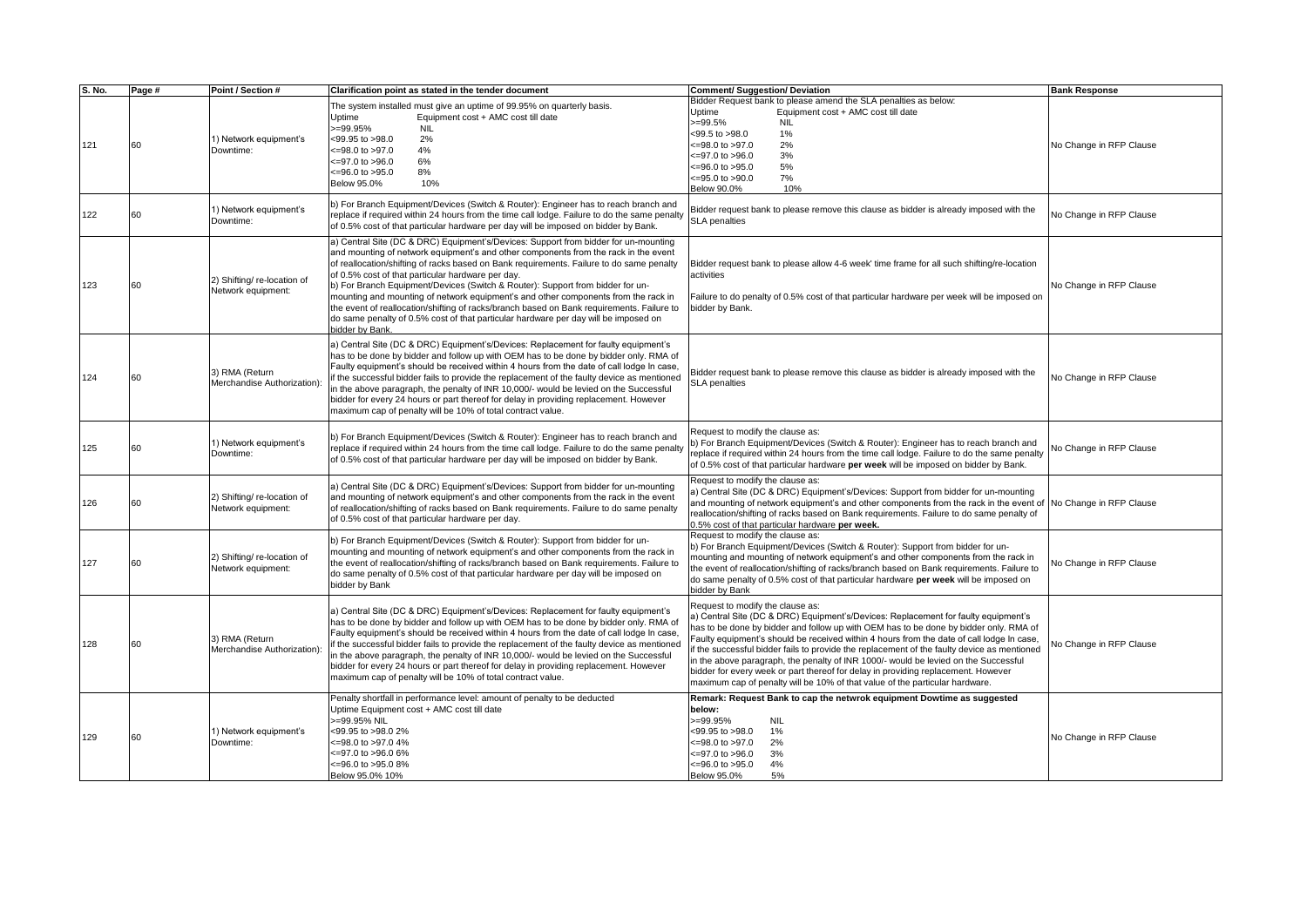| S. No. | Page # | Point / Section # | Clarification point as stated in the tender document | Comment/ Suggestion/ Deviation | Bank Response |
|---|---|---|---|---|---|
| 121 | 60 | 1) Network equipment's Downtime: | The system installed must give an uptime of 99.95% on quarterly basis.<br>Uptime Equipment cost + AMC cost till date<br>>=99.95% NIL<br><99.95 to >98.0 2%<br><=98.0 to >97.0 4%<br><=97.0 to >96.0 6%<br><=96.0 to >95.0 8%<br>Below 95.0% 10% | Bidder Request bank to please amend the SLA penalties as below:<br>Uptime Equipment cost + AMC cost till date<br>>=99.5% NIL<br><99.5 to >98.0 1%<br><=98.0 to >97.0 2%<br><=97.0 to >96.0 3%<br><=96.0 to >95.0 5%<br><=95.0 to >90.0 7%<br>Below 90.0% 10% | No Change in RFP Clause |
| 122 | 60 | 1) Network equipment's Downtime: | b) For Branch Equipment/Devices (Switch & Router): Engineer has to reach branch and replace if required within 24 hours from the time call lodge. Failure to do the same penalty of 0.5% cost of that particular hardware per day will be imposed on bidder by Bank. | Bidder request bank to please remove this clause as bidder is already imposed with the SLA penalties | No Change in RFP Clause |
| 123 | 60 | 2) Shifting/ re-location of Network equipment: | a) Central Site (DC & DRC) Equipment's/Devices: Support from bidder for un-mounting and mounting of network equipment's and other components from the rack in the event of reallocation/shifting of racks based on Bank requirements. Failure to do same penalty of 0.5% cost of that particular hardware per day.<br>b) For Branch Equipment/Devices (Switch & Router): Support from bidder for un-mounting and mounting of network equipment's and other components from the rack in the event of reallocation/shifting of racks/branch based on Bank requirements. Failure to do same penalty of 0.5% cost of that particular hardware per day will be imposed on bidder by Bank. | Bidder request bank to please allow 4-6 week' time frame for all such shifting/re-location activities<br><br>Failure to do penalty of 0.5% cost of that particular hardware per week will be imposed on bidder by Bank. | No Change in RFP Clause |
| 124 | 60 | 3) RMA (Return Merchandise Authorization): | a) Central Site (DC & DRC) Equipment's/Devices: Replacement for faulty equipment's has to be done by bidder and follow up with OEM has to be done by bidder only. RMA of Faulty equipment's should be received within 4 hours from the date of call lodge In case, if the successful bidder fails to provide the replacement of the faulty device as mentioned in the above paragraph, the penalty of INR 10,000/- would be levied on the Successful bidder for every 24 hours or part thereof for delay in providing replacement. However maximum cap of penalty will be 10% of total contract value. | Bidder request bank to please remove this clause as bidder is already imposed with the SLA penalties | No Change in RFP Clause |
| 125 | 60 | 1) Network equipment's Downtime: | b) For Branch Equipment/Devices (Switch & Router): Engineer has to reach branch and replace if required within 24 hours from the time call lodge. Failure to do the same penalty of 0.5% cost of that particular hardware per day will be imposed on bidder by Bank. | Request to modify the clause as:<br>b) For Branch Equipment/Devices (Switch & Router): Engineer has to reach branch and replace if required within 24 hours from the time call lodge. Failure to do the same penalty of 0.5% cost of that particular hardware **per week** will be imposed on bidder by Bank. | No Change in RFP Clause |
| 126 | 60 | 2) Shifting/ re-location of Network equipment: | a) Central Site (DC & DRC) Equipment's/Devices: Support from bidder for un-mounting and mounting of network equipment's and other components from the rack in the event of reallocation/shifting of racks based on Bank requirements. Failure to do same penalty of 0.5% cost of that particular hardware per day. | Request to modify the clause as:<br>a) Central Site (DC & DRC) Equipment's/Devices: Support from bidder for un-mounting and mounting of network equipment's and other components from the rack in the event of reallocation/shifting of racks based on Bank requirements. Failure to do same penalty of 0.5% cost of that particular hardware **per week.** | No Change in RFP Clause |
| 127 | 60 | 2) Shifting/ re-location of Network equipment: | b) For Branch Equipment/Devices (Switch & Router): Support from bidder for un-mounting and mounting of network equipment's and other components from the rack in the event of reallocation/shifting of racks/branch based on Bank requirements. Failure to do same penalty of 0.5% cost of that particular hardware per day will be imposed on bidder by Bank | Request to modify the clause as:<br>b) For Branch Equipment/Devices (Switch & Router): Support from bidder for un-mounting and mounting of network equipment's and other components from the rack in the event of reallocation/shifting of racks/branch based on Bank requirements. Failure to do same penalty of 0.5% cost of that particular hardware **per week** will be imposed on bidder by Bank | No Change in RFP Clause |
| 128 | 60 | 3) RMA (Return Merchandise Authorization): | a) Central Site (DC & DRC) Equipment's/Devices: Replacement for faulty equipment's has to be done by bidder and follow up with OEM has to be done by bidder only. RMA of Faulty equipment's should be received within 4 hours from the date of call lodge In case, if the successful bidder fails to provide the replacement of the faulty device as mentioned in the above paragraph, the penalty of INR 10,000/- would be levied on the Successful bidder for every 24 hours or part thereof for delay in providing replacement. However maximum cap of penalty will be 10% of total contract value. | Request to modify the clause as:<br>a) Central Site (DC & DRC) Equipment's/Devices: Replacement for faulty equipment's has to be done by bidder and follow up with OEM has to be done by bidder only. RMA of Faulty equipment's should be received within 4 hours from the date of call lodge In case, if the successful bidder fails to provide the replacement of the faulty device as mentioned in the above paragraph, the penalty of INR 1000/- would be levied on the Successful bidder for every week or part thereof for delay in providing replacement. However maximum cap of penalty will be 10% of that value of the particular hardware. | No Change in RFP Clause |
| 129 | 60 | 1) Network equipment's Downtime: | Penalty shortfall in performance level: amount of penalty to be deducted<br>Uptime Equipment cost + AMC cost till date<br>>=99.95% NIL<br><99.95 to >98.0 2%<br><=98.0 to >97.0 4%<br><=97.0 to >96.0 6%<br><=96.0 to >95.0 8%<br>Below 95.0% 10% | **Remark: Request Bank to cap the netwrok equipment Dowtime as suggested below:**<br>>=99.95% NIL<br><99.95 to >98.0 1%<br><=98.0 to >97.0 2%<br><=97.0 to >96.0 3%<br><=96.0 to >95.0 4%<br>Below 95.0% 5% | No Change in RFP Clause |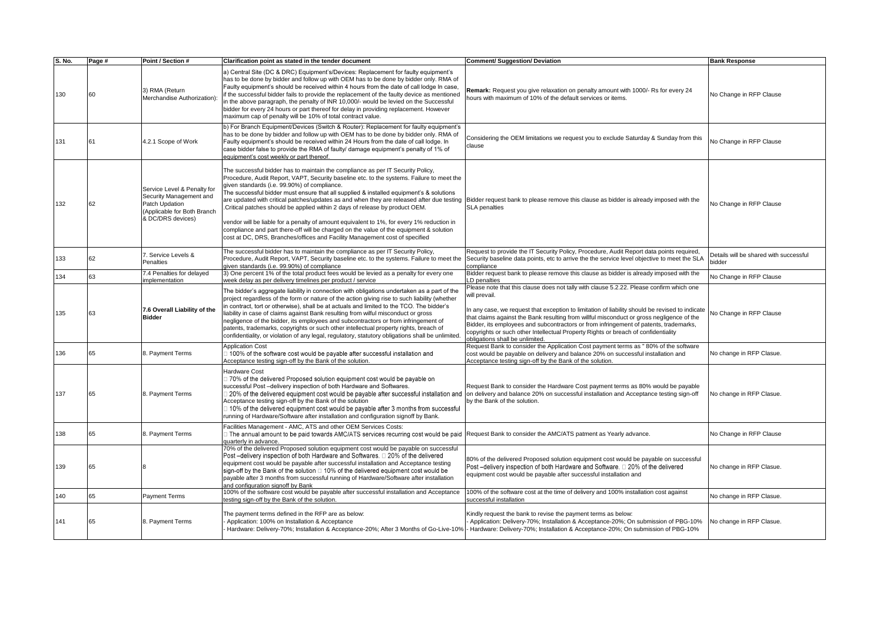| S. No. | Page # | Point / Section # | Clarification point as stated in the tender document | Comment/ Suggestion/ Deviation | Bank Response |
|---|---|---|---|---|---|
| 130 | 60 | 3) RMA (Return Merchandise Authorization): | a) Central Site (DC & DRC) Equipment's/Devices: Replacement for faulty equipment's has to be done by bidder and follow up with OEM has to be done by bidder only. RMA of Faulty equipment's should be received within 4 hours from the date of call lodge In case, if the successful bidder fails to provide the replacement of the faulty device as mentioned in the above paragraph, the penalty of INR 10,000/- would be levied on the Successful bidder for every 24 hours or part thereof for delay in providing replacement. However maximum cap of penalty will be 10% of total contract value. | **Remark:** Request you give relaxation on penalty amount with 1000/- Rs for every 24 hours with maximum of 10% of the default services or items. | No Change in RFP Clause |
| 131 | 61 | 4.2.1 Scope of Work | b) For Branch Equipment/Devices (Switch & Router): Replacement for faulty equipment's has to be done by bidder and follow up with OEM has to be done by bidder only. RMA of Faulty equipment's should be received within 24 Hours from the date of call lodge. In case bidder false to provide the RMA of faulty/ damage equipment's penalty of 1% of equipment's cost weekly or part thereof. | Considering the OEM limitations we request you to exclude Saturday & Sunday from this clause | No Change in RFP Clause |
| 132 | 62 | Service Level & Penalty for Security Management and Patch Updation (Applicable for Both Branch & DC/DRS devices) | The successful bidder has to maintain the compliance as per IT Security Policy, Procedure, Audit Report, VAPT, Security baseline etc. to the systems. Failure to meet the given standards (i.e. 99.90%) of compliance.<br>The successful bidder must ensure that all supplied & installed equipment's & solutions are updated with critical patches/updates as and when they are released after due testing .Critical patches should be applied within 2 days of release by product OEM.<br><br>vendor will be liable for a penalty of amount equivalent to 1%, for every 1% reduction in compliance and part there-off will be charged on the value of the equipment & solution cost at DC, DRS, Branches/offices and Facility Management cost of specified | Bidder request bank to please remove this clause as bidder is already imposed with the SLA penalties | No Change in RFP Clause |
| 133 | 62 | 7. Service Levels & Penalties | The successful bidder has to maintain the compliance as per IT Security Policy, Procedure, Audit Report, VAPT, Security baseline etc. to the systems. Failure to meet the given standards (i.e. 99.90%) of compliance | Request to provide the IT Security Policy, Procedure, Audit Report data points required, Security baseline data points, etc to arrive the the service level objective to meet the SLA compliance | Details will be shared with successful bidder |
| 134 | 63 | 7.4 Penalties for delayed implementation | 3) One percent 1% of the total product fees would be levied as a penalty for every one week delay as per delivery timelines per product / service | Bidder request bank to please remove this clause as bidder is already imposed with the LD penalties | No Change in RFP Clause |
| 135 | 63 | **7.6 Overall Liability of the Bidder** | The bidder's aggregate liability in connection with obligations undertaken as a part of the project regardless of the form or nature of the action giving rise to such liability (whether in contract, tort or otherwise), shall be at actuals and limited to the TCO. The bidder's liability in case of claims against Bank resulting from wilful misconduct or gross negligence of the bidder, its employees and subcontractors or from infringement of patents, trademarks, copyrights or such other intellectual property rights, breach of confidentiality, or violation of any legal, regulatory, statutory obligations shall be unlimited. | Please note that this clause does not tally with clause 5.2.22. Please confirm which one will prevail.<br><br>In any case, we request that exception to limitation of liability should be revised to indicate that claims against the Bank resulting from willful misconduct or gross negligence of the Bidder, its employees and subcontractors or from infringement of patents, trademarks, copyrights or such other Intellectual Property Rights or breach of confidentiality obligations shall be unlimited. | No Change in RFP Clause |
| 136 | 65 | 8. Payment Terms | Application Cost<br> 100% of the software cost would be payable after successful installation and Acceptance testing sign-off by the Bank of the solution. | Request Bank to consider the Application Cost payment terms as " 80% of the software cost would be payable on delivery and balance 20% on successful installation and Acceptance testing sign-off by the Bank of the solution. | No change in RFP Clasue. |
| 137 | 65 | 8. Payment Terms | Hardware Cost<br> 70% of the delivered Proposed solution equipment cost would be payable on successful Post –delivery inspection of both Hardware and Softwares.<br> 20% of the delivered equipment cost would be payable after successful installation and Acceptance testing sign-off by the Bank of the solution<br> 10% of the delivered equipment cost would be payable after 3 months from successful running of Hardware/Software after installation and configuration signoff by Bank. | Request Bank to consider the Hardware Cost payment terms as 80% would be payable on delivery and balance 20% on successful installation and Acceptance testing sign-off by the Bank of the solution. | No change in RFP Clasue. |
| 138 | 65 | 8. Payment Terms | Facilities Management - AMC, ATS and other OEM Services Costs:<br> The annual amount to be paid towards AMC/ATS services recurring cost would be paid quarterly in advance. | Request Bank to consider the AMC/ATS patment as Yearly advance. | No Change in RFP Clause |
| 139 | 65 | 8 | 70% of the delivered Proposed solution equipment cost would be payable on successful Post –delivery inspection of both Hardware and Softwares.  20% of the delivered equipment cost would be payable after successful installation and Acceptance testing sign-off by the Bank of the solution  10% of the delivered equipment cost would be payable after 3 months from successful running of Hardware/Software after installation and configuration signoff by Bank | 80% of the delivered Proposed solution equipment cost would be payable on successful Post –delivery inspection of both Hardware and Software.  20% of the delivered equipment cost would be payable after successful installation and | No change in RFP Clasue. |
| 140 | 65 | Payment Terms | 100% of the software cost would be payable after successful installation and Acceptance testing sign-off by the Bank of the solution. | 100% of the software cost at the time of delivery and 100% installation cost against successful installation | No change in RFP Clasue. |
| 141 | 65 | 8. Payment Terms | The payment terms defined in the RFP are as below:<br>- Application: 100% on Installation & Acceptance<br>- Hardware: Delivery-70%; Installation & Acceptance-20%; After 3 Months of Go-Live-10% | Kindly request the bank to revise the payment terms as below:<br>- Application: Delivery-70%; Installation & Acceptance-20%; On submission of PBG-10%<br>- Hardware: Delivery-70%; Installation & Acceptance-20%; On submission of PBG-10% | No change in RFP Clasue. |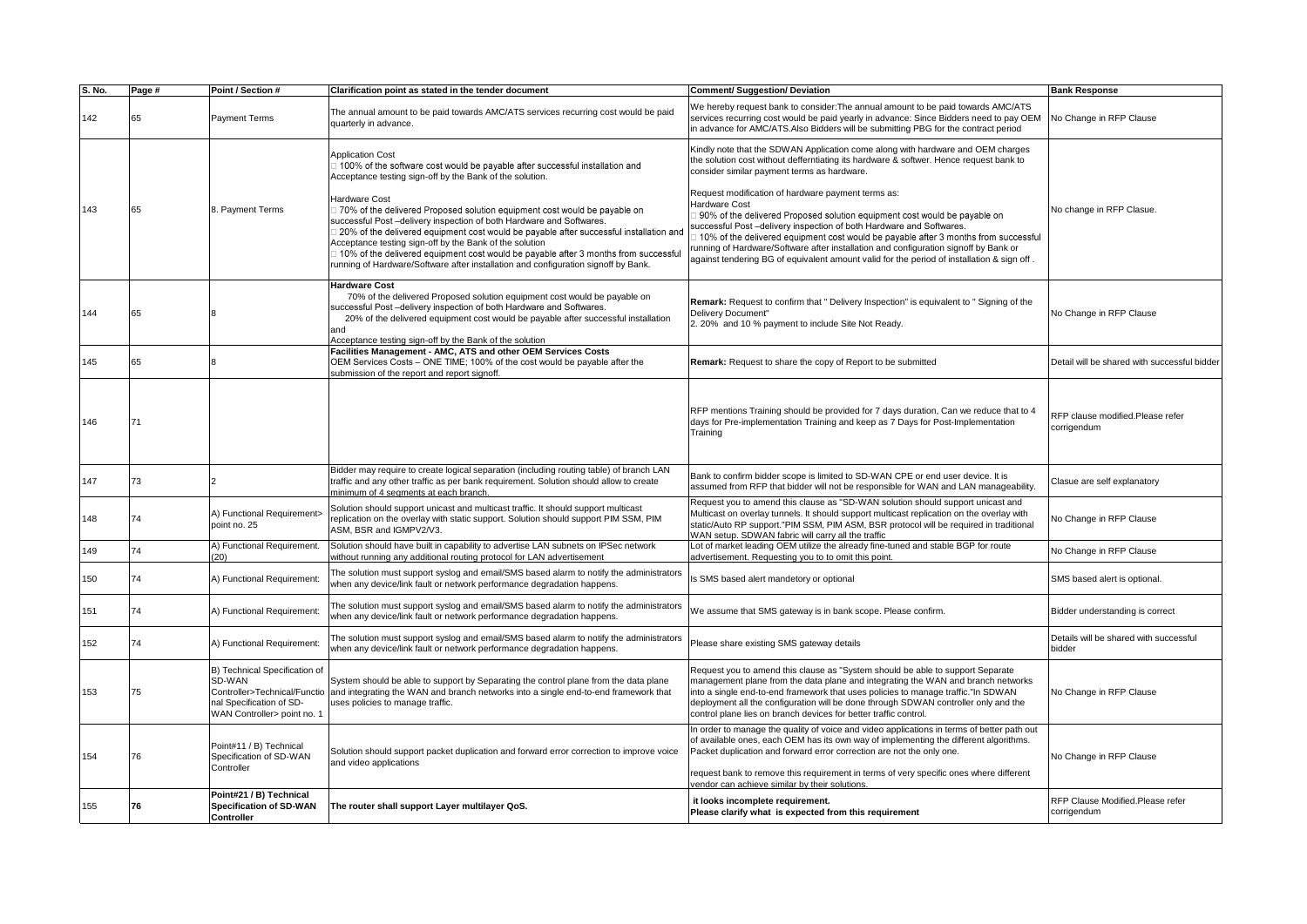| S. No. | Page # | Point / Section # | Clarification point as stated in the tender document | Comment/ Suggestion/ Deviation | Bank Response |
|---|---|---|---|---|---|
| 142 | 65 | Payment Terms | The annual amount to be paid towards AMC/ATS services recurring cost would be paid quarterly in advance. | We hereby request bank to consider:The annual amount to be paid towards AMC/ATS services recurring cost would be paid yearly in advance: Since Bidders need to pay OEM in advance for AMC/ATS.Also Bidders will be submitting PBG for the contract period | No Change in RFP Clause |
| 143 | 65 | 8. Payment Terms | Application Cost<br>□ 100% of the software cost would be payable after successful installation and Acceptance testing sign-off by the Bank of the solution.<br><br>Hardware Cost<br>□ 70% of the delivered Proposed solution equipment cost would be payable on successful Post –delivery inspection of both Hardware and Softwares.<br>□ 20% of the delivered equipment cost would be payable after successful installation and Acceptance testing sign-off by the Bank of the solution<br>□ 10% of the delivered equipment cost would be payable after 3 months from successful running of Hardware/Software after installation and configuration signoff by Bank. | Kindly note that the SDWAN Application come along with hardware and OEM charges the solution cost without differntiating its hardware & softwer. Hence request bank to consider similar payment terms as hardware.<br><br>Request modification of hardware payment terms as:<br>Hardware Cost<br>□ 90% of the delivered Proposed solution equipment cost would be payable on successful Post –delivery inspection of both Hardware and Softwares.<br>□ 10% of the delivered equipment cost would be payable after 3 months from successful running of Hardware/Software after installation and configuration signoff by Bank or against tendering BG of equivalent amount valid for the period of installation & sign off . | No change in RFP Clasue. |
| 144 | 65 | 8 | **Hardware Cost**<br>70% of the delivered Proposed solution equipment cost would be payable on successful Post –delivery inspection of both Hardware and Softwares.<br>20% of the delivered equipment cost would be payable after successful installation and<br>Acceptance testing sign-off by the Bank of the solution | **Remark:** Request to confirm that " Delivery Inspection" is equivalent to " Signing of the Delivery Document"<br>2. 20% and 10 % payment to include Site Not Ready. | No Change in RFP Clause |
| 145 | 65 | 8 | **Facilities Management - AMC, ATS and other OEM Services Costs**<br>OEM Services Costs – ONE TIME; 100% of the cost would be payable after the submission of the report and report signoff. | **Remark:** Request to share the copy of Report to be submitted | Detail will be shared with successful bidder |
| 146 | 71 | | | RFP mentions Training should be provided for 7 days duration, Can we reduce that to 4 days for Pre-implementation Training and keep as 7 Days for Post-Implementation Training | RFP clause modified.Please refer corrigendum |
| 147 | 73 | 2 | Bidder may require to create logical separation (including routing table) of branch LAN traffic and any other traffic as per bank requirement. Solution should allow to create minimum of 4 segments at each branch. | Bank to confirm bidder scope is limited to SD-WAN CPE or end user device. It is assumed from RFP that bidder will not be responsible for WAN and LAN manageability. | Clasue are self explanatory |
| 148 | 74 | A) Functional Requirement> point no. 25 | Solution should support unicast and multicast traffic. It should support multicast replication on the overlay with static support. Solution should support PIM SSM, PIM ASM, BSR and IGMPV2/V3. | Request you to amend this clause as "SD-WAN solution should support unicast and Multicast on overlay tunnels. It should support multicast replication on the overlay with static/Auto RP support."PIM SSM, PIM ASM, BSR protocol will be required in traditional WAN setup. SDWAN fabric will carry all the traffic | No Change in RFP Clause |
| 149 | 74 | A) Functional Requirement. (20) | Solution should have built in capability to advertise LAN subnets on IPSec network without running any additional routing protocol for LAN advertisement | Lot of market leading OEM utilize the already fine-tuned and stable BGP for route advertisement. Requesting you to omit this point. | No Change in RFP Clause |
| 150 | 74 | A) Functional Requirement: | The solution must support syslog and email/SMS based alarm to notify the administrators when any device/link fault or network performance degradation happens. | Is SMS based alert mandetory or optional | SMS based alert is optional. |
| 151 | 74 | A) Functional Requirement: | The solution must support syslog and email/SMS based alarm to notify the administrators when any device/link fault or network performance degradation happens. | We assume that SMS gateway is in bank scope. Please confirm. | Bidder understanding is correct |
| 152 | 74 | A) Functional Requirement: | The solution must support syslog and email/SMS based alarm to notify the administrators when any device/link fault or network performance degradation happens. | Please share existing SMS gateway details | Details will be shared with successful bidder |
| 153 | 75 | B) Technical Specification of SD-WAN Controller>Technical/Functional Specification of SD-WAN Controller> point no. 1 | System should be able to support by Separating the control plane from the data plane and integrating the WAN and branch networks into a single end-to-end framework that uses policies to manage traffic. | Request you to amend this clause as "System should be able to support Separate management plane from the data plane and integrating the WAN and branch networks into a single end-to-end framework that uses policies to manage traffic."In SDWAN deployment all the configuration will be done through SDWAN controller only and the control plane lies on branch devices for better traffic control. | No Change in RFP Clause |
| 154 | 76 | Point#11 / B) Technical Specification of SD-WAN Controller | Solution should support packet duplication and forward error correction to improve voice and video applications | In order to manage the quality of voice and video applications in terms of better path out of available ones, each OEM has its own way of implementing the different algorithms. Packet duplication and forward error correction are not the only one.<br><br>request bank to remove this requirement in terms of very specific ones where different vendor can achieve similar by their solutions. | No Change in RFP Clause |
| 155 | **76** | **Point#21 / B) Technical Specification of SD-WAN Controller** | **The router shall support Layer multilayer QoS.** | **it looks incomplete requirement.<br>Please clarify what is expected from this requirement** | RFP Clause Modified.Please refer corrigendum |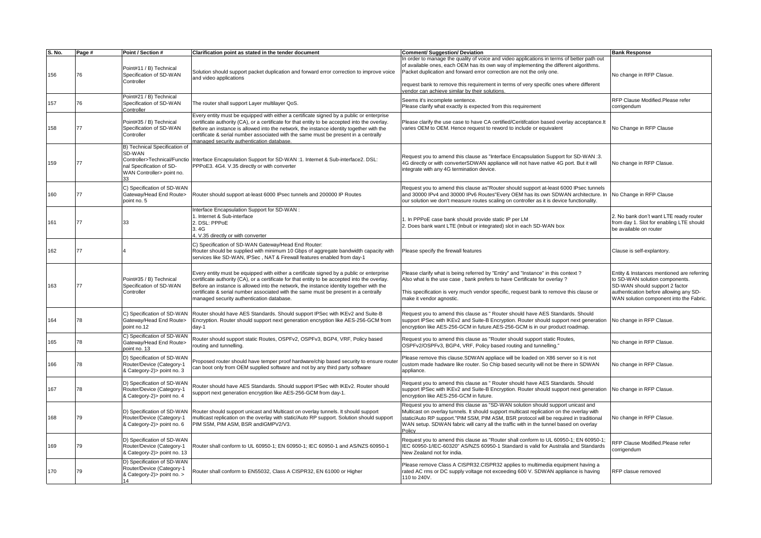| S. No. | Page # | Point / Section # | Clarification point as stated in the tender document | Comment/ Suggestion/ Deviation | Bank Response |
|---|---|---|---|---|---|
| 156 | 76 | Point#11 / B) Technical Specification of SD-WAN Controller | Solution should support packet duplication and forward error correction to improve voice and video applications | In order to manage the quality of voice and video applications in terms of better path out of available ones, each OEM has its own way of implementing the different algorithms. Packet duplication and forward error correction are not the only one.<br><br>request bank to remove this requirement in terms of very specific ones where different vendor can achieve similar by their solutions. | No change in RFP Clasue. |
| 157 | 76 | Point#21 / B) Technical Specification of SD-WAN Controller | The router shall support Layer multilayer QoS. | Seems it's incomplete sentence.<br>Please clarify what exactly is expected from this requirement | RFP Clause Modified.Please refer corrigendum |
| 158 | 77 | Point#35 / B) Technical Specification of SD-WAN Controller | Every entity must be equipped with either a certificate signed by a public or enterprise certificate authority (CA), or a certificate for that entity to be accepted into the overlay. Before an instance is allowed into the network, the instance identity together with the certificate & serial number associated with the same must be present in a centrally managed security authentication database. | Please clarify the use case to have CA certified/Ceritifcation based overlay acceptance.It varies OEM to OEM. Hence request to reword to include or equivalent | No Change in RFP Clause |
| 159 | 77 | B) Technical Specification of SD-WAN Controller>Technical/Functional Specification of SD-WAN Controller> point no. 33 | Interface Encapsulation Support for SD-WAN :1. Internet & Sub-interface2. DSL: PPPoE3. 4G4. V.35 directly or with converter | Request you to amend this clause as "Interface Encapsulation Support for SD-WAN :3. 4G directly or with converterSDWAN appliance will not have native 4G port. But it will integrate with any 4G termination device. | No change in RFP Clasue. |
| 160 | 77 | C) Specification of SD-WAN Gateway/Head End Route> point no. 5 | Router should support at-least 6000 IPsec tunnels and 200000 IP Routes | Request you to amend this clause as"Router should support at-least 6000 IPsec tunnels and 30000 IPv4 and 30000 IPv6 Routes"Every OEM has its own SDWAN architecture. In our solution we don't measure routes scaling on controller as it is device functionality. | No Change in RFP Clause |
| 161 | 77 | 33 | Interface Encapsulation Support for SD-WAN :<br>1. Internet & Sub-interface<br>2. DSL: PPPoE<br>3. 4G<br>4. V.35 directly or with converter | 1. In PPPoE case bank should provide static IP per LM<br>2. Does bank want LTE (Inbuit or integrated) slot in each SD-WAN box | 2. No bank don't want LTE ready router from day 1. Slot for enabling LTE should be available on router |
| 162 | 77 | 4 | C) Specification of SD-WAN Gateway/Head End Router:<br>Router should be supplied with minimum 10 Gbps of aggregate bandwidth capacity with services like SD-WAN, IPSec , NAT & Firewall features enabled from day-1 | Please specify the firewall features | Clause is self-explantory. |
| 163 | 77 | Point#35 / B) Technical Specification of SD-WAN Controller | Every entity must be equipped with either a certificate signed by a public or enterprise certificate authority (CA), or a certificate for that entity to be accepted into the overlay. Before an instance is allowed into the network, the instance identity together with the certificate & serial number associated with the same must be present in a centrally managed security authentication database. | Please clarify what is being referred by "Entiry" and "Instance" in this context ?<br>Also what is the use case , bank prefers to have Certificate for overlay ?<br><br>This specification is very much vendor specific, request bank to remove this clause or make it vendor agnostic. | Entity & Instances mentioned are referring to SD-WAN solution components. SD-WAN should support 2 factor authentication before allowing any SD-WAN solution component into the Fabric. |
| 164 | 78 | C) Specification of SD-WAN Gateway/Head End Route> point no.12 | Router should have AES Standards. Should support IPSec with IKEv2 and Suite-B Encryption. Router should support next generation encryption like AES-256-GCM from day-1 | Request you to amend this clause as " Router should have AES Standards. Should support IPSec with IKEv2 and Suite-B Encryption. Router should support next generation encryption like AES-256-GCM in future.AES-256-GCM is in our product roadmap. | No change in RFP Clasue. |
| 165 | 78 | C) Specification of SD-WAN Gateway/Head End Route> point no. 13 | Router should support static Routes, OSPFv2, OSPFv3, BGP4, VRF, Policy based routing and tunnelling. | Request you to amend this clause as "Router should support static Routes, OSPFv2/OSPFv3, BGP4, VRF, Policy based routing and tunnelling." | No change in RFP Clasue. |
| 166 | 78 | D) Specification of SD-WAN Router/Device (Category-1 & Category-2)> point no. 3 | Proposed router should have temper proof hardware/chip based security to ensure router can boot only from OEM supplied software and not by any third party software | Please remove this clause.SDWAN appliace will be loaded on X86 server so it is not custom made hadware like router. So Chip based security will not be there in SDWAN appliance. | No change in RFP Clasue. |
| 167 | 78 | D) Specification of SD-WAN Router/Device (Category-1 & Category-2)> point no. 4 | Router should have AES Standards. Should support IPSec with IKEv2. Router should support next generation encryption like AES-256-GCM from day-1. | Request you to amend this clause as " Router should have AES Standards. Should support IPSec with IKEv2 and Suite-B Encryption. Router should support next generation encryption like AES-256-GCM in future. | No change in RFP Clasue. |
| 168 | 79 | D) Specification of SD-WAN Router/Device (Category-1 & Category-2)> point no. 6 | Router should support unicast and Multicast on overlay tunnels. It should support multicast replication on the overlay with static/Auto RP support. Solution should support PIM SSM, PIM ASM, BSR andIGMPV2/V3. | Request you to amend this clause as "SD-WAN solution should support unicast and Multicast on overlay tunnels. It should support multicast replication on the overlay with static/Auto RP support."PIM SSM, PIM ASM, BSR protocol will be required in traditional WAN setup. SDWAN fabric will carry all the traffic with in the tunnel based on overlay Policy | No change in RFP Clasue. |
| 169 | 79 | D) Specification of SD-WAN Router/Device (Category-1 & Category-2)> point no. 13 | Router shall conform to UL 60950-1; EN 60950-1; IEC 60950-1 and AS/NZS 60950-1 | Request you to amend this clause as "Router shall conform to UL 60950-1; EN 60950-1; IEC 60950-1/IEC-60320" AS/NZS 60950-1 Standard is valid for Australia and Standards New Zealand not for india. | RFP Clause Modified.Please refer corrigendum |
| 170 | 79 | D) Specification of SD-WAN Router/Device (Category-1 & Category-2)> point no. > 14 | Router shall conform to EN55032, Class A CISPR32, EN 61000 or Higher | Please remove Class A CISPR32.CISPR32 applies to multimedia equipment having a rated AC rms or DC supply voltage not exceeding 600 V. SDWAN appliance is having 110 to 240V. | RFP clasue removed |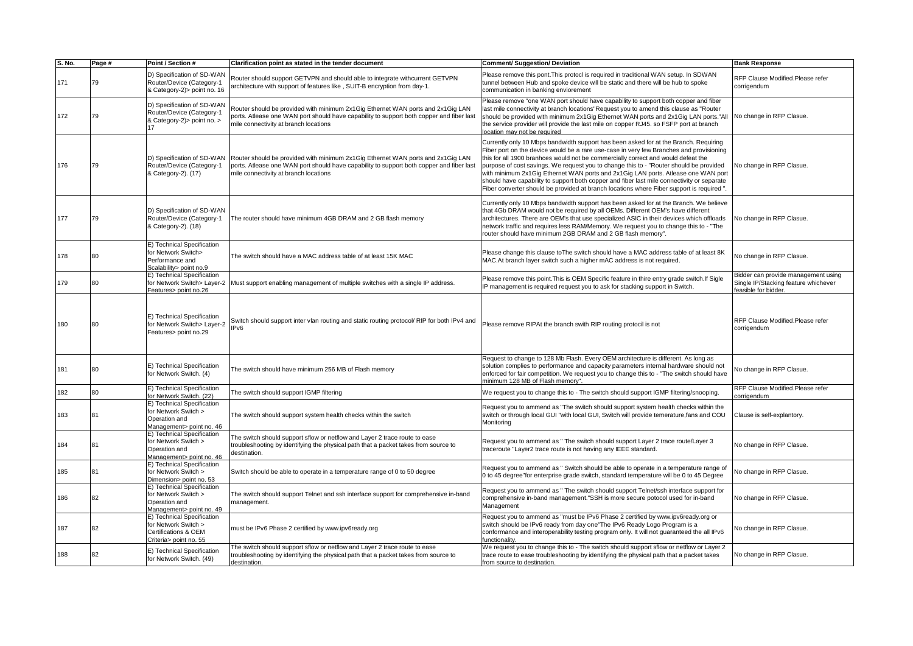| S. No. | Page # | Point / Section # | Clarification point as stated in the tender document | Comment/ Suggestion/ Deviation | Bank Response |
|---|---|---|---|---|---|
| 171 | 79 | D) Specification of SD-WAN Router/Device (Category-1 & Category-2)> point no. 16 | Router should support GETVPN and should able to integrate withcurrent GETVPN architecture with support of features like , SUIT-B encryption from day-1. | Please remove this pont.This protocl is required in traditional WAN setup. In SDWAN tunnel between Hub and spoke device will be static and there will be hub to spoke communication in banking envioronement | RFP Clause Modified.Please refer corrigendum |
| 172 | 79 | D) Specification of SD-WAN Router/Device (Category-1 & Category-2)> point no. > 17 | Router should be provided with minimum 2x1Gig Ethernet WAN ports and 2x1Gig LAN ports. Atlease one WAN port should have capability to support both copper and fiber last mile connectivity at branch locations | Please remove "one WAN port should have capability to support both copper and fiber last mile connectivity at branch locations"Request you to amend this clause as "Router should be provided with minimum 2x1Gig Ethernet WAN ports and 2x1Gig LAN ports."All the service provider will provide the last mile on copper RJ45. so FSFP port at branch location may not be required | No change in RFP Clasue. |
| 176 | 79 | D) Specification of SD-WAN Router/Device (Category-1 & Category-2). (17) | Router should be provided with minimum 2x1Gig Ethernet WAN ports and 2x1Gig LAN ports. Atlease one WAN port should have capability to support both copper and fiber last mile connectivity at branch locations | Currently only 10 Mbps bandwidth support has been asked for at the Branch. Requiring Fiber port on the device would be a rare use-case in very few Branches and provisioning this for all 1900 branhces would not be commercially correct and would defeat the purpose of cost savings. We request you to change this to - "Router should be provided with minimum 2x1Gig Ethernet WAN ports and 2x1Gig LAN ports. Atlease one WAN port should have capability to support both copper and fiber last mile connectivity or separate Fiber converter should be provided at branch locations where Fiber support is required ". | No change in RFP Clasue. |
| 177 | 79 | D) Specification of SD-WAN Router/Device (Category-1 & Category-2). (18) | The router should have minimum 4GB DRAM and 2 GB flash memory | Currently only 10 Mbps bandwidth support has been asked for at the Branch. We believe that 4Gb DRAM would not be required by all OEMs. Different OEM's have different architectures. There are OEM's that use specialized ASIC in their devices which offloads network traffic and requires less RAM/Memory. We request you to change this to - "The router should have minimum 2GB DRAM and 2 GB flash memory". | No change in RFP Clasue. |
| 178 | 80 | E) Technical Specification for Network Switch> Performance and Scalability> point no.9 | The switch should have a MAC address table of at least 15K MAC | Please change this clause toThe switch should have a MAC address table of at least 8K MAC.At branch layer switch such a higher mAC address is not required. | No change in RFP Clasue. |
| 179 | 80 | E) Technical Specification for Network Switch> Layer-2 Features> point no.26 | Must support enabling management of multiple switches with a single IP address. | Please remove this point.This is OEM Specific feature in thire entry grade switch.If Sigle IP management is required request you to ask for stacking support in Switch. | Bidder can provide management using Single IP/Stacking feature whichever feasible for bidder. |
| 180 | 80 | E) Technical Specification for Network Switch> Layer-2 Features> point no.29 | Switch should support inter vlan routing and static routing protocol/ RIP for both IPv4 and IPv6 | Please remove RIPAt the branch swith RIP routing protocil is not | RFP Clause Modified.Please refer corrigendum |
| 181 | 80 | E) Technical Specification for Network Switch. (4) | The switch should have minimum 256 MB of Flash memory | Request to change to 128 Mb Flash. Every OEM architecture is different. As long as solution complies to performance and capacity parameters internal hardware should not enforced for fair competition. We request you to change this to - "The switch should have minimum 128 MB of Flash memory". | No change in RFP Clasue. |
| 182 | 80 | E) Technical Specification for Network Switch. (22) | The switch should support IGMP filtering | We request you to change this to - The switch should support IGMP filtering/snooping. | RFP Clause Modified.Please refer corrigendum |
| 183 | 81 | E) Technical Specification for Network Switch > Operation and Management> point no. 46 | The switch should support system health checks within the switch | Request you to ammend as "The switch should support system health checks within the switch or through local GUI "with local GUI, Switch will provide temerature,fans and COU Monitoring | Clause is self-explantory. |
| 184 | 81 | E) Technical Specification for Network Switch > Operation and Management> point no. 46 | The switch should support sflow or netflow and Layer 2 trace route to ease troubleshooting by identifying the physical path that a packet takes from source to destination. | Request you to ammend as " The switch should support Layer 2 trace route/Layer 3 traceroute "Layer2 trace route is not having any IEEE standard. | No change in RFP Clasue. |
| 185 | 81 | E) Technical Specification for Network Switch > Dimension> point no. 53 | Switch should be able to operate in a temperature range of 0 to 50 degree | Request you to ammend as " Switch should be able to operate in a temperature range of 0 to 45 degree"for enterprise grade switch, standard temperature will be 0 to 45 Degree | No change in RFP Clasue. |
| 186 | 82 | E) Technical Specification for Network Switch > Operation and Management> point no. 49 | The switch should support Telnet and ssh interface support for comprehensive in-band management. | Request you to ammend as " The switch should support Telnet/ssh interface support for comprehensive in-band management."SSH is more secure potocol used for in-band Management | No change in RFP Clasue. |
| 187 | 82 | E) Technical Specification for Network Switch > Certifications & OEM Criteria> point no. 55 | must be IPv6 Phase 2 certified by www.ipv6ready.org | Request you to ammend as "must be IPv6 Phase 2 certified by www.ipv6ready.org or switch should be IPv6 ready from day one"The IPv6 Ready Logo Program is a conformance and interoperability testing program only. It will not guaranteed the all IPv6 functionality. | No change in RFP Clasue. |
| 188 | 82 | E) Technical Specification for Network Switch. (49) | The switch should support sflow or netflow and Layer 2 trace route to ease troubleshooting by identifying the physical path that a packet takes from source to destination. | We request you to change this to - The switch should support sflow or netflow or Layer 2 trace route to ease troubleshooting by identifying the physical path that a packet takes from source to destination. | No change in RFP Clasue. |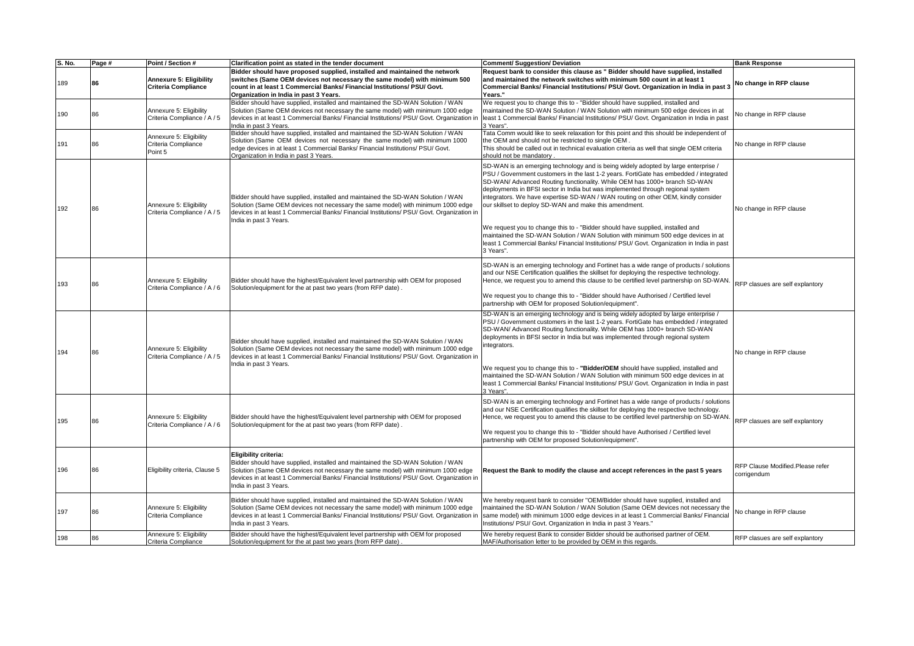| S. No. | Page # | Point / Section # | Clarification point as stated in the tender document | Comment/ Suggestion/ Deviation | Bank Response |
|---|---|---|---|---|---|
| 189 | **86** | **Annexure 5: Eligibility Criteria Compliance** | **Bidder should have proposed supplied, installed and maintained the network switches (Same OEM devices not necessary the same model) with minimum 500 count in at least 1 Commercial Banks/ Financial Institutions/ PSU/ Govt. Organization in India in past 3 Years.** | **Request bank to consider this clause as " Bidder should have supplied, installed and maintained the network switches with minimum 500 count in at least 1 Commercial Banks/ Financial Institutions/ PSU/ Govt. Organization in India in past 3 Years."** | **No change in RFP clause** |
| 190 | 86 | Annexure 5: Eligibility Criteria Compliance / A / 5 | Bidder should have supplied, installed and maintained the SD-WAN Solution / WAN Solution (Same OEM devices not necessary the same model) with minimum 1000 edge devices in at least 1 Commercial Banks/ Financial Institutions/ PSU/ Govt. Organization in India in past 3 Years. | We request you to change this to - "Bidder should have supplied, installed and maintained the SD-WAN Solution / WAN Solution with minimum 500 edge devices in at least 1 Commercial Banks/ Financial Institutions/ PSU/ Govt. Organization in India in past 3 Years". | No change in RFP clause |
| 191 | 86 | Annexure 5: Eligibility Criteria Compliance Point 5 | Bidder should have supplied, installed and maintained the SD-WAN Solution / WAN Solution (Same OEM devices not necessary the same model) with minimum 1000 edge devices in at least 1 Commercial Banks/ Financial Institutions/ PSU/ Govt. Organization in India in past 3 Years. | Tata Comm would like to seek relaxation for this point and this should be independent of the OEM and should not be restricted to single OEM .<br>This should be called out in technical evaluation criteria as well that single OEM criteria should not be mandatory . | No change in RFP clause |
| 192 | 86 | Annexure 5: Eligibility Criteria Compliance / A / 5 | Bidder should have supplied, installed and maintained the SD-WAN Solution / WAN Solution (Same OEM devices not necessary the same model) with minimum 1000 edge devices in at least 1 Commercial Banks/ Financial Institutions/ PSU/ Govt. Organization in India in past 3 Years. | SD-WAN is an emerging technology and is being widely adopted by large enterprise / PSU / Government customers in the last 1-2 years. FortiGate has embedded / integrated SD-WAN/ Advanced Routing functionality. While OEM has 1000+ branch SD-WAN deployments in BFSI sector in India but was implemented through regional system integrators. We have expertise SD-WAN / WAN routing on other OEM, kindly consider our skillset to deploy SD-WAN and make this amendment.<br><br>We request you to change this to - "Bidder should have supplied, installed and maintained the SD-WAN Solution / WAN Solution with minimum 500 edge devices in at least 1 Commercial Banks/ Financial Institutions/ PSU/ Govt. Organization in India in past 3 Years". | No change in RFP clause |
| 193 | 86 | Annexure 5: Eligibility Criteria Compliance / A / 6 | Bidder should have the highest/Equivalent level partnership with OEM for proposed Solution/equipment for the at past two years (from RFP date) . | SD-WAN is an emerging technology and Fortinet has a wide range of products / solutions and our NSE Certification qualifies the skillset for deploying the respective technology. Hence, we request you to amend this clause to be certified level partnership on SD-WAN.<br><br>We request you to change this to - "Bidder should have Authorised / Certified level partnership with OEM for proposed Solution/equipment". | RFP clasues are self explantory |
| 194 | 86 | Annexure 5: Eligibility Criteria Compliance / A / 5 | Bidder should have supplied, installed and maintained the SD-WAN Solution / WAN Solution (Same OEM devices not necessary the same model) with minimum 1000 edge devices in at least 1 Commercial Banks/ Financial Institutions/ PSU/ Govt. Organization in India in past 3 Years. | SD-WAN is an emerging technology and is being widely adopted by large enterprise / PSU / Government customers in the last 1-2 years. FortiGate has embedded / integrated SD-WAN/ Advanced Routing functionality. While OEM has 1000+ branch SD-WAN deployments in BFSI sector in India but was implemented through regional system integrators.<br><br>We request you to change this to - **"Bidder/OEM** should have supplied, installed and maintained the SD-WAN Solution / WAN Solution with minimum 500 edge devices in at least 1 Commercial Banks/ Financial Institutions/ PSU/ Govt. Organization in India in past 3 Years". | No change in RFP clause |
| 195 | 86 | Annexure 5: Eligibility Criteria Compliance / A / 6 | Bidder should have the highest/Equivalent level partnership with OEM for proposed Solution/equipment for the at past two years (from RFP date) . | SD-WAN is an emerging technology and Fortinet has a wide range of products / solutions and our NSE Certification qualifies the skillset for deploying the respective technology. Hence, we request you to amend this clause to be certified level partnership on SD-WAN.<br><br>We request you to change this to - "Bidder should have Authorised / Certified level partnership with OEM for proposed Solution/equipment". | RFP clasues are self explantory |
| 196 | 86 | Eligibility criteria, Clause 5 | **Eligibility criteria:**<br>Bidder should have supplied, installed and maintained the SD-WAN Solution / WAN Solution (Same OEM devices not necessary the same model) with minimum 1000 edge devices in at least 1 Commercial Banks/ Financial Institutions/ PSU/ Govt. Organization in India in past 3 Years. | **Request the Bank to modify the clause and accept references in the past 5 years** | RFP Clause Modified.Please refer corrigendum |
| 197 | 86 | Annexure 5: Eligibility Criteria Compliance | Bidder should have supplied, installed and maintained the SD-WAN Solution / WAN Solution (Same OEM devices not necessary the same model) with minimum 1000 edge devices in at least 1 Commercial Banks/ Financial Institutions/ PSU/ Govt. Organization in India in past 3 Years. | We hereby request bank to consider "OEM/Bidder should have supplied, installed and maintained the SD-WAN Solution / WAN Solution (Same OEM devices not necessary the same model) with minimum 1000 edge devices in at least 1 Commercial Banks/ Financial Institutions/ PSU/ Govt. Organization in India in past 3 Years." | No change in RFP clause |
| 198 | 86 | Annexure 5: Eligibility Criteria Compliance | Bidder should have the highest/Equivalent level partnership with OEM for proposed Solution/equipment for the at past two years (from RFP date) . | We hereby request Bank to consider Bidder should be authorised partner of OEM. MAF/Authorisation letter to be provided by OEM in this regards. | RFP clasues are self explantory |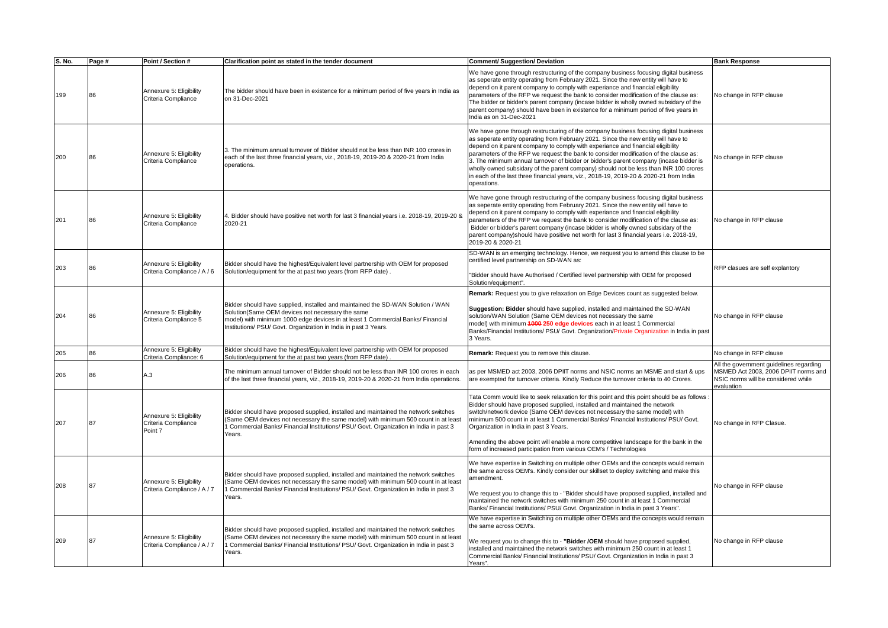| S. No. | Page # | Point / Section # | Clarification point as stated in the tender document | Comment/ Suggestion/ Deviation | Bank Response |
|---|---|---|---|---|---|
| 199 | 86 | Annexure 5: Eligibility Criteria Compliance | The bidder should have been in existence for a minimum period of five years in India as on 31-Dec-2021 | We have gone through restructuring of the company business focusing digital business as seperate entity operating from February 2021. Since the new entity will have to depend on it parent company to comply with experiance and financial eligibility parameters of the RFP we request the bank to consider modification of the clause as: The bidder or bidder's parent company (incase bidder is wholly owned subsdary of the parent company) should have been in existence for a minimum period of five years in India as on 31-Dec-2021 | No change in RFP clause |
| 200 | 86 | Annexure 5: Eligibility Criteria Compliance | 3. The minimum annual turnover of Bidder should not be less than INR 100 crores in each of the last three financial years, viz., 2018-19, 2019-20 & 2020-21 from India operations. | We have gone through restructuring of the company business focusing digital business as seperate entity operating from February 2021. Since the new entity will have to depend on it parent company to comply with experiance and financial eligibility parameters of the RFP we request the bank to consider modification of the clause as: 3. The minimum annual turnover of bidder or bidder's parent company (incase bidder is wholly owned subsdary of the parent company) should not be less than INR 100 crores in each of the last three financial years, viz., 2018-19, 2019-20 & 2020-21 from India operations. | No change in RFP clause |
| 201 | 86 | Annexure 5: Eligibility Criteria Compliance | 4. Bidder should have positive net worth for last 3 financial years i.e. 2018-19, 2019-20 & 2020-21 | We have gone through restructuring of the company business focusing digital business as seperate entity operating from February 2021. Since the new entity will have to depend on it parent company to comply with experiance and financial eligibility parameters of the RFP we request the bank to consider modification of the clause as: Bidder or bidder's parent company (incase bidder is wholly owned subsdary of the parent company)should have positive net worth for last 3 financial years i.e. 2018-19, 2019-20 & 2020-21 | No change in RFP clause |
| 203 | 86 | Annexure 5: Eligibility Criteria Compliance / A / 6 | Bidder should have the highest/Equivalent level partnership with OEM for proposed Solution/equipment for the at past two years (from RFP date) . | SD-WAN is an emerging technology. Hence, we request you to amend this clause to be certified level partnership on SD-WAN as:<br><br>"Bidder should have Authorised / Certified level partnership with OEM for proposed Solution/equipment". | RFP clasues are self explantory |
| 204 | 86 | Annexure 5: Eligibility Criteria Compliance 5 | Bidder should have supplied, installed and maintained the SD-WAN Solution / WAN Solution(Same OEM devices not necessary the same model) with minimum 1000 edge devices in at least 1 Commercial Banks/ Financial Institutions/ PSU/ Govt. Organization in India in past 3 Years. | **Remark:** Request you to give relaxation on Edge Devices count as suggested below.<br><br>**Suggestion: Bidder s**hould have supplied, installed and maintained the SD-WAN solution/WAN Solution (Same OEM devices not necessary the same model) with minimum ~~1000~~ **250 edge devices** each in at least 1 Commercial Banks/Financial Institutions/ PSU/ Govt. Organization/Private Organization in India in past 3 Years. | No change in RFP clause |
| 205 | 86 | Annexure 5: Eligibility Criteria Compliance: 6 | Bidder should have the highest/Equivalent level partnership with OEM for proposed Solution/equipment for the at past two years (from RFP date) . | **Remark:** Request you to remove this clause. | No change in RFP clause |
| 206 | 86 | A.3 | The minimum annual turnover of Bidder should not be less than INR 100 crores in each of the last three financial years, viz., 2018-19, 2019-20 & 2020-21 from India operations. | as per MSMED act 2003, 2006 DPIIT norms and NSIC norms an MSME and start & ups are exempted for turnover criteria. Kindly Reduce the turnover criteria to 40 Crores. | All the government guidelines regarding MSMED Act 2003, 2006 DPIIT norms and NSIC norms will be considered while evaluation |
| 207 | 87 | Annexure 5: Eligibility Criteria Compliance Point 7 | Bidder should have proposed supplied, installed and maintained the network switches (Same OEM devices not necessary the same model) with minimum 500 count in at least 1 Commercial Banks/ Financial Institutions/ PSU/ Govt. Organization in India in past 3 Years. | Tata Comm would like to seek relaxation for this point and this point should be as follows : Bidder should have proposed supplied, installed and maintained the network switch/network device (Same OEM devices not necessary the same model) with minimum 500 count in at least 1 Commercial Banks/ Financial Institutions/ PSU/ Govt. Organization in India in past 3 Years.<br><br>Amending the above point will enable a more competitive landscape for the bank in the form of increased participation from various OEM's / Technologies | No change in RFP Clasue. |
| 208 | 87 | Annexure 5: Eligibility Criteria Compliance / A / 7 | Bidder should have proposed supplied, installed and maintained the network switches (Same OEM devices not necessary the same model) with minimum 500 count in at least 1 Commercial Banks/ Financial Institutions/ PSU/ Govt. Organization in India in past 3 Years. | We have expertise in Switching on multiple other OEMs and the concepts would remain the same across OEM's. Kindly consider our skillset to deploy switching and make this amendment.<br><br>We request you to change this to - "Bidder should have proposed supplied, installed and maintained the network switches with minimum 250 count in at least 1 Commercial Banks/ Financial Institutions/ PSU/ Govt. Organization in India in past 3 Years". | No change in RFP clause |
| 209 | 87 | Annexure 5: Eligibility Criteria Compliance / A / 7 | Bidder should have proposed supplied, installed and maintained the network switches (Same OEM devices not necessary the same model) with minimum 500 count in at least 1 Commercial Banks/ Financial Institutions/ PSU/ Govt. Organization in India in past 3 Years. | We have expertise in Switching on multiple other OEMs and the concepts would remain the same across OEM's.<br><br>We request you to change this to - **"Bidder /OEM** should have proposed supplied, installed and maintained the network switches with minimum 250 count in at least 1 Commercial Banks/ Financial Institutions/ PSU/ Govt. Organization in India in past 3 Years". | No change in RFP clause |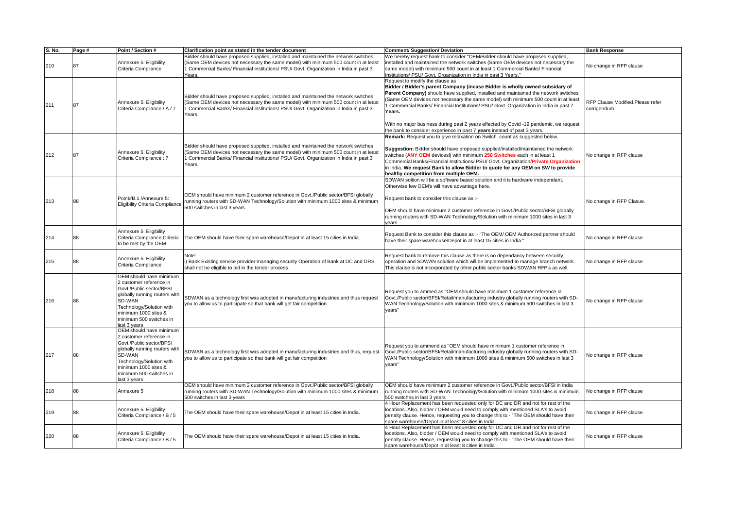| S. No. | Page # | Point / Section # | Clarification point as stated in the tender document | Comment/ Suggestion/ Deviation | Bank Response |
|---|---|---|---|---|---|
| 210 | 87 | Annexure 5: Eligibility Criteria Compliance | Bidder should have proposed supplied, installed and maintained the network switches (Same OEM devices not necessary the same model) with minimum 500 count in at least 1 Commercial Banks/ Financial Institutions/ PSU/ Govt. Organization in India in past 3 Years. | We hereby request bank to consider "OEM/Bidder should have proposed supplied, installed and maintained the network switches (Same OEM devices not necessary the same model) with minimum 500 count in at least 1 Commercial Banks/ Financial Institutions/ PSU/ Govt. Organization in India in past 3 Years." | No change in RFP clause |
| 211 | 87 | Annexure 5: Eligibility Criteria Compliance / A / 7 | Bidder should have proposed supplied, installed and maintained the network switches (Same OEM devices not necessary the same model) with minimum 500 count in at least 1 Commercial Banks/ Financial Institutions/ PSU/ Govt. Organization in India in past 3 Years. | Request to modify the clause as :<br>**Bidder / Bidder's parent Company (incase Bidder is wholly owned subsidary of Parent Company)** should have supplied, installed and maintained the network switches (Same OEM devices not necessary the same model) with minimum 500 count in at least 1 Commercial Banks/ Financial Institutions/ PSU/ Govt. Organization in India in past 7 **Years.**<br><br>With no major business during past 2 years effected by Covid -19 pandemic, we request the bank to consider experience in past 7 **years** instead of past 3 years. | RFP Clause Modified.Please refer corrigendum |
| 212 | 87 | Annexure 5: Eligibility Criteria Compliance : 7 | Bidder should have proposed supplied, installed and maintained the network switches (Same OEM devices not necessary the same model) with minimum 500 count in at least 1 Commercial Banks/ Financial Institutions/ PSU/ Govt. Organization in India in past 3 Years. | **Remark:** Request you to give relaxation on Switch count as suggested below.<br><br>**Suggestion:** Bidder should have proposed supplied/installed/maintained the network switches (**ANY OEM** devicesl) with minimum **250 Switches** each in at least 1 Commercial Banks/Financial Institutions/ PSU/ Govt. Organization/**Private Organization** in India. **We request Bank to allow Bidder to quote for any OEM on SW to provide healthy competition from multiple OEM.** | No change in RFP clause |
| 213 | 88 | Point#B.1 /Annexure 5: Eligibility Criteria Compliance | OEM should have minimum 2 customer reference in Govt./Public sector/BFSI globally running routers with SD-WAN Technology/Solution with minimum 1000 sites & minimum 500 switches in last 3 years | SDWAN soltion will be a software based solution and it is hardware independant. Otherwise few OEM's will have advantage here.<br><br>Request bank to consider this clause as :-<br><br>OEM should have minimum 2 customer reference in Govt./Public sector/BFSI globally running routers with SD-WAN Technology/Solution with minimum 1000 sites in last 3 years. | No change in RFP Clasue. |
| 214 | 88 | Annexure 5: Eligibility Criteria Compliance,Criteria to be met by the OEM | The OEM should have their spare warehouse/Depot in at least 15 cities in India. | Request Bank to consider this clause as :- "The OEM/ OEM Authorized partner should have their spare warehouse/Depot in at least 15 cities in India." | No change in RFP clause |
| 215 | 88 | Annexure 5: Eligibility Criteria Compliance | Note:<br>i) Bank Existing service provider managing security Operation of Bank at DC and DRS shall not be eligible to bid in the tender process. | Request bank to remove this clause as there is no dependancy between security operation and SDWAN solution which will be implemented to manage branch network. This clause is not incorporated by other public sector banks SDWAN RFP's as well. | No change in RFP clause |
| 216 | 88 | OEM should have minimum 2 customer reference in Govt./Public sector/BFSI globally running routers with SD-WAN Technology/Solution with minimum 1000 sites & minimum 500 switches in last 3 years | SDWAN as a technology first was adopted in manufacturing industries and thus request you to allow us to participate so that bank will get fair competition | Request you to ammed as "OEM should have minimum 1 customer reference in Govt./Public sector/BFSI/Retail/manufacturing industry globally running routers with SD-WAN Technology/Solution with minimum 1000 sites & minimum 500 switches in last 3 years" | No change in RFP clause |
| 217 | 88 | OEM should have minimum 2 customer reference in Govt./Public sector/BFSI globally running routers with SD-WAN Technology/Solution with minimum 1000 sites & minimum 500 switches in last 3 years | SDWAN as a technology first was adopted in manufacturing industries and thus, request you to allow us to participate so that bank will get fair competition | Request you to ammend as "OEM should have minimum 1 customer reference in Govt./Public sector/BFSI/Retail/manufacturing industry globally running routers with SD-WAN Technology/Solution with minimum 1000 sites & minimum 500 switches in last 3 years" | No change in RFP clause |
| 218 | 88 | Annexure 5 | OEM should have minimum 2 customer reference in Govt./Public sector/BFSI globally running routers with SD-WAN Technology/Solution with minimum 1000 sites & minimum 500 switches in last 3 years | OEM should have minimum 2 customer reference in Govt./Public sector/BFSI in India running routers with SD-WAN Technology/Solution with minimum 1000 sites & minimum 500 switches in last 3 years | No change in RFP clause |
| 219 | 88 | Annexure 5: Eligibility Criteria Compliance / B / 5 | The OEM should have their spare warehouse/Depot in at least 15 cities in India. | 4 Hour Replacement has been requested only for DC and DR and not for rest of the locations. Also, bidder / OEM would need to comply with mentioned SLA's to avoid penalty clause. Hence, requesting you to change this to - "The OEM should have their spare warehouse/Depot in at least 8 cities in India". | No change in RFP clause |
| 220 | 88 | Annexure 5: Eligibility Criteria Compliance / B / 5 | The OEM should have their spare warehouse/Depot in at least 15 cities in India. | 4 Hour Replacement has been requested only for DC and DR and not for rest of the locations. Also, bidder / OEM would need to comply with mentioned SLA's to avoid penalty clause. Hence, requesting you to change this to - "The OEM should have their spare warehouse/Depot in at least 8 cities in India". | No change in RFP clause |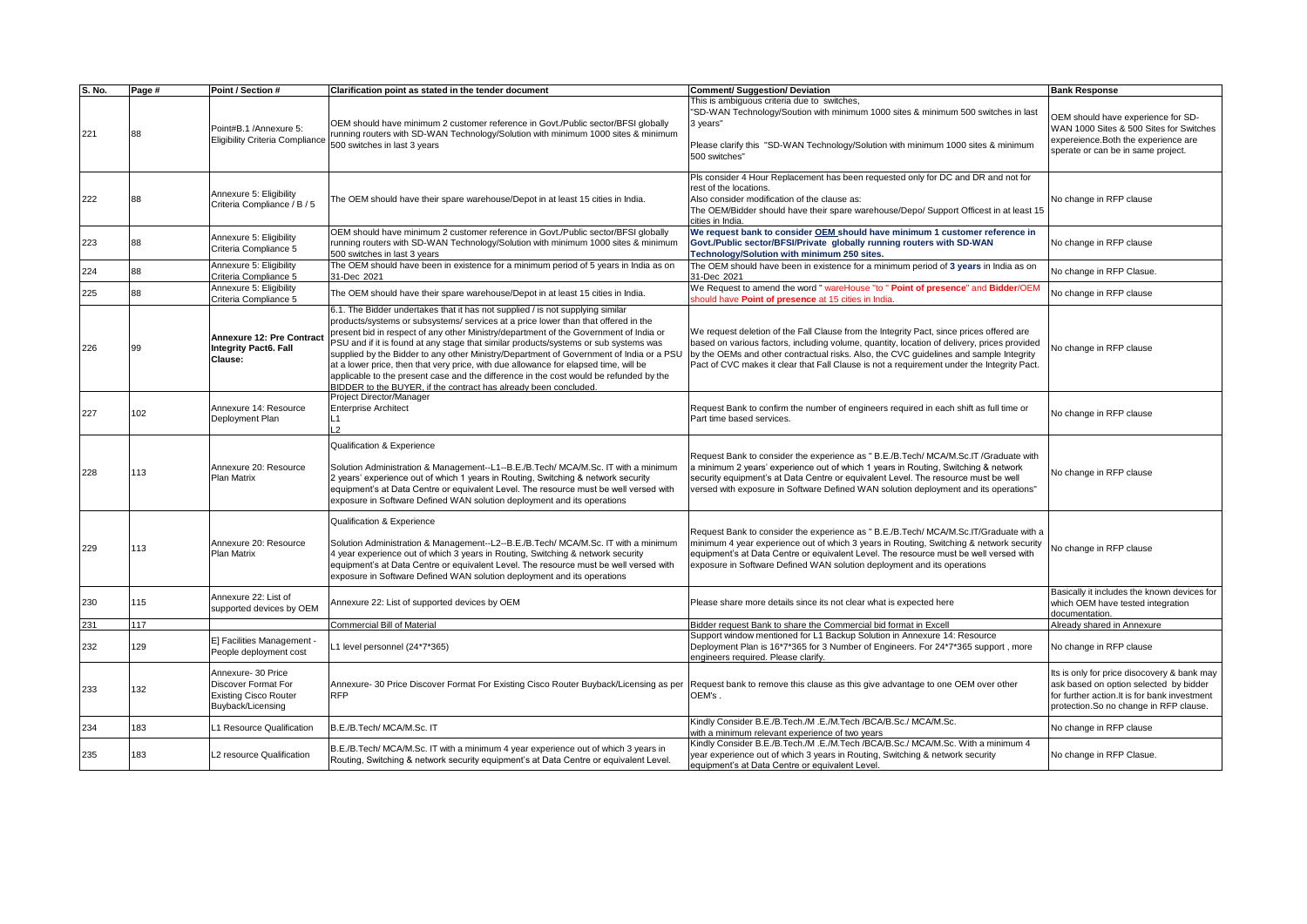| S. No. | Page # | Point / Section # | Clarification point as stated in the tender document | Comment/ Suggestion/ Deviation | Bank Response |
|---|---|---|---|---|---|
| 221 | 88 | Point#B.1 /Annexure 5: Eligibility Criteria Compliance | OEM should have minimum 2 customer reference in Govt./Public sector/BFSI globally running routers with SD-WAN Technology/Solution with minimum 1000 sites & minimum 500 switches in last 3 years | This is ambiguous criteria due to switches, "SD-WAN Technology/Soution with minimum 1000 sites & minimum 500 switches in last 3 years"<br><br>Please clarify this "SD-WAN Technology/Solution with minimum 1000 sites & minimum 500 switches" | OEM should have experience for SD-WAN 1000 Sites & 500 Sites for Switches expereience.Both the experience are sperate or can be in same project. |
| 222 | 88 | Annexure 5: Eligibility Criteria Compliance / B / 5 | The OEM should have their spare warehouse/Depot in at least 15 cities in India. | Pls consider 4 Hour Replacement has been requested only for DC and DR and not for rest of the locations.<br>Also consider modification of the clause as:<br>The OEM/Bidder should have their spare warehouse/Depo/ Support Officest in at least 15 cities in India. | No change in RFP clause |
| 223 | 88 | Annexure 5: Eligibility Criteria Compliance 5 | OEM should have minimum 2 customer reference in Govt./Public sector/BFSI globally running routers with SD-WAN Technology/Solution with minimum 1000 sites & minimum 500 switches in last 3 years | **We request bank to consider OEM should have minimum 1 customer reference in Govt./Public sector/BFSI/Private globally running routers with SD-WAN Technology/Solution with minimum 250 sites.** | No change in RFP clause |
| 224 | 88 | Annexure 5: Eligibility Criteria Compliance 5 | The OEM should have been in existence for a minimum period of 5 years in India as on 31-Dec 2021 | The OEM should have been in existence for a minimum period of **3 years** in India as on 31-Dec 2021 | No change in RFP Clasue. |
| 225 | 88 | Annexure 5: Eligibility Criteria Compliance 5 | The OEM should have their spare warehouse/Depot in at least 15 cities in India. | We Request to amend the word " wareHouse "to " **Point of presence**" and **Bidder**/OEM should have **Point of presence** at 15 cities in India. | No change in RFP clause |
| 226 | 99 | **Annexure 12: Pre Contract Integrity Pact6. Fall Clause:** | 6.1. The Bidder undertakes that it has not supplied / is not supplying similar products/systems or subsystems/ services at a price lower than that offered in the present bid in respect of any other Ministry/department of the Government of India or PSU and if it is found at any stage that similar products/systems or sub systems was supplied by the Bidder to any other Ministry/Department of Government of India or a PSU at a lower price, then that very price, with due allowance for elapsed time, will be applicable to the present case and the difference in the cost would be refunded by the BIDDER to the BUYER, if the contract has already been concluded. | We request deletion of the Fall Clause from the Integrity Pact, since prices offered are based on various factors, including volume, quantity, location of delivery, prices provided by the OEMs and other contractual risks. Also, the CVC guidelines and sample Integrity Pact of CVC makes it clear that Fall Clause is not a requirement under the Integrity Pact. | No change in RFP clause |
| 227 | 102 | Annexure 14: Resource Deployment Plan | Project Director/Manager<br>Enterprise Architect<br>L1<br>L2 | Request Bank to confirm the number of engineers required in each shift as full time or Part time based services. | No change in RFP clause |
| 228 | 113 | Annexure 20: Resource Plan Matrix | Qualification & Experience<br><br>Solution Administration & Management--L1--B.E./B.Tech/ MCA/M.Sc. IT with a minimum 2 years' experience out of which 1 years in Routing, Switching & network security equipment's at Data Centre or equivalent Level. The resource must be well versed with exposure in Software Defined WAN solution deployment and its operations | Request Bank to consider the experience as " B.E./B.Tech/ MCA/M.Sc.IT /Graduate with a minimum 2 years' experience out of which 1 years in Routing, Switching & network security equipment's at Data Centre or equivalent Level. The resource must be well versed with exposure in Software Defined WAN solution deployment and its operations" | No change in RFP clause |
| 229 | 113 | Annexure 20: Resource Plan Matrix | Qualification & Experience<br><br>Solution Administration & Management--L2--B.E./B.Tech/ MCA/M.Sc. IT with a minimum 4 year experience out of which 3 years in Routing, Switching & network security equipment's at Data Centre or equivalent Level. The resource must be well versed with exposure in Software Defined WAN solution deployment and its operations | Request Bank to consider the experience as " B.E./B.Tech/ MCA/M.Sc.IT/Graduate with a minimum 4 year experience out of which 3 years in Routing, Switching & network security equipment's at Data Centre or equivalent Level. The resource must be well versed with exposure in Software Defined WAN solution deployment and its operations | No change in RFP clause |
| 230 | 115 | Annexure 22: List of supported devices by OEM | Annexure 22: List of supported devices by OEM | Please share more details since its not clear what is expected here | Basically it includes the known devices for which OEM have tested integration documentation. |
| 231 | 117 | | Commercial Bill of Material | Bidder request Bank to share the Commercial bid format in Excell | Already shared in Annexure |
| 232 | 129 | E] Facilities Management - People deployment cost | L1 level personnel (24*7*365) | Support window mentioned for L1 Backup Solution in Annexure 14: Resource Deployment Plan is 16*7*365 for 3 Number of Engineers. For 24*7*365 support , more engineers required. Please clarify. | No change in RFP clause |
| 233 | 132 | Annexure- 30 Price Discover Format For Existing Cisco Router Buyback/Licensing | Annexure- 30 Price Discover Format For Existing Cisco Router Buyback/Licensing as per RFP | Request bank to remove this clause as this give advantage to one OEM over other OEM's . | Its is only for price disocovery & bank may ask based on option selected by bidder for further action.It is for bank investment protection.So no change in RFP clause. |
| 234 | 183 | L1 Resource Qualification | B.E./B.Tech/ MCA/M.Sc. IT | Kindly Consider B.E./B.Tech./M .E./M.Tech /BCA/B.Sc./ MCA/M.Sc. with a minimum relevant experience of two years | No change in RFP clause |
| 235 | 183 | L2 resource Qualification | B.E./B.Tech/ MCA/M.Sc. IT with a minimum 4 year experience out of which 3 years in Routing, Switching & network security equipment's at Data Centre or equivalent Level. | Kindly Consider B.E./B.Tech./M .E./M.Tech /BCA/B.Sc./ MCA/M.Sc. With a minimum 4 year experience out of which 3 years in Routing, Switching & network security equipment's at Data Centre or equivalent Level. | No change in RFP Clasue. |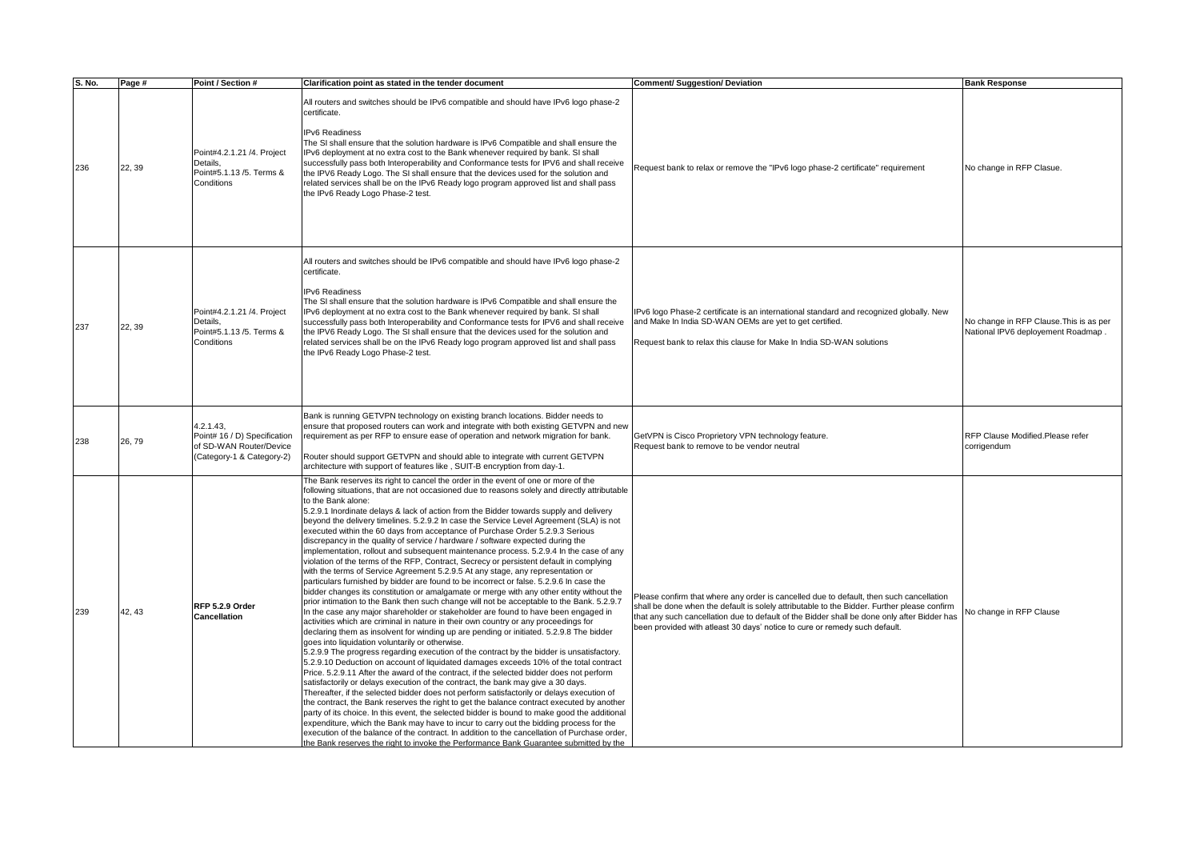| S. No. | Page # | Point / Section # | Clarification point as stated in the tender document | Comment/ Suggestion/ Deviation | Bank Response |
|---|---|---|---|---|---|
| 236 | 22, 39 | Point#4.2.1.21 /4. Project Details, Point#5.1.13 /5. Terms & Conditions | All routers and switches should be IPv6 compatible and should have IPv6 logo phase-2 certificate.<br><br>IPv6 Readiness<br>The SI shall ensure that the solution hardware is IPv6 Compatible and shall ensure the IPv6 deployment at no extra cost to the Bank whenever required by bank. SI shall successfully pass both Interoperability and Conformance tests for IPV6 and shall receive the IPV6 Ready Logo. The SI shall ensure that the devices used for the solution and related services shall be on the IPv6 Ready logo program approved list and shall pass the IPv6 Ready Logo Phase-2 test. | Request bank to relax or remove the "IPv6 logo phase-2 certificate" requirement | No change in RFP Clasue. |
| 237 | 22, 39 | Point#4.2.1.21 /4. Project Details, Point#5.1.13 /5. Terms & Conditions | All routers and switches should be IPv6 compatible and should have IPv6 logo phase-2 certificate.<br><br>IPv6 Readiness<br>The SI shall ensure that the solution hardware is IPv6 Compatible and shall ensure the IPv6 deployment at no extra cost to the Bank whenever required by bank. SI shall successfully pass both Interoperability and Conformance tests for IPV6 and shall receive the IPV6 Ready Logo. The SI shall ensure that the devices used for the solution and related services shall be on the IPv6 Ready logo program approved list and shall pass the IPv6 Ready Logo Phase-2 test. | IPv6 logo Phase-2 certificate is an international standard and recognized globally. New and Make In India SD-WAN OEMs are yet to get certified.<br><br>Request bank to relax this clause for Make In India SD-WAN solutions | No change in RFP Clause.This is as per National IPV6 deployement Roadmap . |
| 238 | 26, 79 | 4.2.1.43, Point# 16 / D) Specification of SD-WAN Router/Device (Category-1 & Category-2) | Bank is running GETVPN technology on existing branch locations. Bidder needs to ensure that proposed routers can work and integrate with both existing GETVPN and new requirement as per RFP to ensure ease of operation and network migration for bank.<br><br>Router should support GETVPN and should able to integrate with current GETVPN architecture with support of features like , SUIT-B encryption from day-1. | GetVPN is Cisco Proprietory VPN technology feature.<br>Request bank to remove to be vendor neutral | RFP Clause Modified.Please refer corrigendum |
| 239 | 42, 43 | **RFP 5.2.9 Order Cancellation** | The Bank reserves its right to cancel the order in the event of one or more of the following situations, that are not occasioned due to reasons solely and directly attributable to the Bank alone:<br>5.2.9.1 Inordinate delays & lack of action from the Bidder towards supply and delivery beyond the delivery timelines. 5.2.9.2 In case the Service Level Agreement (SLA) is not executed within the 60 days from acceptance of Purchase Order 5.2.9.3 Serious discrepancy in the quality of service / hardware / software expected during the implementation, rollout and subsequent maintenance process. 5.2.9.4 In the case of any violation of the terms of the RFP, Contract, Secrecy or persistent default in complying with the terms of Service Agreement 5.2.9.5 At any stage, any representation or particulars furnished by bidder are found to be incorrect or false. 5.2.9.6 In case the bidder changes its constitution or amalgamate or merge with any other entity without the prior intimation to the Bank then such change will not be acceptable to the Bank. 5.2.9.7 In the case any major shareholder or stakeholder are found to have been engaged in activities which are criminal in nature in their own country or any proceedings for declaring them as insolvent for winding up are pending or initiated. 5.2.9.8 The bidder goes into liquidation voluntarily or otherwise.<br>5.2.9.9 The progress regarding execution of the contract by the bidder is unsatisfactory. 5.2.9.10 Deduction on account of liquidated damages exceeds 10% of the total contract Price. 5.2.9.11 After the award of the contract, if the selected bidder does not perform satisfactorily or delays execution of the contract, the bank may give a 30 days. Thereafter, if the selected bidder does not perform satisfactorily or delays execution of the contract, the Bank reserves the right to get the balance contract executed by another party of its choice. In this event, the selected bidder is bound to make good the additional expenditure, which the Bank may have to incur to carry out the bidding process for the execution of the balance of the contract. In addition to the cancellation of Purchase order, the Bank reserves the right to invoke the Performance Bank Guarantee submitted by the | Please confirm that where any order is cancelled due to default, then such cancellation shall be done when the default is solely attributable to the Bidder. Further please confirm that any such cancellation due to default of the Bidder shall be done only after Bidder has been provided with atleast 30 days' notice to cure or remedy such default. | No change in RFP Clause |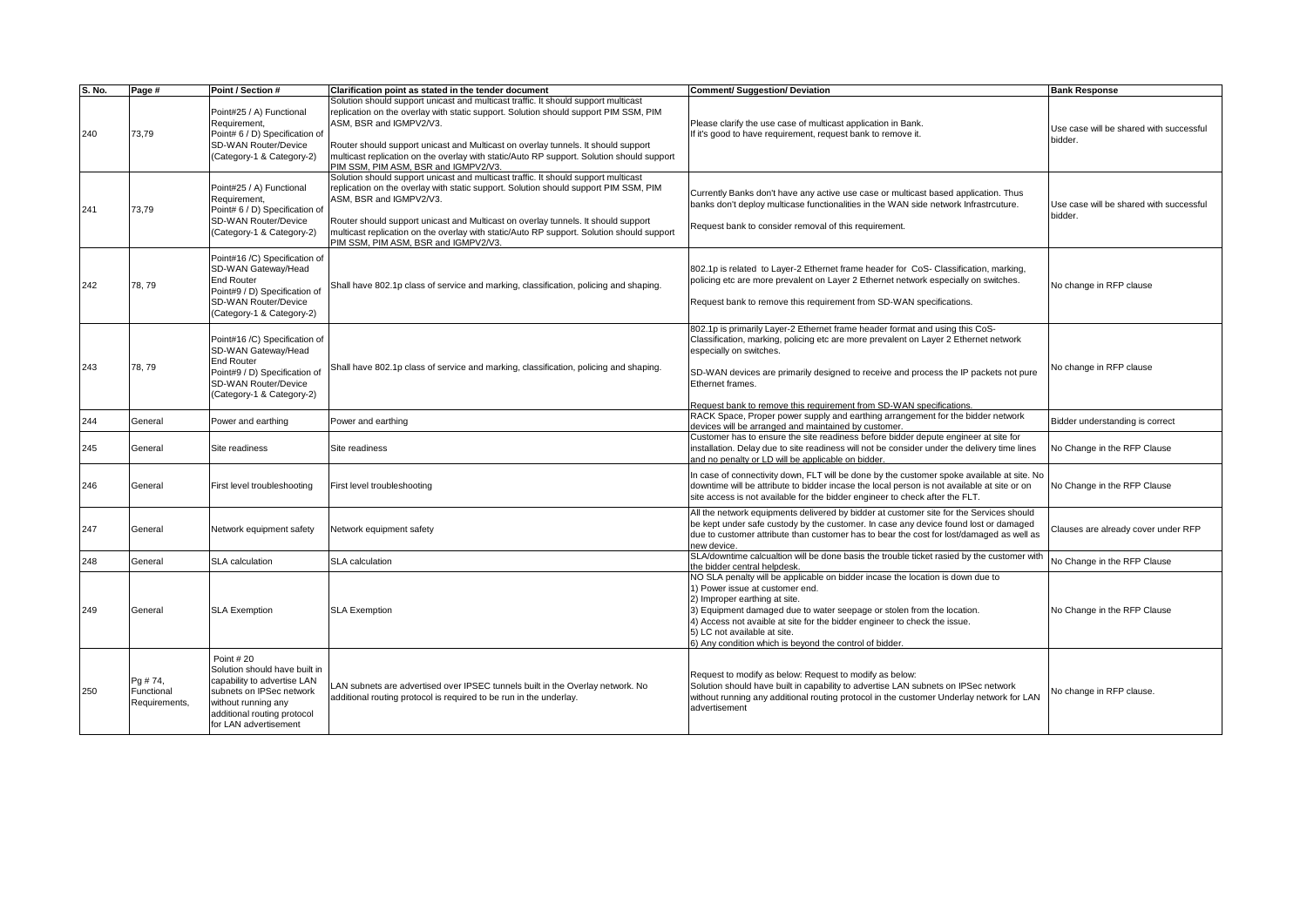| S. No. | Page # | Point / Section # | Clarification point as stated in the tender document | Comment/ Suggestion/ Deviation | Bank Response |
|---|---|---|---|---|---|
| 240 | 73,79 | Point#25 / A) Functional Requirement, Point# 6 / D) Specification of SD-WAN Router/Device (Category-1 & Category-2) | Solution should support unicast and multicast traffic. It should support multicast replication on the overlay with static support. Solution should support PIM SSM, PIM ASM, BSR and IGMPV2/V3.<br><br>Router should support unicast and Multicast on overlay tunnels. It should support multicast replication on the overlay with static/Auto RP support. Solution should support PIM SSM, PIM ASM, BSR and IGMPV2/V3. | Please clarify the use case of multicast application in Bank.<br>If it's good to have requirement, request bank to remove it. | Use case will be shared with successful bidder. |
| 241 | 73,79 | Point#25 / A) Functional Requirement, Point# 6 / D) Specification of SD-WAN Router/Device (Category-1 & Category-2) | Solution should support unicast and multicast traffic. It should support multicast replication on the overlay with static support. Solution should support PIM SSM, PIM ASM, BSR and IGMPV2/V3.<br><br>Router should support unicast and Multicast on overlay tunnels. It should support multicast replication on the overlay with static/Auto RP support. Solution should support PIM SSM, PIM ASM, BSR and IGMPV2/V3. | Currently Banks don't have any active use case or multicast based application. Thus banks don't deploy multicase functionalities in the WAN side network Infrastrcuture.<br><br>Request bank to consider removal of this requirement. | Use case will be shared with successful bidder. |
| 242 | 78, 79 | Point#16 /C) Specification of SD-WAN Gateway/Head End Router<br>Point#9 / D) Specification of SD-WAN Router/Device (Category-1 & Category-2) | Shall have 802.1p class of service and marking, classification, policing and shaping. | 802.1p is related to Layer-2 Ethernet frame header for CoS- Classification, marking, policing etc are more prevalent on Layer 2 Ethernet network especially on switches.<br><br>Request bank to remove this requirement from SD-WAN specifications. | No change in RFP clause |
| 243 | 78, 79 | Point#16 /C) Specification of SD-WAN Gateway/Head End Router<br>Point#9 / D) Specification of SD-WAN Router/Device (Category-1 & Category-2) | Shall have 802.1p class of service and marking, classification, policing and shaping. | 802.1p is primarily Layer-2 Ethernet frame header format and using this CoS- Classification, marking, policing etc are more prevalent on Layer 2 Ethernet network especially on switches.<br><br>SD-WAN devices are primarily designed to receive and process the IP packets not pure Ethernet frames.<br><br>Request bank to remove this requirement from SD-WAN specifications. | No change in RFP clause |
| 244 | General | Power and earthing | Power and earthing | RACK Space, Proper power supply and earthing arrangement for the bidder network devices will be arranged and maintained by customer. | Bidder understanding is correct |
| 245 | General | Site readiness | Site readiness | Customer has to ensure the site readiness before bidder depute engineer at site for installation. Delay due to site readiness will not be consider under the delivery time lines and no penalty or LD will be applicable on bidder. | No Change in the RFP Clause |
| 246 | General | First level troubleshooting | First level troubleshooting | In case of connectivity down, FLT will be done by the customer spoke available at site. No downtime will be attribute to bidder incase the local person is not available at site or on site access is not available for the bidder engineer to check after the FLT. | No Change in the RFP Clause |
| 247 | General | Network equipment safety | Network equipment safety | All the network equipments delivered by bidder at customer site for the Services should be kept under safe custody by the customer. In case any device found lost or damaged due to customer attribute than customer has to bear the cost for lost/damaged as well as new device. | Clauses are already cover under RFP |
| 248 | General | SLA calculation | SLA calculation | SLA/downtime calcualtion will be done basis the trouble ticket rasied by the customer with the bidder central helpdesk. | No Change in the RFP Clause |
| 249 | General | SLA Exemption | SLA Exemption | NO SLA penalty will be applicable on bidder incase the location is down due to<br>1) Power issue at customer end.<br>2) Improper earthing at site.<br>3) Equipment damaged due to water seepage or stolen from the location.<br>4) Access not avaible at site for the bidder engineer to check the issue.<br>5) LC not available at site.<br>6) Any condition which is beyond the control of bidder. | No Change in the RFP Clause |
| 250 | Pg # 74, Functional Requirements, | Point # 20<br>Solution should have built in capability to advertise LAN subnets on IPSec network without running any additional routing protocol for LAN advertisement | LAN subnets are advertised over IPSEC tunnels built in the Overlay network. No additional routing protocol is required to be run in the underlay. | Request to modify as below: Request to modify as below:<br>Solution should have built in capability to advertise LAN subnets on IPSec network without running any additional routing protocol in the customer Underlay network for LAN advertisement | No change in RFP clause. |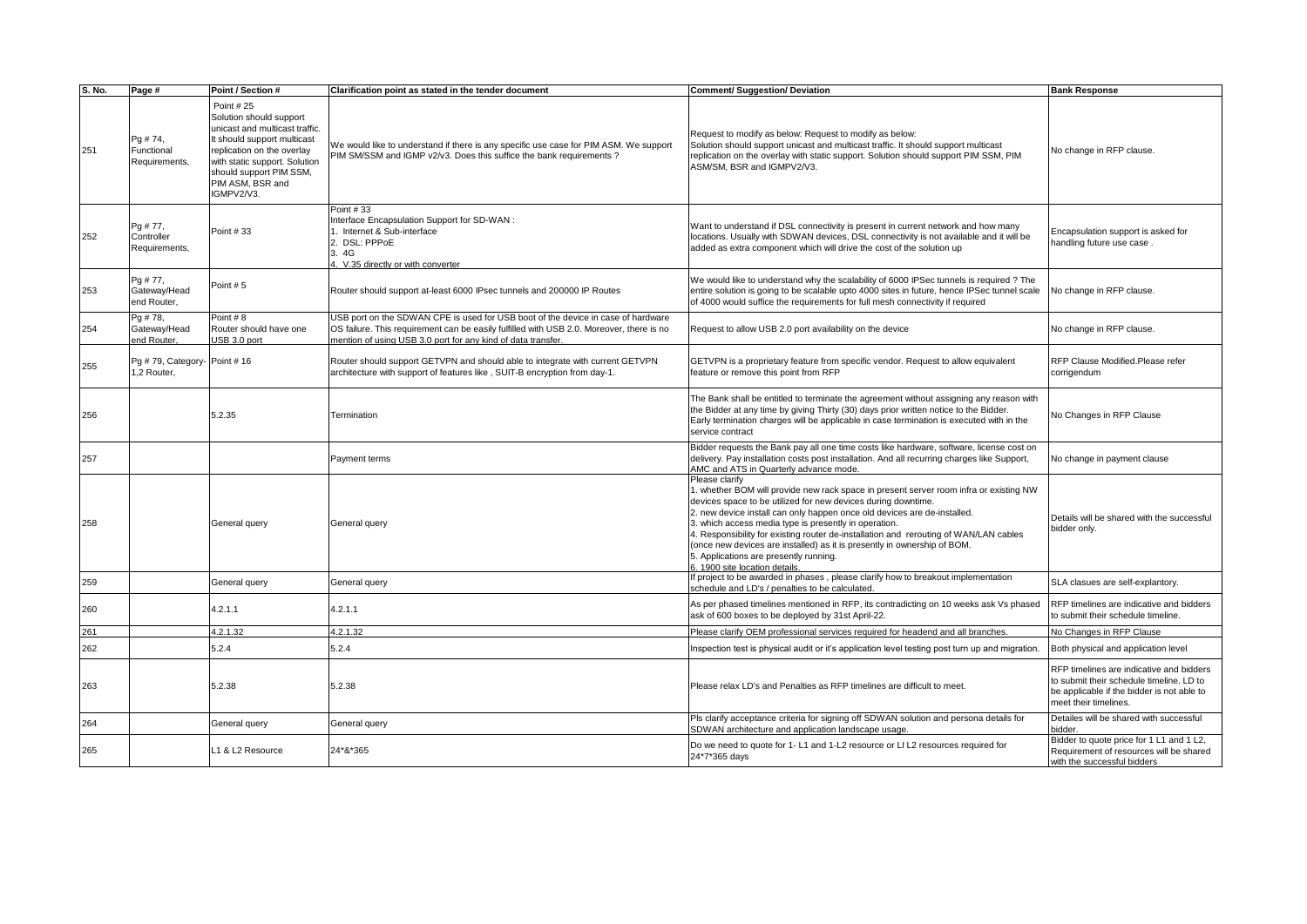| S. No. | Page # | Point / Section # | Clarification point as stated in the tender document | Comment/ Suggestion/ Deviation | Bank Response |
|---|---|---|---|---|---|
| 251 | Pg # 74, Functional Requirements, | Point # 25 Solution should support unicast and multicast traffic. It should support multicast replication on the overlay with static support. Solution should support PIM SSM, PIM ASM, BSR and IGMPV2/V3. | We would like to understand if there is any specific use case for PIM ASM. We support PIM SM/SSM and IGMP v2/v3. Does this suffice the bank requirements ? | Request to modify as below: Request to modify as below: Solution should support unicast and multicast traffic. It should support multicast replication on the overlay with static support. Solution should support PIM SSM, PIM ASM/SM, BSR and IGMPV2/V3. | No change in RFP clause. |
| 252 | Pg # 77, Controller Requirements, | Point # 33 | Point # 33 Interface Encapsulation Support for SD-WAN : 1. Internet & Sub-interface 2. DSL: PPPoE 3. 4G 4. V.35 directly or with converter | Want to understand if DSL connectivity is present in current network and how many locations. Usually with SDWAN devices, DSL connectivity is not available and it will be added as extra component which will drive the cost of the solution up | Encapsulation support is asked for handling future use case . |
| 253 | Pg # 77, Gateway/Head end Router, | Point # 5 | Router should support at-least 6000 IPsec tunnels and 200000 IP Routes | We would like to understand why the scalability of 6000 IPSec tunnels is required ? The entire solution is going to be scalable upto 4000 sites in future, hence IPSec tunnel scale of 4000 would suffice the requirements for full mesh connectivity if required | No change in RFP clause. |
| 254 | Pg # 78, Gateway/Head end Router, | Point # 8 Router should have one USB 3.0 port | USB port on the SDWAN CPE is used for USB boot of the device in case of hardware OS failure. This requirement can be easily fulfilled with USB 2.0. Moreover, there is no mention of using USB 3.0 port for any kind of data transfer. | Request to allow USB 2.0 port availability on the device | No change in RFP clause. |
| 255 | Pg # 79, Category-1,2 Router, | Point # 16 | Router should support GETVPN and should able to integrate with current GETVPN architecture with support of features like , SUIT-B encryption from day-1. | GETVPN is a proprietary feature from specific vendor. Request to allow equivalent feature or remove this point from RFP | RFP Clause Modified.Please refer corrigendum |
| 256 | | 5.2.35 | Termination | The Bank shall be entitled to terminate the agreement without assigning any reason with the Bidder at any time by giving Thirty (30) days prior written notice to the Bidder. Early termination charges will be applicable in case termination is executed with in the service contract | No Changes in RFP Clause |
| 257 | | | Payment terms | Bidder requests the Bank pay all one time costs like hardware, software, license cost on delivery. Pay installation costs post installation. And all recurring charges like Support, AMC and ATS in Quarterly advance mode. | No change in payment clause |
| 258 | | General query | General query | Please clarify 1. whether BOM will provide new rack space in present server room infra or existing NW devices space to be utilized for new devices during downtime. 2. new device install can only happen once old devices are de-installed. 3. which access media type is presently in operation. 4. Responsibility for existing router de-installation and rerouting of WAN/LAN cables (once new devices are installed) as it is presently in ownership of BOM. 5. Applications are presently running. 6. 1900 site location details. | Details will be shared with the successful bidder only. |
| 259 | | General query | General query | If project to be awarded in phases , please clarify how to breakout implementation schedule and LD's / penalties to be calculated. | SLA clasues are self-explantory. |
| 260 | | 4.2.1.1 | 4.2.1.1 | As per phased timelines mentioned in RFP, its contradicting on 10 weeks ask Vs phased ask of 600 boxes to be deployed by 31st April-22. | RFP timelines are indicative and bidders to submit their schedule timeline. |
| 261 | | 4.2.1.32 | 4.2.1.32 | Please clarify OEM professional services required for headend and all branches. | No Changes in RFP Clause |
| 262 | | 5.2.4 | 5.2.4 | Inspection test is physical audit or it's application level testing post turn up and migration. | Both physical and application level |
| 263 | | 5.2.38 | 5.2.38 | Please relax LD's and Penalties as RFP timelines are difficult to meet. | RFP timelines are indicative and bidders to submit their schedule timeline. LD to be applicable if the bidder is not able to meet their timelines. |
| 264 | | General query | General query | Pls clarify acceptance criteria for signing off SDWAN solution and persona details for SDWAN architecture and application landscape usage. | Detailes will be shared with successful bidder. |
| 265 | | L1 & L2 Resource | 24*&*365 | Do we need to quote for 1- L1 and 1-L2 resource or LI L2 resources required for 24*7*365 days | Bidder to quote price for 1 L1 and 1 L2, Requirement of resources will be shared with the successful bidders |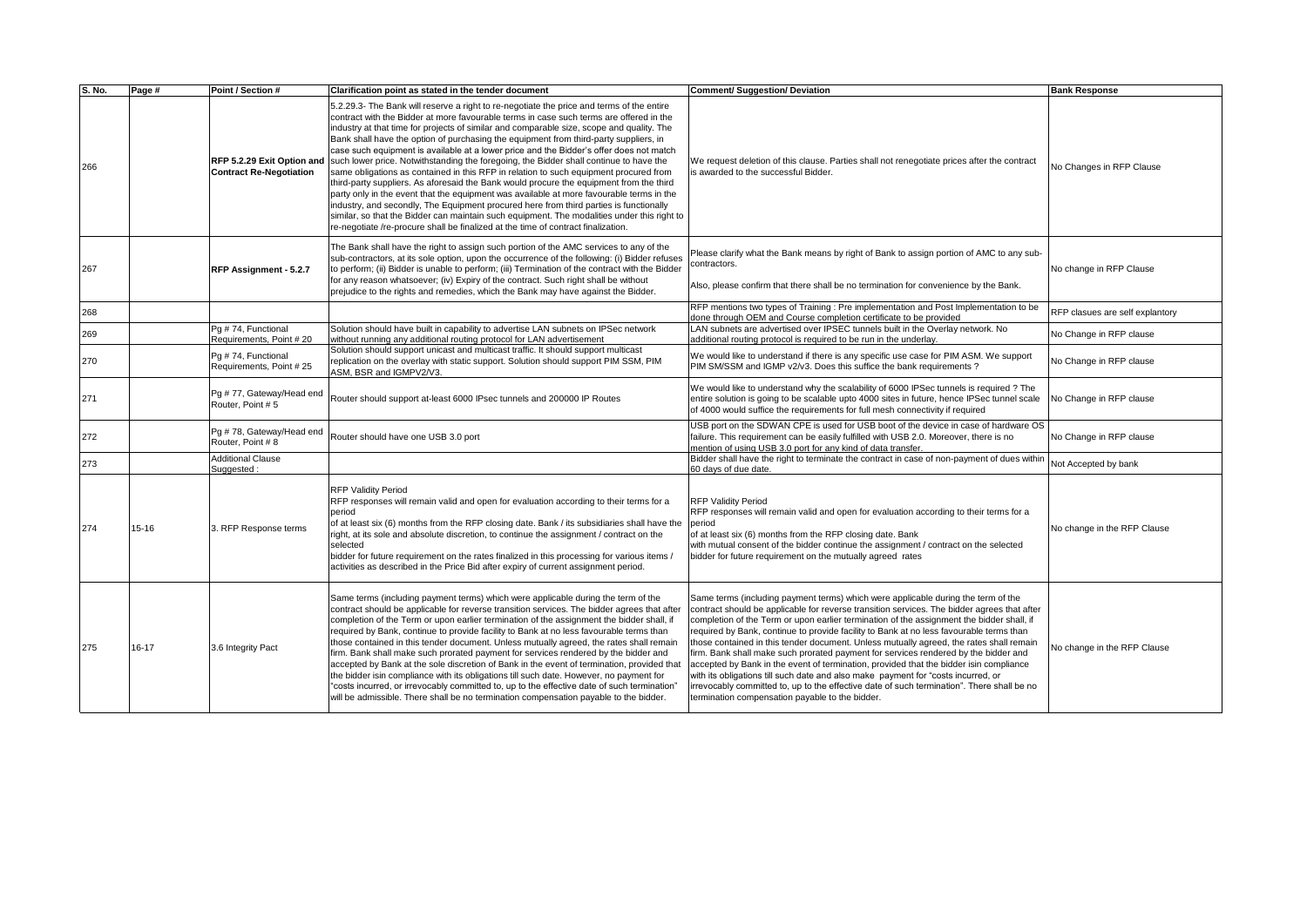| S. No. | Page # | Point / Section # | Clarification point as stated in the tender document | Comment/ Suggestion/ Deviation | Bank Response |
|---|---|---|---|---|---|
| 266 | | **RFP 5.2.29 Exit Option and Contract Re-Negotiation** | 5.2.29.3- The Bank will reserve a right to re-negotiate the price and terms of the entire contract with the Bidder at more favourable terms in case such terms are offered in the industry at that time for projects of similar and comparable size, scope and quality. The Bank shall have the option of purchasing the equipment from third-party suppliers, in case such equipment is available at a lower price and the Bidder's offer does not match such lower price. Notwithstanding the foregoing, the Bidder shall continue to have the same obligations as contained in this RFP in relation to such equipment procured from third-party suppliers. As aforesaid the Bank would procure the equipment from the third party only in the event that the equipment was available at more favourable terms in the industry, and secondly, The Equipment procured here from third parties is functionally similar, so that the Bidder can maintain such equipment. The modalities under this right to re-negotiate /re-procure shall be finalized at the time of contract finalization. | We request deletion of this clause. Parties shall not renegotiate prices after the contract is awarded to the successful Bidder. | No Changes in RFP Clause |
| 267 | | **RFP Assignment - 5.2.7** | The Bank shall have the right to assign such portion of the AMC services to any of the sub-contractors, at its sole option, upon the occurrence of the following: (i) Bidder refuses to perform; (ii) Bidder is unable to perform; (iii) Termination of the contract with the Bidder for any reason whatsoever; (iv) Expiry of the contract. Such right shall be without prejudice to the rights and remedies, which the Bank may have against the Bidder. | Please clarify what the Bank means by right of Bank to assign portion of AMC to any sub-contractors.<br><br>Also, please confirm that there shall be no termination for convenience by the Bank. | No change in RFP Clause |
| 268 | | | | RFP mentions two types of Training : Pre implementation and Post Implementation to be done through OEM and Course completion certificate to be provided | RFP clasues are self explantory |
| 269 | | Pg # 74, Functional Requirements, Point # 20 | Solution should have built in capability to advertise LAN subnets on IPSec network without running any additional routing protocol for LAN advertisement | LAN subnets are advertised over IPSEC tunnels built in the Overlay network. No additional routing protocol is required to be run in the underlay. | No Change in RFP clause |
| 270 | | Pg # 74, Functional Requirements, Point # 25 | Solution should support unicast and multicast traffic. It should support multicast replication on the overlay with static support. Solution should support PIM SSM, PIM ASM, BSR and IGMPV2/V3. | We would like to understand if there is any specific use case for PIM ASM. We support PIM SM/SSM and IGMP v2/v3. Does this suffice the bank requirements ? | No Change in RFP clause |
| 271 | | Pg # 77, Gateway/Head end Router, Point # 5 | Router should support at-least 6000 IPsec tunnels and 200000 IP Routes | We would like to understand why the scalability of 6000 IPSec tunnels is required ? The entire solution is going to be scalable upto 4000 sites in future, hence IPSec tunnel scale of 4000 would suffice the requirements for full mesh connectivity if required | No Change in RFP clause |
| 272 | | Pg # 78, Gateway/Head end Router, Point # 8 | Router should have one USB 3.0 port | USB port on the SDWAN CPE is used for USB boot of the device in case of hardware OS failure. This requirement can be easily fulfilled with USB 2.0. Moreover, there is no mention of using USB 3.0 port for any kind of data transfer. | No Change in RFP clause |
| 273 | | Additional Clause Suggested : | | Bidder shall have the right to terminate the contract in case of non-payment of dues within 60 days of due date. | Not Accepted by bank |
| 274 | 15-16 | 3. RFP Response terms | RFP Validity Period<br>RFP responses will remain valid and open for evaluation according to their terms for a period<br>of at least six (6) months from the RFP closing date. Bank / its subsidiaries shall have the right, at its sole and absolute discretion, to continue the assignment / contract on the selected<br>bidder for future requirement on the rates finalized in this processing for various items / activities as described in the Price Bid after expiry of current assignment period. | RFP Validity Period<br>RFP responses will remain valid and open for evaluation according to their terms for a period<br>of at least six (6) months from the RFP closing date. Bank<br>with mutual consent of the bidder continue the assignment / contract on the selected bidder for future requirement on the mutually agreed rates | No change in the RFP Clause |
| 275 | 16-17 | 3.6 Integrity Pact | Same terms (including payment terms) which were applicable during the term of the contract should be applicable for reverse transition services. The bidder agrees that after completion of the Term or upon earlier termination of the assignment the bidder shall, if required by Bank, continue to provide facility to Bank at no less favourable terms than those contained in this tender document. Unless mutually agreed, the rates shall remain firm. Bank shall make such prorated payment for services rendered by the bidder and accepted by Bank at the sole discretion of Bank in the event of termination, provided that the bidder isin compliance with its obligations till such date. However, no payment for "costs incurred, or irrevocably committed to, up to the effective date of such termination" will be admissible. There shall be no termination compensation payable to the bidder. | Same terms (including payment terms) which were applicable during the term of the contract should be applicable for reverse transition services. The bidder agrees that after completion of the Term or upon earlier termination of the assignment the bidder shall, if required by Bank, continue to provide facility to Bank at no less favourable terms than those contained in this tender document. Unless mutually agreed, the rates shall remain firm. Bank shall make such prorated payment for services rendered by the bidder and accepted by Bank in the event of termination, provided that the bidder isin compliance with its obligations till such date and also make payment for "costs incurred, or irrevocably committed to, up to the effective date of such termination". There shall be no termination compensation payable to the bidder. | No change in the RFP Clause |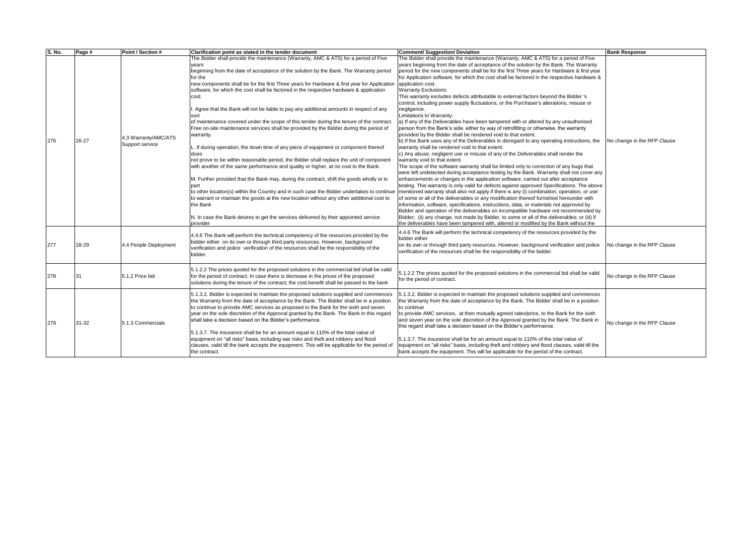| S. No. | Page # | Point / Section # | Clarification point as stated in the tender document | Comment/ Suggestion/ Deviation | Bank Response |
|---|---|---|---|---|---|
| 276 | 26-27 | 4.3 Warranty/AMC/ATS Support service | The Bidder shall provide the maintenance (Warranty, AMC & ATS) for a period of Five years beginning from the date of acceptance of the solution by the Bank. The Warranty period for the new components shall be for the first Three years for Hardware & first year for Application software, for which the cost shall be factored in the respective hardware & application cost.<br><br>I. Agree that the Bank will not be liable to pay any additional amounts in respect of any sort of maintenance covered under the scope of this tender during the tenure of the contract. Free on-site maintenance services shall be provided by the Bidder during the period of warranty.<br><br>L. If during operation, the down time of any piece of equipment or component thereof does not prove to be within reasonable period, the Bidder shall replace the unit of component with another of the same performance and quality or higher, at no cost to the Bank.<br><br>M. Further provided that the Bank may, during the contract, shift the goods wholly or in part to other location(s) within the Country and in such case the Bidder undertakes to continue to warrant or maintain the goods at the new location without any other additional cost to the Bank<br><br>N. In case the Bank desires to get the services delivered by their appointed service provider | The Bidder shall provide the maintenance (Warranty, AMC & ATS) for a period of Five years beginning from the date of acceptance of the solution by the Bank. The Warranty period for the new components shall be for the first Three years for Hardware & first year for Application software, for which the cost shall be factored in the respective hardware & application cost.<br>Warranty Exclusions:<br>This warranty excludes defects attributable to external factors beyond the Bidder 's control, including power supply fluctuations, or the Purchaser's alterations, misuse or negligence.<br>Limitations to Warranty:<br>a) If any of the Deliverables have been tampered with or altered by any unauthorised person from the Bank's side, either by way of retrofitting or otherwise, the warranty provided by the Bidder shall be rendered void to that extent.<br>b) If the Bank uses any of the Deliverables in disregard to any operating instructions, the warranty shall be rendered void to that extent.<br>c) Any abuse, negligent use or misuse of any of the Deliverables shall render the warranty void to that extent.<br>The scope of the software warranty shall be limited only to correction of any bugs that were left undetected during acceptance testing by the Bank. Warranty shall not cover any enhancements or changes in the application software, carried out after acceptance testing. This warranty is only valid for defects against approved Specifications. The above mentioned warranty shall also not apply if there is any (i) combination, operation, or use of some or all of the deliverables or any modification thereof furnished hereunder with information, software, specifications, instructions, data, or materials not approved by Bidder and operation of the deliverables on incompatible hardware not recommended by Bidder; (ii) any change, not made by Bidder, to some or all of the deliverables; or (iii) if the deliverables have been tampered with, altered or modified by the Bank without the | No change in the RFP Clause |
| 277 | 28-29 | 4.4 People Deployment | 4.4.6 The Bank will perform the technical competency of the resources provided by the bidder either on its own or through third party resources. However, background verification and police verification of the resources shall be the responsibility of the bidder. | 4.4.6 The Bank will perform the technical competency of the resources provided by the bidder either on its own or through third party resources. However, background verification and police verification of the resources shall be the responsibility of the bidder. | No change in the RFP Clause |
| 278 | 31 | 5.1.2 Price bid | 5.1.2.2 The prices quoted for the proposed solutions in the commercial bid shall be valid for the period of contract. In case there is decrease in the prices of the proposed solutions during the tenure of the contract; the cost benefit shall be passed to the bank | 5.1.2.2 The prices quoted for the proposed solutions in the commercial bid shall be valid for the period of contract. | No change in the RFP Clause |
| 279 | 31-32 | 5.1.3 Commercials | 5.1.3.2. Bidder is expected to maintain the proposed solutions supplied and commences the Warranty from the date of acceptance by the Bank. The Bidder shall be in a position to continue to provide AMC services as proposed to the Bank for the sixth and seven year on the sole discretion of the Approval granted by the Bank. The Bank in this regard shall take a decision based on the Bidder's performance.<br><br>5.1.3.7. The insurance shall be for an amount equal to 110% of the total value of equipment on "all risks" basis, including war risks and theft and robbery and flood clauses, valid till the bank accepts the equipment. This will be applicable for the period of the contract. | 5.1.3.2. Bidder is expected to maintain the proposed solutions supplied and commences the Warranty from the date of acceptance by the Bank. The Bidder shall be in a position to continue to provide AMC services, at then mutually agreed rates/price, to the Bank for the sixth and seven year on the sole discretion of the Approval granted by the Bank. The Bank in this regard shall take a decision based on the Bidder's performance.<br><br>5.1.3.7. The insurance shall be for an amount equal to 110% of the total value of equipment on "all risks" basis, including theft and robbery and flood clauses, valid till the bank accepts the equipment. This will be applicable for the period of the contract. | No change in the RFP Clause |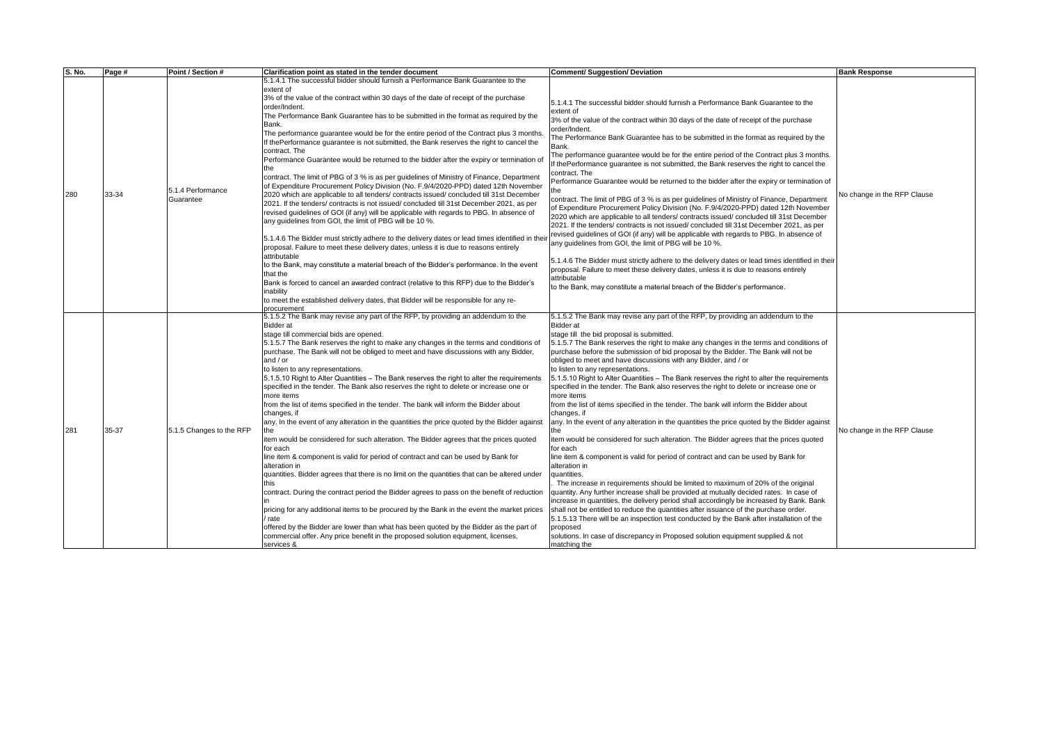| S. No. | Page # | Point / Section # | Clarification point as stated in the tender document | Comment/ Suggestion/ Deviation | Bank Response |
|---|---|---|---|---|---|
| 280 | 33-34 | 5.1.4 Performance Guarantee | 5.1.4.1 The successful bidder should furnish a Performance Bank Guarantee to the extent of 3% of the value of the contract within 30 days of the date of receipt of the purchase order/Indent. The Performance Bank Guarantee has to be submitted in the format as required by the Bank. The performance guarantee would be for the entire period of the Contract plus 3 months. If thePerformance guarantee is not submitted, the Bank reserves the right to cancel the contract. The Performance Guarantee would be returned to the bidder after the expiry or termination of the contract. The limit of PBG of 3 % is as per guidelines of Ministry of Finance, Department of Expenditure Procurement Policy Division (No. F.9/4/2020-PPD) dated 12th November 2020 which are applicable to all tenders/ contracts issued/ concluded till 31st December 2021. If the tenders/ contracts is not issued/ concluded till 31st December 2021, as per revised guidelines of GOI (if any) will be applicable with regards to PBG. In absence of any guidelines from GOI, the limit of PBG will be 10 %.<br><br>5.1.4.6 The Bidder must strictly adhere to the delivery dates or lead times identified in their proposal. Failure to meet these delivery dates, unless it is due to reasons entirely attributable to the Bank, may constitute a material breach of the Bidder's performance. In the event that the Bank is forced to cancel an awarded contract (relative to this RFP) due to the Bidder's inability to meet the established delivery dates, that Bidder will be responsible for any re-procurement | 5.1.4.1 The successful bidder should furnish a Performance Bank Guarantee to the extent of 3% of the value of the contract within 30 days of the date of receipt of the purchase order/Indent. The Performance Bank Guarantee has to be submitted in the format as required by the Bank. The performance guarantee would be for the entire period of the Contract plus 3 months. If thePerformance guarantee is not submitted, the Bank reserves the right to cancel the contract. The Performance Guarantee would be returned to the bidder after the expiry or termination of the contract. The limit of PBG of 3 % is as per guidelines of Ministry of Finance, Department of Expenditure Procurement Policy Division (No. F.9/4/2020-PPD) dated 12th November 2020 which are applicable to all tenders/ contracts issued/ concluded till 31st December 2021. If the tenders/ contracts is not issued/ concluded till 31st December 2021, as per revised guidelines of GOI (if any) will be applicable with regards to PBG. In absence of any guidelines from GOI, the limit of PBG will be 10 %.<br><br>5.1.4.6 The Bidder must strictly adhere to the delivery dates or lead times identified in their proposal. Failure to meet these delivery dates, unless it is due to reasons entirely attributable to the Bank, may constitute a material breach of the Bidder's performance. | No change in the RFP Clause |
| 281 | 35-37 | 5.1.5 Changes to the RFP | 5.1.5.2 The Bank may revise any part of the RFP, by providing an addendum to the Bidder at stage till commercial bids are opened.<br>5.1.5.7 The Bank reserves the right to make any changes in the terms and conditions of purchase. The Bank will not be obliged to meet and have discussions with any Bidder, and / or to listen to any representations.<br>5.1.5.10 Right to Alter Quantities – The Bank reserves the right to alter the requirements specified in the tender. The Bank also reserves the right to delete or increase one or more items from the list of items specified in the tender. The bank will inform the Bidder about changes, if any. In the event of any alteration in the quantities the price quoted by the Bidder against the item would be considered for such alteration. The Bidder agrees that the prices quoted for each line item & component is valid for period of contract and can be used by Bank for alteration in quantities. Bidder agrees that there is no limit on the quantities that can be altered under this contract. During the contract period the Bidder agrees to pass on the benefit of reduction in pricing for any additional items to be procured by the Bank in the event the market prices / rate offered by the Bidder are lower than what has been quoted by the Bidder as the part of commercial offer. Any price benefit in the proposed solution equipment, licenses, services & | 5.1.5.2 The Bank may revise any part of the RFP, by providing an addendum to the Bidder at stage till the bid proposal is submitted.<br>5.1.5.7 The Bank reserves the right to make any changes in the terms and conditions of purchase before the submission of bid proposal by the Bidder. The Bank will not be obliged to meet and have discussions with any Bidder, and / or to listen to any representations.<br>5.1.5.10 Right to Alter Quantities – The Bank reserves the right to alter the requirements specified in the tender. The Bank also reserves the right to delete or increase one or more items from the list of items specified in the tender. The bank will inform the Bidder about changes, if any. In the event of any alteration in the quantities the price quoted by the Bidder against the item would be considered for such alteration. The Bidder agrees that the prices quoted for each line item & component is valid for period of contract and can be used by Bank for alteration in quantities.<br>. The increase in requirements should be limited to maximum of 20% of the original quantity. Any further increase shall be provided at mutually decided rates. In case of increase in quantities, the delivery period shall accordingly be increased by Bank. Bank shall not be entitled to reduce the quantities after issuance of the purchase order.<br>5.1.5.13 There will be an inspection test conducted by the Bank after installation of the proposed solutions. In case of discrepancy in Proposed solution equipment supplied & not matching the | No change in the RFP Clause |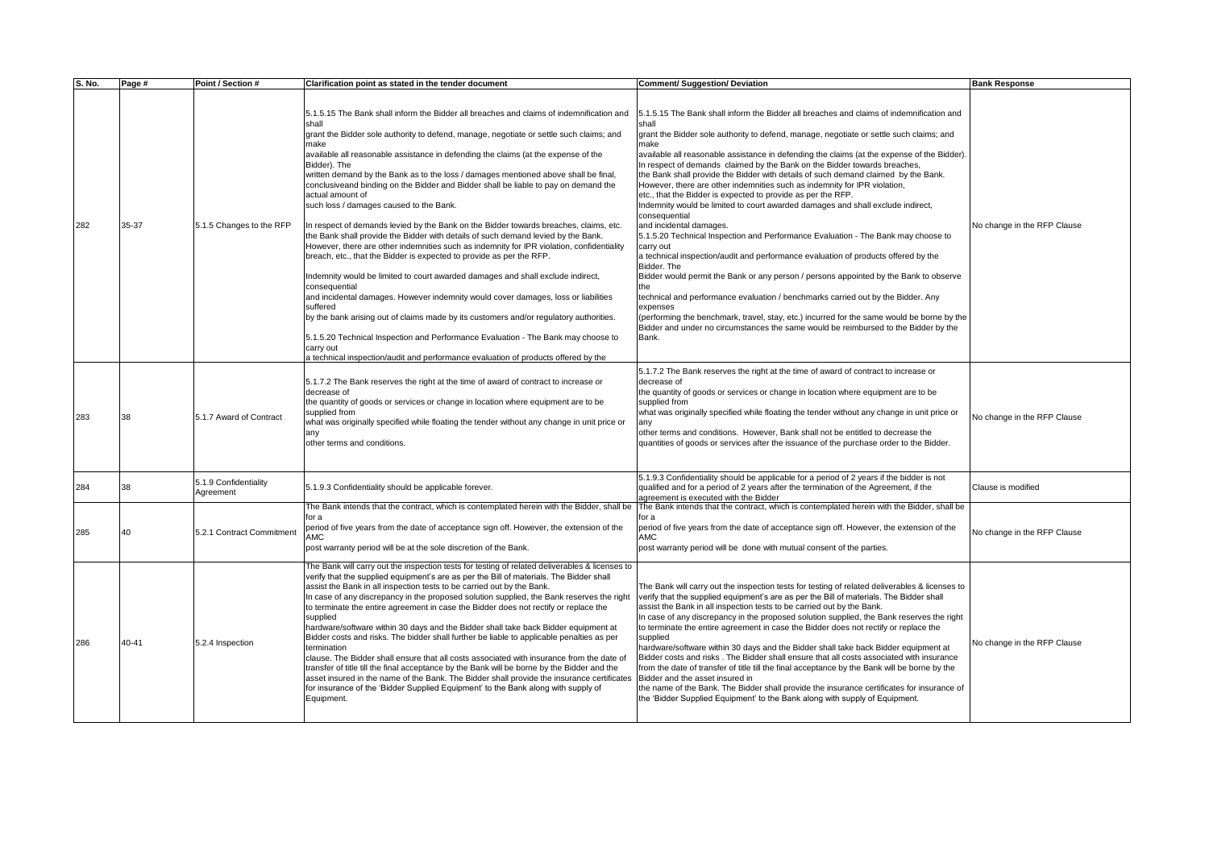| S. No. | Page # | Point / Section # | Clarification point as stated in the tender document | Comment/ Suggestion/ Deviation | Bank Response |
|---|---|---|---|---|---|
| 282 | 35-37 | 5.1.5 Changes to the RFP | 5.1.5.15 The Bank shall inform the Bidder all breaches and claims of indemnification and shall grant the Bidder sole authority to defend, manage, negotiate or settle such claims; and make available all reasonable assistance in defending the claims (at the expense of the Bidder). The written demand by the Bank as to the loss / damages mentioned above shall be final, conclusiveand binding on the Bidder and Bidder shall be liable to pay on demand the actual amount of such loss / damages caused to the Bank.<br><br>In respect of demands levied by the Bank on the Bidder towards breaches, claims, etc. the Bank shall provide the Bidder with details of such demand levied by the Bank. However, there are other indemnities such as indemnity for IPR violation, confidentiality breach, etc., that the Bidder is expected to provide as per the RFP.<br><br>Indemnity would be limited to court awarded damages and shall exclude indirect, consequential and incidental damages. However indemnity would cover damages, loss or liabilities suffered by the bank arising out of claims made by its customers and/or regulatory authorities.<br><br>5.1.5.20 Technical Inspection and Performance Evaluation - The Bank may choose to carry out a technical inspection/audit and performance evaluation of products offered by the | 5.1.5.15 The Bank shall inform the Bidder all breaches and claims of indemnification and shall grant the Bidder sole authority to defend, manage, negotiate or settle such claims; and make available all reasonable assistance in defending the claims (at the expense of the Bidder). In respect of demands claimed by the Bank on the Bidder towards breaches, the Bank shall provide the Bidder with details of such demand claimed by the Bank. However, there are other indemnities such as indemnity for IPR violation, etc., that the Bidder is expected to provide as per the RFP. Indemnity would be limited to court awarded damages and shall exclude indirect, consequential and incidental damages.<br>5.1.5.20 Technical Inspection and Performance Evaluation - The Bank may choose to carry out a technical inspection/audit and performance evaluation of products offered by the Bidder. The Bidder would permit the Bank or any person / persons appointed by the Bank to observe the technical and performance evaluation / benchmarks carried out by the Bidder. Any expenses (performing the benchmark, travel, stay, etc.) incurred for the same would be borne by the Bidder and under no circumstances the same would be reimbursed to the Bidder by the Bank. | No change in the RFP Clause |
| 283 | 38 | 5.1.7 Award of Contract | 5.1.7.2 The Bank reserves the right at the time of award of contract to increase or decrease of the quantity of goods or services or change in location where equipment are to be supplied from what was originally specified while floating the tender without any change in unit price or any other terms and conditions. | 5.1.7.2 The Bank reserves the right at the time of award of contract to increase or decrease of the quantity of goods or services or change in location where equipment are to be supplied from what was originally specified while floating the tender without any change in unit price or any other terms and conditions. However, Bank shall not be entitled to decrease the quantities of goods or services after the issuance of the purchase order to the Bidder. | No change in the RFP Clause |
| 284 | 38 | 5.1.9 Confidentiality Agreement | 5.1.9.3 Confidentiality should be applicable forever. | 5.1.9.3 Confidentiality should be applicable for a period of 2 years if the bidder is not qualified and for a period of 2 years after the termination of the Agreement, if the agreement is executed with the Bidder | Clause is modified |
| 285 | 40 | 5.2.1 Contract Commitment | The Bank intends that the contract, which is contemplated herein with the Bidder, shall be for a period of five years from the date of acceptance sign off. However, the extension of the AMC post warranty period will be at the sole discretion of the Bank. | The Bank intends that the contract, which is contemplated herein with the Bidder, shall be for a period of five years from the date of acceptance sign off. However, the extension of the AMC post warranty period will be done with mutual consent of the parties. | No change in the RFP Clause |
| 286 | 40-41 | 5.2.4 Inspection | The Bank will carry out the inspection tests for testing of related deliverables & licenses to verify that the supplied equipment's are as per the Bill of materials. The Bidder shall assist the Bank in all inspection tests to be carried out by the Bank.<br>In case of any discrepancy in the proposed solution supplied, the Bank reserves the right to terminate the entire agreement in case the Bidder does not rectify or replace the supplied hardware/software within 30 days and the Bidder shall take back Bidder equipment at Bidder costs and risks. The bidder shall further be liable to applicable penalties as per termination clause. The Bidder shall ensure that all costs associated with insurance from the date of transfer of title till the final acceptance by the Bank will be borne by the Bidder and the asset insured in the name of the Bank. The Bidder shall provide the insurance certificates for insurance of the 'Bidder Supplied Equipment' to the Bank along with supply of Equipment. | The Bank will carry out the inspection tests for testing of related deliverables & licenses to verify that the supplied equipment's are as per the Bill of materials. The Bidder shall assist the Bank in all inspection tests to be carried out by the Bank.<br>In case of any discrepancy in the proposed solution supplied, the Bank reserves the right to terminate the entire agreement in case the Bidder does not rectify or replace the supplied hardware/software within 30 days and the Bidder shall take back Bidder equipment at Bidder costs and risks . The Bidder shall ensure that all costs associated with insurance from the date of transfer of title till the final acceptance by the Bank will be borne by the Bidder and the asset insured in the name of the Bank. The Bidder shall provide the insurance certificates for insurance of the 'Bidder Supplied Equipment' to the Bank along with supply of Equipment. | No change in the RFP Clause |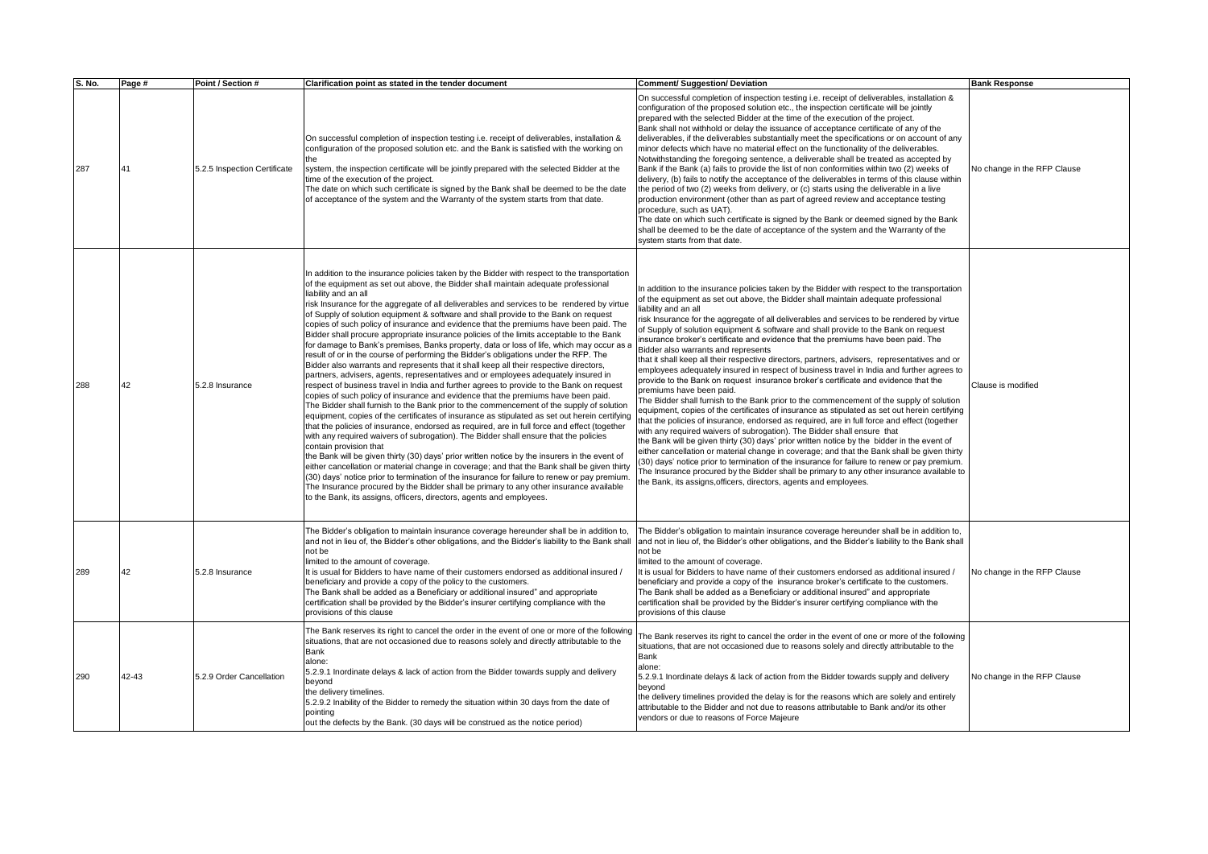| S. No. | Page # | Point / Section # | Clarification point as stated in the tender document | Comment/ Suggestion/ Deviation | Bank Response |
|---|---|---|---|---|---|
| 287 | 41 | 5.2.5 Inspection Certificate | On successful completion of inspection testing i.e. receipt of deliverables, installation & configuration of the proposed solution etc. and the Bank is satisfied with the working on the system, the inspection certificate will be jointly prepared with the selected Bidder at the time of the execution of the project. The date on which such certificate is signed by the Bank shall be deemed to be the date of acceptance of the system and the Warranty of the system starts from that date. | On successful completion of inspection testing i.e. receipt of deliverables, installation & configuration of the proposed solution etc., the inspection certificate will be jointly prepared with the selected Bidder at the time of the execution of the project. Bank shall not withhold or delay the issuance of acceptance certificate of any of the deliverables, if the deliverables substantially meet the specifications or on account of any minor defects which have no material effect on the functionality of the deliverables. Notwithstanding the foregoing sentence, a deliverable shall be treated as accepted by Bank if the Bank (a) fails to provide the list of non conformities within two (2) weeks of delivery, (b) fails to notify the acceptance of the deliverables in terms of this clause within the period of two (2) weeks from delivery, or (c) starts using the deliverable in a live production environment (other than as part of agreed review and acceptance testing procedure, such as UAT). The date on which such certificate is signed by the Bank or deemed signed by the Bank shall be deemed to be the date of acceptance of the system and the Warranty of the system starts from that date. | No change in the RFP Clause |
| 288 | 42 | 5.2.8 Insurance | In addition to the insurance policies taken by the Bidder with respect to the transportation of the equipment as set out above, the Bidder shall maintain adequate professional liability and an all risk Insurance for the aggregate of all deliverables and services to be rendered by virtue of Supply of solution equipment & software and shall provide to the Bank on request copies of such policy of insurance and evidence that the premiums have been paid. The Bidder shall procure appropriate insurance policies of the limits acceptable to the Bank for damage to Bank's premises, Banks property, data or loss of life, which may occur as a result of or in the course of performing the Bidder's obligations under the RFP. The Bidder also warrants and represents that it shall keep all their respective directors, partners, advisers, agents, representatives and or employees adequately insured in respect of business travel in India and further agrees to provide to the Bank on request copies of such policy of insurance and evidence that the premiums have been paid. The Bidder shall furnish to the Bank prior to the commencement of the supply of solution equipment, copies of the certificates of insurance as stipulated as set out herein certifying that the policies of insurance, endorsed as required, are in full force and effect (together with any required waivers of subrogation). The Bidder shall ensure that the policies contain provision that the Bank will be given thirty (30) days' prior written notice by the insurers in the event of either cancellation or material change in coverage; and that the Bank shall be given thirty (30) days' notice prior to termination of the insurance for failure to renew or pay premium. The Insurance procured by the Bidder shall be primary to any other insurance available to the Bank, its assigns, officers, directors, agents and employees. | In addition to the insurance policies taken by the Bidder with respect to the transportation of the equipment as set out above, the Bidder shall maintain adequate professional liability and an all risk Insurance for the aggregate of all deliverables and services to be rendered by virtue of Supply of solution equipment & software and shall provide to the Bank on request insurance broker's certificate and evidence that the premiums have been paid. The Bidder also warrants and represents that it shall keep all their respective directors, partners, advisers, representatives and or employees adequately insured in respect of business travel in India and further agrees to provide to the Bank on request insurance broker's certificate and evidence that the premiums have been paid. The Bidder shall furnish to the Bank prior to the commencement of the supply of solution equipment, copies of the certificates of insurance as stipulated as set out herein certifying that the policies of insurance, endorsed as required, are in full force and effect (together with any required waivers of subrogation). The Bidder shall ensure that the Bank will be given thirty (30) days' prior written notice by the bidder in the event of either cancellation or material change in coverage; and that the Bank shall be given thirty (30) days' notice prior to termination of the insurance for failure to renew or pay premium. The Insurance procured by the Bidder shall be primary to any other insurance available to the Bank, its assigns,officers, directors, agents and employees. | Clause is modified |
| 289 | 42 | 5.2.8 Insurance | The Bidder's obligation to maintain insurance coverage hereunder shall be in addition to, and not in lieu of, the Bidder's other obligations, and the Bidder's liability to the Bank shall not be limited to the amount of coverage. It is usual for Bidders to have name of their customers endorsed as additional insured / beneficiary and provide a copy of the policy to the customers. The Bank shall be added as a Beneficiary or additional insured" and appropriate certification shall be provided by the Bidder's insurer certifying compliance with the provisions of this clause | The Bidder's obligation to maintain insurance coverage hereunder shall be in addition to, and not in lieu of, the Bidder's other obligations, and the Bidder's liability to the Bank shall not be limited to the amount of coverage. It is usual for Bidders to have name of their customers endorsed as additional insured / beneficiary and provide a copy of the insurance broker's certificate to the customers. The Bank shall be added as a Beneficiary or additional insured" and appropriate certification shall be provided by the Bidder's insurer certifying compliance with the provisions of this clause | No change in the RFP Clause |
| 290 | 42-43 | 5.2.9 Order Cancellation | The Bank reserves its right to cancel the order in the event of one or more of the following situations, that are not occasioned due to reasons solely and directly attributable to the Bank alone: 5.2.9.1 Inordinate delays & lack of action from the Bidder towards supply and delivery beyond the delivery timelines. 5.2.9.2 Inability of the Bidder to remedy the situation within 30 days from the date of pointing out the defects by the Bank. (30 days will be construed as the notice period) | The Bank reserves its right to cancel the order in the event of one or more of the following situations, that are not occasioned due to reasons solely and directly attributable to the Bank alone: 5.2.9.1 Inordinate delays & lack of action from the Bidder towards supply and delivery beyond the delivery timelines provided the delay is for the reasons which are solely and entirely attributable to the Bidder and not due to reasons attributable to Bank and/or its other vendors or due to reasons of Force Majeure | No change in the RFP Clause |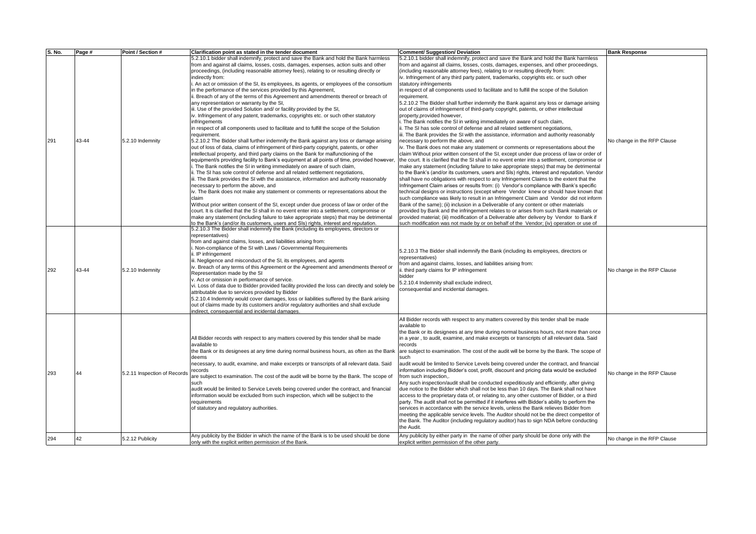| S. No. | Page # | Point / Section # | Clarification point as stated in the tender document | Comment/ Suggestion/ Deviation | Bank Response |
|---|---|---|---|---|---|
| 291 | 43-44 | 5.2.10 Indemnity | 5.2.10.1 bidder shall indemnify, protect and save the Bank and hold the Bank harmless from and against all claims, losses, costs, damages, expenses, action suits and other proceedings, (including reasonable attorney fees), relating to or resulting directly or indirectly from:<br>i. An act or omission of the SI, its employees, its agents, or employees of the consortium in the performance of the services provided by this Agreement,<br>ii. Breach of any of the terms of this Agreement and amendments thereof or breach of any representation or warranty by the SI,<br>iii. Use of the provided Solution and/ or facility provided by the SI,<br>iv. Infringement of any patent, trademarks, copyrights etc. or such other statutory infringements<br>in respect of all components used to facilitate and to fulfill the scope of the Solution requirement.<br>5.2.10.2 The Bidder shall further indemnify the Bank against any loss or damage arising out of loss of data, claims of infringement of third-party copyright, patents, or other intellectual property, and third party claims on the Bank for malfunctioning of the equipment/s providing facility to Bank's equipment at all points of time, provided however,<br>i. The Bank notifies the SI in writing immediately on aware of such claim,<br>ii. The SI has sole control of defense and all related settlement negotiations,<br>iii. The Bank provides the SI with the assistance, information and authority reasonably necessary to perform the above, and<br>iv. The Bank does not make any statement or comments or representations about the claim<br>Without prior written consent of the SI, except under due process of law or order of the court. It is clarified that the SI shall in no event enter into a settlement, compromise or make any statement (including failure to take appropriate steps) that may be detrimental to the Bank's (and/or its customers, users and SIs) rights, interest and reputation. | 5.2.10.1 bidder shall indemnify, protect and save the Bank and hold the Bank harmless from and against all claims, losses, costs, damages, expenses, and other proceedings, (including reasonable attorney fees), relating to or resulting directly from:<br>iv. Infringement of any third party patent, trademarks, copyrights etc. or such other statutory infringements<br>in respect of all components used to facilitate and to fulfill the scope of the Solution requirement.<br>5.2.10.2 The Bidder shall further indemnify the Bank against any loss or damage arising out of claims of infringement of third-party copyright, patents, or other intellectual property,provided however,<br>i. The Bank notifies the SI in writing immediately on aware of such claim,<br>ii. The SI has sole control of defense and all related settlement negotiations,<br>iii. The Bank provides the SI with the assistance, information and authority reasonably necessary to perform the above, and<br>iv. The Bank does not make any statement or comments or representations about the claim Without prior written consent of the SI, except under due process of law or order of the court. It is clarified that the SI shall in no event enter into a settlement, compromise or make any statement (including failure to take appropriate steps) that may be detrimental to the Bank's (and/or its customers, users and SIs) rights, interest and reputation. Vendor shall have no obligations with respect to any Infringement Claims to the extent that the Infringement Claim arises or results from: (i) Vendor's compliance with Bank's specific technical designs or instructions (except where Vendor knew or should have known that such compliance was likely to result in an Infringement Claim and Vendor did not inform Bank of the same); (ii) inclusion in a Deliverable of any content or other materials provided by Bank and the infringement relates to or arises from such Bank materials or provided material; (iii) modification of a Deliverable after delivery by Vendor to Bank if such modification was not made by or on behalf of the Vendor; (iv) operation or use of | No change in the RFP Clause |
| 292 | 43-44 | 5.2.10 Indemnity | 5.2.10.3 The Bidder shall indemnify the Bank (including its employees, directors or representatives)<br>from and against claims, losses, and liabilities arising from:<br>i. Non-compliance of the SI with Laws / Governmental Requirements<br>ii. IP infringement<br>iii. Negligence and misconduct of the SI, its employees, and agents<br>iv. Breach of any terms of this Agreement or the Agreement and amendments thereof or Representation made by the SI<br>v. Act or omission in performance of service.<br>vi. Loss of data due to Bidder provided facility provided the loss can directly and solely be attributable due to services provided by Bidder<br>5.2.10.4 Indemnity would cover damages, loss or liabilities suffered by the Bank arising out of claims made by its customers and/or regulatory authorities and shall exclude indirect, consequential and incidental damages. | 5.2.10.3 The Bidder shall indemnify the Bank (including its employees, directors or representatives)<br>from and against claims, losses, and liabilities arising from:<br>ii. third party claims for IP infringement<br>bidder<br>5.2.10.4 Indemnity shall exclude indirect, consequential and incidental damages. | No change in the RFP Clause |
| 293 | 44 | 5.2.11 Inspection of Records | All Bidder records with respect to any matters covered by this tender shall be made available to<br>the Bank or its designees at any time during normal business hours, as often as the Bank deems<br>necessary, to audit, examine, and make excerpts or transcripts of all relevant data. Said records<br>are subject to examination. The cost of the audit will be borne by the Bank. The scope of such<br>audit would be limited to Service Levels being covered under the contract, and financial information would be excluded from such inspection, which will be subject to the requirements<br>of statutory and regulatory authorities. | All Bidder records with respect to any matters covered by this tender shall be made available to<br>the Bank or its designees at any time during normal business hours, not more than once in a year , to audit, examine, and make excerpts or transcripts of all relevant data. Said records<br>are subject to examination. The cost of the audit will be borne by the Bank. The scope of such<br>audit would be limited to Service Levels being covered under the contract, and financial information including Bidder's cost, profit, discount and pricing data would be excluded from such inspection,.<br>Any such inspection/audit shall be conducted expeditiously and efficiently, after giving due notice to the Bidder which shall not be less than 10 days. The Bank shall not have access to the proprietary data of, or relating to, any other customer of Bidder, or a third party. The audit shall not be permitted if it interferes with Bidder's ability to perform the services in accordance with the service levels, unless the Bank relieves Bidder from meeting the applicable service levels. The Auditor should not be the direct competitor of the Bank. The Auditor (including regulatory auditor) has to sign NDA before conducting the Audit. | No change in the RFP Clause |
| 294 | 42 | 5.2.12 Publicity | Any publicity by the Bidder in which the name of the Bank is to be used should be done only with the explicit written permission of the Bank. | Any publicity by either party in the name of other party should be done only with the explicit written permission of the other party. | No change in the RFP Clause |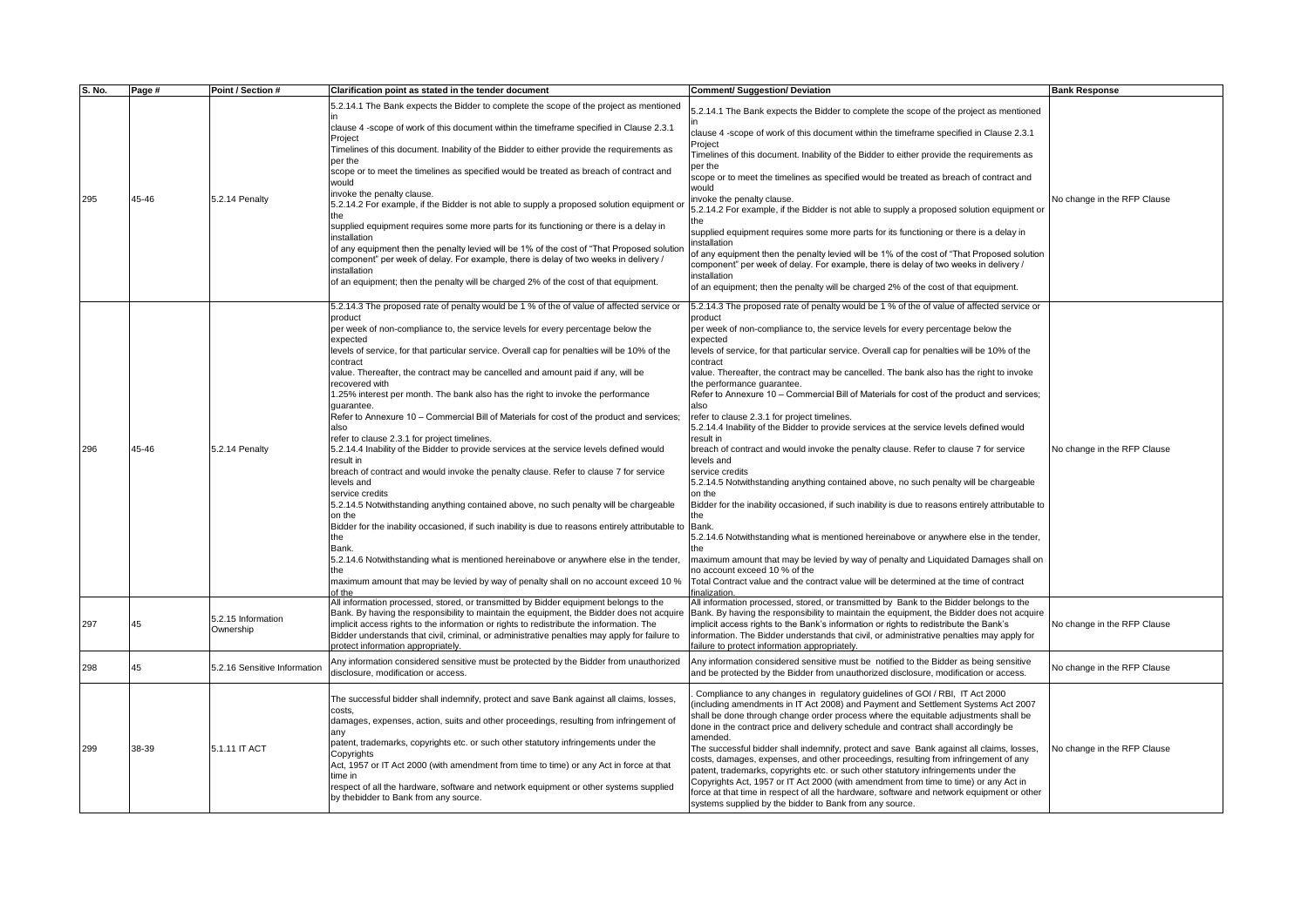| S. No. | Page # | Point / Section # | Clarification point as stated in the tender document | Comment/ Suggestion/ Deviation | Bank Response |
|---|---|---|---|---|---|
| 295 | 45-46 | 5.2.14 Penalty | 5.2.14.1 The Bank expects the Bidder to complete the scope of the project as mentioned in clause 4 -scope of work of this document within the timeframe specified in Clause 2.3.1 Project Timelines of this document. Inability of the Bidder to either provide the requirements as per the scope or to meet the timelines as specified would be treated as breach of contract and would invoke the penalty clause.<br>5.2.14.2 For example, if the Bidder is not able to supply a proposed solution equipment or the supplied equipment requires some more parts for its functioning or there is a delay in installation of any equipment then the penalty levied will be 1% of the cost of "That Proposed solution component" per week of delay. For example, there is delay of two weeks in delivery / installation of an equipment; then the penalty will be charged 2% of the cost of that equipment. | 5.2.14.1 The Bank expects the Bidder to complete the scope of the project as mentioned in clause 4 -scope of work of this document within the timeframe specified in Clause 2.3.1 Project Timelines of this document. Inability of the Bidder to either provide the requirements as per the scope or to meet the timelines as specified would be treated as breach of contract and would invoke the penalty clause.<br>5.2.14.2 For example, if the Bidder is not able to supply a proposed solution equipment or the supplied equipment requires some more parts for its functioning or there is a delay in installation of any equipment then the penalty levied will be 1% of the cost of "That Proposed solution component" per week of delay. For example, there is delay of two weeks in delivery / installation of an equipment; then the penalty will be charged 2% of the cost of that equipment. | No change in the RFP Clause |
| 296 | 45-46 | 5.2.14 Penalty | 5.2.14.3 The proposed rate of penalty would be 1 % of the of value of affected service or product per week of non-compliance to, the service levels for every percentage below the expected levels of service, for that particular service. Overall cap for penalties will be 10% of the contract value. Thereafter, the contract may be cancelled and amount paid if any, will be recovered with 1.25% interest per month. The bank also has the right to invoke the performance guarantee.<br>Refer to Annexure 10 – Commercial Bill of Materials for cost of the product and services; also refer to clause 2.3.1 for project timelines.<br>5.2.14.4 Inability of the Bidder to provide services at the service levels defined would result in breach of contract and would invoke the penalty clause. Refer to clause 7 for service levels and service credits<br>5.2.14.5 Notwithstanding anything contained above, no such penalty will be chargeable on the Bidder for the inability occasioned, if such inability is due to reasons entirely attributable to the Bank.<br>5.2.14.6 Notwithstanding what is mentioned hereinabove or anywhere else in the tender, the maximum amount that may be levied by way of penalty shall on no account exceed 10 % of the | 5.2.14.3 The proposed rate of penalty would be 1 % of the of value of affected service or product per week of non-compliance to, the service levels for every percentage below the expected levels of service, for that particular service. Overall cap for penalties will be 10% of the contract value. Thereafter, the contract may be cancelled. The bank also has the right to invoke the performance guarantee.<br>Refer to Annexure 10 – Commercial Bill of Materials for cost of the product and services; also refer to clause 2.3.1 for project timelines.<br>5.2.14.4 Inability of the Bidder to provide services at the service levels defined would result in breach of contract and would invoke the penalty clause. Refer to clause 7 for service levels and service credits<br>5.2.14.5 Notwithstanding anything contained above, no such penalty will be chargeable on the Bidder for the inability occasioned, if such inability is due to reasons entirely attributable to the Bank.<br>5.2.14.6 Notwithstanding what is mentioned hereinabove or anywhere else in the tender, the maximum amount that may be levied by way of penalty and Liquidated Damages shall on no account exceed 10 % of the Total Contract value and the contract value will be determined at the time of contract finalization. | No change in the RFP Clause |
| 297 | 45 | 5.2.15 Information Ownership | All information processed, stored, or transmitted by Bidder equipment belongs to the Bank. By having the responsibility to maintain the equipment, the Bidder does not acquire implicit access rights to the information or rights to redistribute the information. The Bidder understands that civil, criminal, or administrative penalties may apply for failure to protect information appropriately. | All information processed, stored, or transmitted by Bank to the Bidder belongs to the Bank. By having the responsibility to maintain the equipment, the Bidder does not acquire implicit access rights to the Bank's information or rights to redistribute the Bank's information. The Bidder understands that civil, or administrative penalties may apply for failure to protect information appropriately. | No change in the RFP Clause |
| 298 | 45 | 5.2.16 Sensitive Information | Any information considered sensitive must be protected by the Bidder from unauthorized disclosure, modification or access. | Any information considered sensitive must be notified to the Bidder as being sensitive and be protected by the Bidder from unauthorized disclosure, modification or access. | No change in the RFP Clause |
| 299 | 38-39 | 5.1.11 IT ACT | The successful bidder shall indemnify, protect and save Bank against all claims, losses, costs, damages, expenses, action, suits and other proceedings, resulting from infringement of any patent, trademarks, copyrights etc. or such other statutory infringements under the Copyrights Act, 1957 or IT Act 2000 (with amendment from time to time) or any Act in force at that time in respect of all the hardware, software and network equipment or other systems supplied by thebidder to Bank from any source. | . Compliance to any changes in regulatory guidelines of GOI / RBI, IT Act 2000 (including amendments in IT Act 2008) and Payment and Settlement Systems Act 2007 shall be done through change order process where the equitable adjustments shall be done in the contract price and delivery schedule and contract shall accordingly be amended.<br>The successful bidder shall indemnify, protect and save Bank against all claims, losses, costs, damages, expenses, and other proceedings, resulting from infringement of any patent, trademarks, copyrights etc. or such other statutory infringements under the Copyrights Act, 1957 or IT Act 2000 (with amendment from time to time) or any Act in force at that time in respect of all the hardware, software and network equipment or other systems supplied by the bidder to Bank from any source. | No change in the RFP Clause |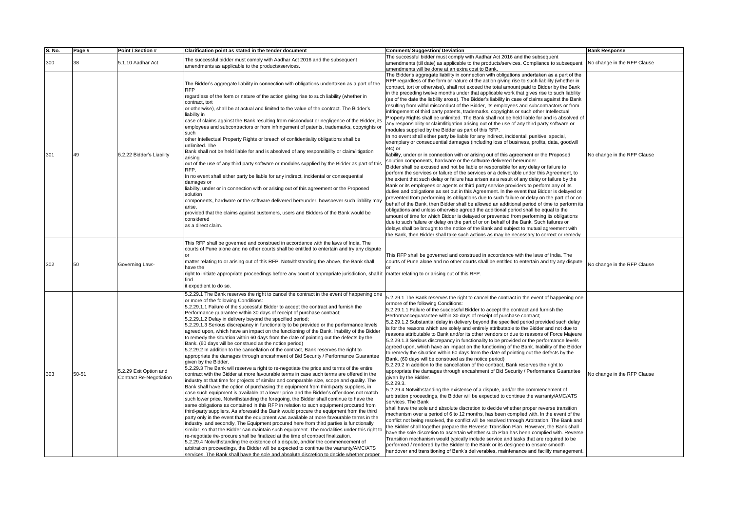| S. No. | Page # | Point / Section # | Clarification point as stated in the tender document | Comment/ Suggestion/ Deviation | Bank Response |
|---|---|---|---|---|---|
| 300 | 38 | 5.1.10 Aadhar Act | The successful bidder must comply with Aadhar Act 2016 and the subsequent amendments as applicable to the products/services. | The successful bidder must comply with Aadhar Act 2016 and the subsequent amendments (till date) as applicable to the products/services. Compliance to subsequent amendments will be done at an extra cost to Bank. | No change in the RFP Clause |
| 301 | 49 | 5.2.22 Bidder's Liability | The Bidder's aggregate liability in connection with obligations undertaken as a part of the RFP regardless of the form or nature of the action giving rise to such liability (whether in contract, tort or otherwise), shall be at actual and limited to the value of the contract. The Bidder's liability in case of claims against the Bank resulting from misconduct or negligence of the Bidder, its employees and subcontractors or from infringement of patents, trademarks, copyrights or such other Intellectual Property Rights or breach of confidentiality obligations shall be unlimited. The Bank shall not be held liable for and is absolved of any responsibility or claim/litigation arising out of the use of any third party software or modules supplied by the Bidder as part of this RFP. In no event shall either party be liable for any indirect, incidental or consequential damages or liability, under or in connection with or arising out of this agreement or the Proposed solution components, hardware or the software delivered hereunder, howsoever such liability may arise, provided that the claims against customers, users and Bidders of the Bank would be considered as a direct claim. | The Bidder's aggregate liability in connection with obligations undertaken as a part of the RFP regardless of the form or nature of the action giving rise to such liability (whether in contract, tort or otherwise), shall not exceed the total amount paid to Bidder by the Bank in the preceding twelve months under that applicable work that gives rise to such liability (as of the date the liability arose). The Bidder's liability in case of claims against the Bank resulting from wilful misconduct of the Bidder, its employees and subcontractors or from infringement of third party patents, trademarks, copyrights or such other Intellectual Property Rights shall be unlimited. The Bank shall not be held liable for and is absolved of any responsibility or claim/litigation arising out of the use of any third party software or modules supplied by the Bidder as part of this RFP. In no event shall either party be liable for any indirect, incidental, punitive, special, exemplary or consequential damages (including loss of business, profits, data, goodwill etc) or liability, under or in connection with or arising out of this agreement or the Proposed solution components, hardware or the software delivered hereunder. Bidder shall be excused and not be liable or responsible for any delay or failure to perform the services or failure of the services or a deliverable under this Agreement, to the extent that such delay or failure has arisen as a result of any delay or failure by the Bank or its employees or agents or third party service providers to perform any of its duties and obligations as set out in this Agreement. In the event that Bidder is delayed or prevented from performing its obligations due to such failure or delay on the part of or on behalf of the Bank, then Bidder shall be allowed an additional period of time to perform its obligations and unless otherwise agreed the additional period shall be equal to the amount of time for which Bidder is delayed or prevented from performing its obligations due to such failure or delay on the part of or on behalf of the Bank. Such failures or delays shall be brought to the notice of the Bank and subject to mutual agreement with the Bank, then Bidder shall take such actions as may be necessary to correct or remedy | No change in the RFP Clause |
| 302 | 50 | Governing Law:- | This RFP shall be governed and construed in accordance with the laws of India. The courts of Pune alone and no other courts shall be entitled to entertain and try any dispute or matter relating to or arising out of this RFP. Notwithstanding the above, the Bank shall have the right to initiate appropriate proceedings before any court of appropriate jurisdiction, shall it find it expedient to do so. | This RFP shall be governed and construed in accordance with the laws of India. The courts of Pune alone and no other courts shall be entitled to entertain and try any dispute or matter relating to or arising out of this RFP. | No change in the RFP Clause |
| 303 | 50-51 | 5.2.29 Exit Option and Contract Re-Negotiation | 5.2.29.1 The Bank reserves the right to cancel the contract in the event of happening one or more of the following Conditions:<br>5.2.29.1.1 Failure of the successful Bidder to accept the contract and furnish the Performance guarantee within 30 days of receipt of purchase contract;<br>5.2.29.1.2 Delay in delivery beyond the specified period;<br>5.2.29.1.3 Serious discrepancy in functionality to be provided or the performance levels agreed upon, which have an impact on the functioning of the Bank. Inability of the Bidder to remedy the situation within 60 days from the date of pointing out the defects by the Bank. (60 days will be construed as the notice period)<br>5.2.29.2 In addition to the cancellation of the contract, Bank reserves the right to appropriate the damages through encashment of Bid Security / Performance Guarantee given by the Bidder.<br>5.2.29.3 The Bank will reserve a right to re-negotiate the price and terms of the entire contract with the Bidder at more favourable terms in case such terms are offered in the industry at that time for projects of similar and comparable size, scope and quality. The Bank shall have the option of purchasing the equipment from third-party suppliers, in case such equipment is available at a lower price and the Bidder's offer does not match such lower price. Notwithstanding the foregoing, the Bidder shall continue to have the same obligations as contained in this RFP in relation to such equipment procured from third-party suppliers. As aforesaid the Bank would procure the equipment from the third party only in the event that the equipment was available at more favourable terms in the industry, and secondly, The Equipment procured here from third parties is functionally similar, so that the Bidder can maintain such equipment. The modalities under this right to re-negotiate /re-procure shall be finalized at the time of contract finalization.<br>5.2.29.4 Notwithstanding the existence of a dispute, and/or the commencement of arbitration proceedings, the Bidder will be expected to continue the warranty/AMC/ATS services. The Bank shall have the sole and absolute discretion to decide whether proper | 5.2.29.1 The Bank reserves the right to cancel the contract in the event of happening one ormore of the following Conditions:<br>5.2.29.1.1 Failure of the successful Bidder to accept the contract and furnish the Performanceguarantee within 30 days of receipt of purchase contract;<br>5.2.29.1.2 Substantial delay in delivery beyond the specified period provided such delay is for the reasons which are solely and entirely attributable to the Bidder and not due to reasons attributable to Bank and/or its other vendors or due to reasons of Force Majeure<br>5.2.29.1.3 Serious discrepancy in functionality to be provided or the performance levels agreed upon, which have an impact on the functioning of the Bank. Inability of the Bidder to remedy the situation within 60 days from the date of pointing out the defects by the Bank. (60 days will be construed as the notice period)<br>5.2.29.2 In addition to the cancellation of the contract, Bank reserves the right to appropriate the damages through encashment of Bid Security / Performance Guarantee given by the Bidder.<br>5.2.29.3.<br>5.2.29.4 Notwithstanding the existence of a dispute, and/or the commencement of arbitration proceedings, the Bidder will be expected to continue the warranty/AMC/ATS services. The Bank shall have the sole and absolute discretion to decide whether proper reverse transition mechanism over a period of 6 to 12 months, has been complied with. In the event of the conflict not being resolved, the conflict will be resolved through Arbitration. The Bank and the Bidder shall together prepare the Reverse Transition Plan. However, the Bank shall have the sole discretion to ascertain whether such Plan has been complied with. Reverse Transition mechanism would typically include service and tasks that are required to be performed / rendered by the Bidder to the Bank or its designee to ensure smooth handover and transitioning of Bank's deliverables, maintenance and facility management. | No change in the RFP Clause |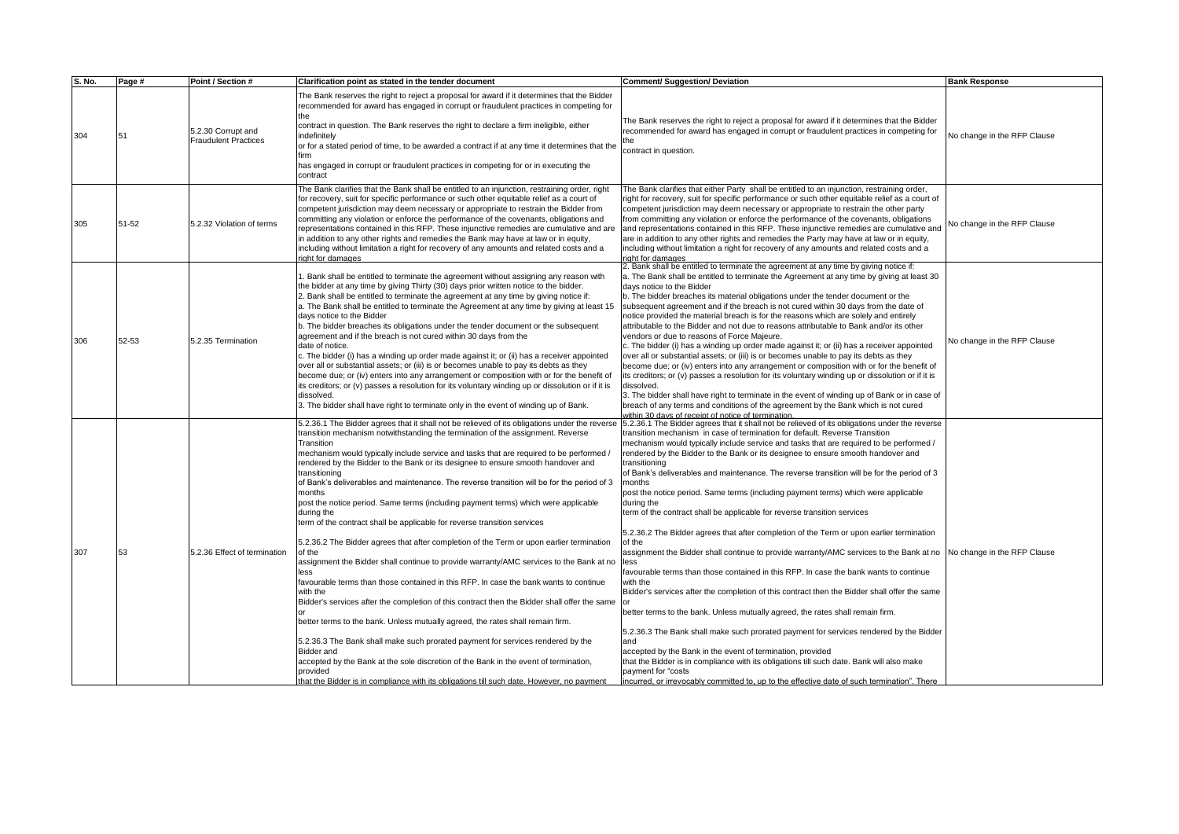| S. No. | Page # | Point / Section # | Clarification point as stated in the tender document | Comment/ Suggestion/ Deviation | Bank Response |
|---|---|---|---|---|---|
| 304 | 51 | 5.2.30 Corrupt and Fraudulent Practices | The Bank reserves the right to reject a proposal for award if it determines that the Bidder recommended for award has engaged in corrupt or fraudulent practices in competing for the contract in question. The Bank reserves the right to declare a firm ineligible, either indefinitely or for a stated period of time, to be awarded a contract if at any time it determines that the firm has engaged in corrupt or fraudulent practices in competing for or in executing the contract | The Bank reserves the right to reject a proposal for award if it determines that the Bidder recommended for award has engaged in corrupt or fraudulent practices in competing for the contract in question. | No change in the RFP Clause |
| 305 | 51-52 | 5.2.32 Violation of terms | The Bank clarifies that the Bank shall be entitled to an injunction, restraining order, right for recovery, suit for specific performance or such other equitable relief as a court of competent jurisdiction may deem necessary or appropriate to restrain the Bidder from committing any violation or enforce the performance of the covenants, obligations and representations contained in this RFP. These injunctive remedies are cumulative and are in addition to any other rights and remedies the Bank may have at law or in equity, including without limitation a right for recovery of any amounts and related costs and a right for damages | The Bank clarifies that either Party shall be entitled to an injunction, restraining order, right for recovery, suit for specific performance or such other equitable relief as a court of competent jurisdiction may deem necessary or appropriate to restrain the other party from committing any violation or enforce the performance of the covenants, obligations and representations contained in this RFP. These injunctive remedies are cumulative and are in addition to any other rights and remedies the Party may have at law or in equity, including without limitation a right for recovery of any amounts and related costs and a right for damages | No change in the RFP Clause |
| 306 | 52-53 | 5.2.35 Termination | 1. Bank shall be entitled to terminate the agreement without assigning any reason with the bidder at any time by giving Thirty (30) days prior written notice to the bidder.<br>2. Bank shall be entitled to terminate the agreement at any time by giving notice if:<br>a. The Bank shall be entitled to terminate the Agreement at any time by giving at least 15 days notice to the Bidder<br>b. The bidder breaches its obligations under the tender document or the subsequent agreement and if the breach is not cured within 30 days from the date of notice.<br>c. The bidder (i) has a winding up order made against it; or (ii) has a receiver appointed over all or substantial assets; or (iii) is or becomes unable to pay its debts as they become due; or (iv) enters into any arrangement or composition with or for the benefit of its creditors; or (v) passes a resolution for its voluntary winding up or dissolution or if it is dissolved.<br>3. The bidder shall have right to terminate only in the event of winding up of Bank. | 2. Bank shall be entitled to terminate the agreement at any time by giving notice if:<br>a. The Bank shall be entitled to terminate the Agreement at any time by giving at least 30 days notice to the Bidder<br>b. The bidder breaches its material obligations under the tender document or the subsequent agreement and if the breach is not cured within 30 days from the date of notice provided the material breach is for the reasons which are solely and entirely attributable to the Bidder and not due to reasons attributable to Bank and/or its other vendors or due to reasons of Force Majeure.<br>c. The bidder (i) has a winding up order made against it; or (ii) has a receiver appointed over all or substantial assets; or (iii) is or becomes unable to pay its debts as they become due; or (iv) enters into any arrangement or composition with or for the benefit of its creditors; or (v) passes a resolution for its voluntary winding up or dissolution or if it is dissolved.<br>3. The bidder shall have right to terminate in the event of winding up of Bank or in case of breach of any terms and conditions of the agreement by the Bank which is not cured within 30 days of receipt of notice of termination. | No change in the RFP Clause |
| 307 | 53 | 5.2.36 Effect of termination | 5.2.36.1 The Bidder agrees that it shall not be relieved of its obligations under the reverse transition mechanism notwithstanding the termination of the assignment. Reverse Transition mechanism would typically include service and tasks that are required to be performed / rendered by the Bidder to the Bank or its designee to ensure smooth handover and transitioning of Bank's deliverables and maintenance. The reverse transition will be for the period of 3 months post the notice period. Same terms (including payment terms) which were applicable during the term of the contract shall be applicable for reverse transition services<br><br>5.2.36.2 The Bidder agrees that after completion of the Term or upon earlier termination of the assignment the Bidder shall continue to provide warranty/AMC services to the Bank at no less favourable terms than those contained in this RFP. In case the bank wants to continue with the Bidder's services after the completion of this contract then the Bidder shall offer the same or better terms to the bank. Unless mutually agreed, the rates shall remain firm.<br><br>5.2.36.3 The Bank shall make such prorated payment for services rendered by the Bidder and accepted by the Bank at the sole discretion of the Bank in the event of termination, provided that the Bidder is in compliance with its obligations till such date. However, no payment | 5.2.36.1 The Bidder agrees that it shall not be relieved of its obligations under the reverse transition mechanism in case of termination for default. Reverse Transition mechanism would typically include service and tasks that are required to be performed / rendered by the Bidder to the Bank or its designee to ensure smooth handover and transitioning of Bank's deliverables and maintenance. The reverse transition will be for the period of 3 months post the notice period. Same terms (including payment terms) which were applicable during the term of the contract shall be applicable for reverse transition services<br><br>5.2.36.2 The Bidder agrees that after completion of the Term or upon earlier termination of the assignment the Bidder shall continue to provide warranty/AMC services to the Bank at no less favourable terms than those contained in this RFP. In case the bank wants to continue with the Bidder's services after the completion of this contract then the Bidder shall offer the same or better terms to the bank. Unless mutually agreed, the rates shall remain firm.<br><br>5.2.36.3 The Bank shall make such prorated payment for services rendered by the Bidder and accepted by the Bank in the event of termination, provided that the Bidder is in compliance with its obligations till such date. Bank will also make payment for "costs incurred, or irrevocably committed to, up to the effective date of such termination". There | No change in the RFP Clause |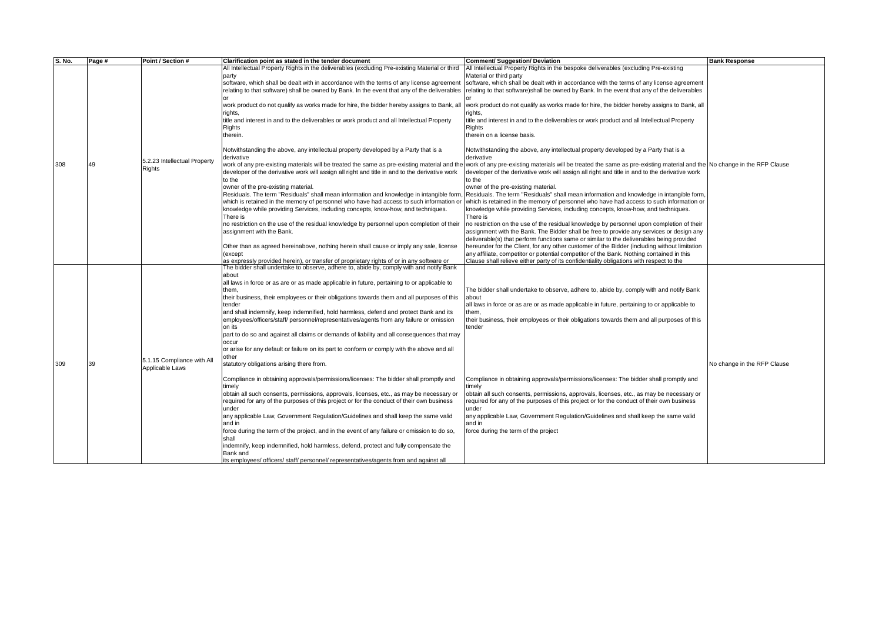| S. No. | Page # | Point / Section # | Clarification point as stated in the tender document | Comment/ Suggestion/ Deviation | Bank Response |
|---|---|---|---|---|---|
| 308 | 49 | 5.2.23 Intellectual Property Rights | All Intellectual Property Rights in the deliverables (excluding Pre-existing Material or third party software, which shall be dealt with in accordance with the terms of any license agreement relating to that software) shall be owned by Bank. In the event that any of the deliverables or work product do not qualify as works made for hire, the bidder hereby assigns to Bank, all rights, title and interest in and to the deliverables or work product and all Intellectual Property Rights therein.<br><br>Notwithstanding the above, any intellectual property developed by a Party that is a derivative work of any pre-existing materials will be treated the same as pre-existing material and the developer of the derivative work will assign all right and title in and to the derivative work to the owner of the pre-existing material.<br>Residuals. The term "Residuals" shall mean information and knowledge in intangible form, which is retained in the memory of personnel who have had access to such information or knowledge while providing Services, including concepts, know-how, and techniques. There is no restriction on the use of the residual knowledge by personnel upon completion of their assignment with the Bank.<br><br>Other than as agreed hereinabove, nothing herein shall cause or imply any sale, license (except as expressly provided herein), or transfer of proprietary rights of or in any software or | All Intellectual Property Rights in the bespoke deliverables (excluding Pre-existing Material or third party software, which shall be dealt with in accordance with the terms of any license agreement relating to that software)shall be owned by Bank. In the event that any of the deliverables or work product do not qualify as works made for hire, the bidder hereby assigns to Bank, all rights, title and interest in and to the deliverables or work product and all Intellectual Property Rights therein on a license basis.<br><br>Notwithstanding the above, any intellectual property developed by a Party that is a derivative work of any pre-existing materials will be treated the same as pre-existing material and the developer of the derivative work will assign all right and title in and to the derivative work to the owner of the pre-existing material.<br>Residuals. The term "Residuals" shall mean information and knowledge in intangible form, which is retained in the memory of personnel who have had access to such information or knowledge while providing Services, including concepts, know-how, and techniques. There is no restriction on the use of the residual knowledge by personnel upon completion of their assignment with the Bank. The Bidder shall be free to provide any services or design any deliverable(s) that perform functions same or similar to the deliverables being provided hereunder for the Client, for any other customer of the Bidder (including without limitation any affiliate, competitor or potential competitor of the Bank. Nothing contained in this Clause shall relieve either party of its confidentiality obligations with respect to the | No change in the RFP Clause |
| 309 | 39 | 5.1.15 Compliance with All Applicable Laws | The bidder shall undertake to observe, adhere to, abide by, comply with and notify Bank about all laws in force or as are or as made applicable in future, pertaining to or applicable to them, their business, their employees or their obligations towards them and all purposes of this tender and shall indemnify, keep indemnified, hold harmless, defend and protect Bank and its employees/officers/staff/ personnel/representatives/agents from any failure or omission on its part to do so and against all claims or demands of liability and all consequences that may occur or arise for any default or failure on its part to conform or comply with the above and all other statutory obligations arising there from.<br><br>Compliance in obtaining approvals/permissions/licenses: The bidder shall promptly and timely obtain all such consents, permissions, approvals, licenses, etc., as may be necessary or required for any of the purposes of this project or for the conduct of their own business under any applicable Law, Government Regulation/Guidelines and shall keep the same valid and in force during the term of the project, and in the event of any failure or omission to do so, shall indemnify, keep indemnified, hold harmless, defend, protect and fully compensate the Bank and its employees/ officers/ staff/ personnel/ representatives/agents from and against all | The bidder shall undertake to observe, adhere to, abide by, comply with and notify Bank about all laws in force or as are or as made applicable in future, pertaining to or applicable to them, their business, their employees or their obligations towards them and all purposes of this tender<br><br>Compliance in obtaining approvals/permissions/licenses: The bidder shall promptly and timely obtain all such consents, permissions, approvals, licenses, etc., as may be necessary or required for any of the purposes of this project or for the conduct of their own business under any applicable Law, Government Regulation/Guidelines and shall keep the same valid and in force during the term of the project | No change in the RFP Clause |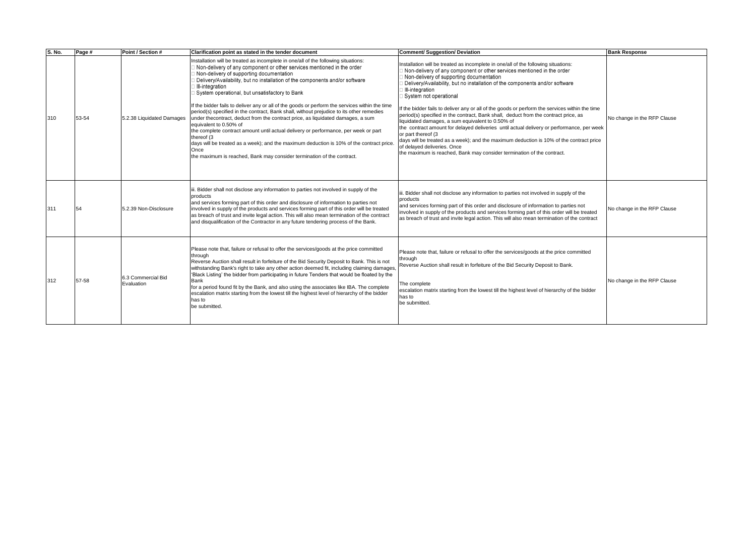| S. No. | Page # | Point / Section # | Clarification point as stated in the tender document | Comment/ Suggestion/ Deviation | Bank Response |
|---|---|---|---|---|---|
| 310 | 53-54 | 5.2.38 Liquidated Damages | Installation will be treated as incomplete in one/all of the following situations:<br>□ Non-delivery of any component or other services mentioned in the order<br>□ Non-delivery of supporting documentation<br>□ Delivery/Availability, but no installation of the components and/or software<br>□ Ill-integration<br>□ System operational, but unsatisfactory to Bank<br><br>If the bidder fails to deliver any or all of the goods or perform the services within the time period(s) specified in the contract, Bank shall, without prejudice to its other remedies under thecontract, deduct from the contract price, as liquidated damages, a sum equivalent to 0.50% of<br>the complete contract amount until actual delivery or performance, per week or part thereof (3<br>days will be treated as a week); and the maximum deduction is 10% of the contract price. Once<br>the maximum is reached, Bank may consider termination of the contract. | Installation will be treated as incomplete in one/all of the following situations:<br>□ Non-delivery of any component or other services mentioned in the order<br>□ Non-delivery of supporting documentation<br>□ Delivery/Availability, but no installation of the components and/or software<br>□ Ill-integration<br>□ System not operational<br><br>If the bidder fails to deliver any or all of the goods or perform the services within the time period(s) specified in the contract, Bank shall, deduct from the contract price, as liquidated damages, a sum equivalent to 0.50% of<br>the contract amount for delayed deliveries until actual delivery or performance, per week or part thereof (3<br>days will be treated as a week); and the maximum deduction is 10% of the contract price of delayed deliveries. Once<br>the maximum is reached, Bank may consider termination of the contract. | No change in the RFP Clause |
| 311 | 54 | 5.2.39 Non-Disclosure | iii. Bidder shall not disclose any information to parties not involved in supply of the products<br>and services forming part of this order and disclosure of information to parties not involved in supply of the products and services forming part of this order will be treated as breach of trust and invite legal action. This will also mean termination of the contract and disqualification of the Contractor in any future tendering process of the Bank. | iii. Bidder shall not disclose any information to parties not involved in supply of the products<br>and services forming part of this order and disclosure of information to parties not involved in supply of the products and services forming part of this order will be treated as breach of trust and invite legal action. This will also mean termination of the contract | No change in the RFP Clause |
| 312 | 57-58 | 6.3 Commercial Bid Evaluation | Please note that, failure or refusal to offer the services/goods at the price committed through<br>Reverse Auction shall result in forfeiture of the Bid Security Deposit to Bank. This is not withstanding Bank's right to take any other action deemed fit, including claiming damages, 'Black Listing' the bidder from participating in future Tenders that would be floated by the Bank<br>for a period found fit by the Bank, and also using the associates like IBA. The complete escalation matrix starting from the lowest till the highest level of hierarchy of the bidder has to<br>be submitted. | Please note that, failure or refusal to offer the services/goods at the price committed through<br>Reverse Auction shall result in forfeiture of the Bid Security Deposit to Bank.<br><br>The complete<br>escalation matrix starting from the lowest till the highest level of hierarchy of the bidder has to<br>be submitted. | No change in the RFP Clause |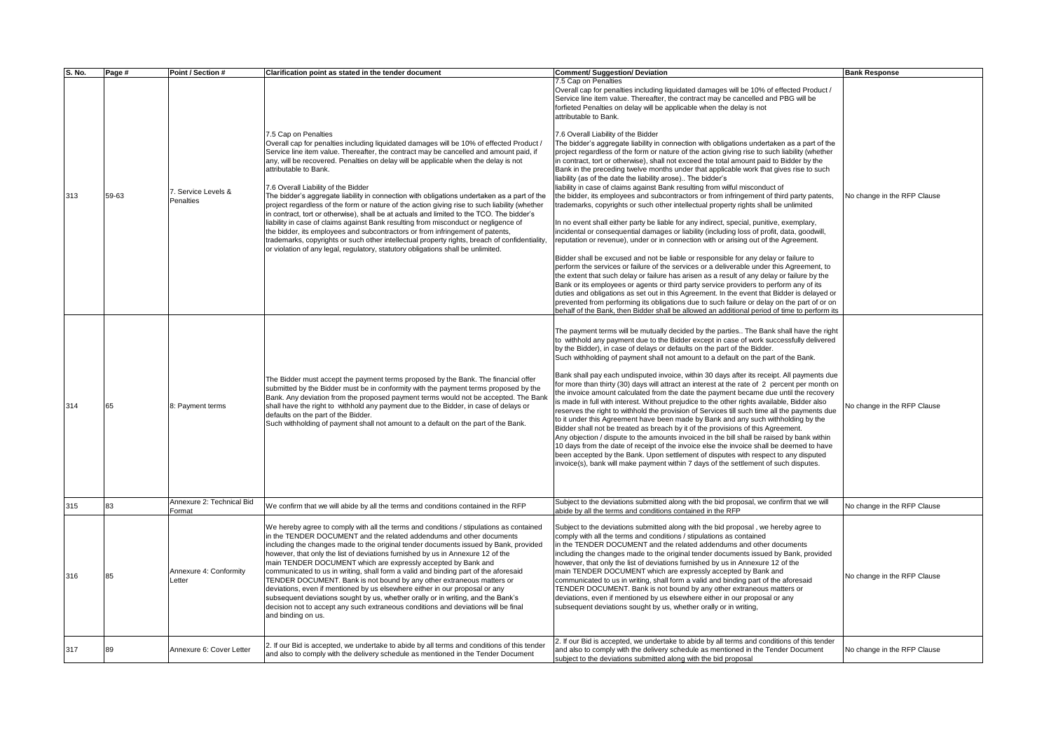| S. No. | Page # | Point / Section # | Clarification point as stated in the tender document | Comment/ Suggestion/ Deviation | Bank Response |
|---|---|---|---|---|---|
| 313 | 59-63 | 7. Service Levels & Penalties | 7.5 Cap on Penalties<br>Overall cap for penalties including liquidated damages will be 10% of effected Product / Service line item value. Thereafter, the contract may be cancelled and amount paid, if any, will be recovered. Penalties on delay will be applicable when the delay is not attributable to Bank.<br><br>7.6 Overall Liability of the Bidder<br>The bidder's aggregate liability in connection with obligations undertaken as a part of the project regardless of the form or nature of the action giving rise to such liability (whether in contract, tort or otherwise), shall be at actuals and limited to the TCO. The bidder's liability in case of claims against Bank resulting from misconduct or negligence of the bidder, its employees and subcontractors or from infringement of patents, trademarks, copyrights or such other intellectual property rights, breach of confidentiality, or violation of any legal, regulatory, statutory obligations shall be unlimited. | 7.5 Cap on Penalties<br>Overall cap for penalties including liquidated damages will be 10% of effected Product / Service line item value. Thereafter, the contract may be cancelled and PBG will be forfieted Penalties on delay will be applicable when the delay is not attributable to Bank.<br><br>7.6 Overall Liability of the Bidder<br>The bidder's aggregate liability in connection with obligations undertaken as a part of the project regardless of the form or nature of the action giving rise to such liability (whether in contract, tort or otherwise), shall not exceed the total amount paid to Bidder by the Bank in the preceding twelve months under that applicable work that gives rise to such liability (as of the date the liability arose).. The bidder's liability in case of claims against Bank resulting from wilful misconduct of the bidder, its employees and subcontractors or from infringement of third party patents, trademarks, copyrights or such other intellectual property rights shall be unlimited<br><br>In no event shall either party be liable for any indirect, special, punitive, exemplary, incidental or consequential damages or liability (including loss of profit, data, goodwill, reputation or revenue), under or in connection with or arising out of the Agreement.<br><br>Bidder shall be excused and not be liable or responsible for any delay or failure to perform the services or failure of the services or a deliverable under this Agreement, to the extent that such delay or failure has arisen as a result of any delay or failure by the Bank or its employees or agents or third party service providers to perform any of its duties and obligations as set out in this Agreement. In the event that Bidder is delayed or prevented from performing its obligations due to such failure or delay on the part of or on behalf of the Bank, then Bidder shall be allowed an additional period of time to perform its | No change in the RFP Clause |
| 314 | 65 | 8: Payment terms | The Bidder must accept the payment terms proposed by the Bank. The financial offer submitted by the Bidder must be in conformity with the payment terms proposed by the Bank. Any deviation from the proposed payment terms would not be accepted. The Bank shall have the right to withhold any payment due to the Bidder, in case of delays or defaults on the part of the Bidder.<br>Such withholding of payment shall not amount to a default on the part of the Bank. | The payment terms will be mutually decided by the parties.. The Bank shall have the right to withhold any payment due to the Bidder except in case of work successfully delivered by the Bidder), in case of delays or defaults on the part of the Bidder.<br>Such withholding of payment shall not amount to a default on the part of the Bank.<br><br>Bank shall pay each undisputed invoice, within 30 days after its receipt. All payments due for more than thirty (30) days will attract an interest at the rate of 2 percent per month on the invoice amount calculated from the date the payment became due until the recovery is made in full with interest. Without prejudice to the other rights available, Bidder also reserves the right to withhold the provision of Services till such time all the payments due to it under this Agreement have been made by Bank and any such withholding by the Bidder shall not be treated as breach by it of the provisions of this Agreement.<br>Any objection / dispute to the amounts invoiced in the bill shall be raised by bank within 10 days from the date of receipt of the invoice else the invoice shall be deemed to have been accepted by the Bank. Upon settlement of disputes with respect to any disputed invoice(s), bank will make payment within 7 days of the settlement of such disputes. | No change in the RFP Clause |
| 315 | 83 | Annexure 2: Technical Bid Format | We confirm that we will abide by all the terms and conditions contained in the RFP | Subject to the deviations submitted along with the bid proposal, we confirm that we will abide by all the terms and conditions contained in the RFP | No change in the RFP Clause |
| 316 | 85 | Annexure 4: Conformity Letter | We hereby agree to comply with all the terms and conditions / stipulations as contained in the TENDER DOCUMENT and the related addendums and other documents including the changes made to the original tender documents issued by Bank, provided however, that only the list of deviations furnished by us in Annexure 12 of the main TENDER DOCUMENT which are expressly accepted by Bank and communicated to us in writing, shall form a valid and binding part of the aforesaid TENDER DOCUMENT. Bank is not bound by any other extraneous matters or deviations, even if mentioned by us elsewhere either in our proposal or any subsequent deviations sought by us, whether orally or in writing, and the Bank's decision not to accept any such extraneous conditions and deviations will be final and binding on us. | Subject to the deviations submitted along with the bid proposal , we hereby agree to comply with all the terms and conditions / stipulations as contained in the TENDER DOCUMENT and the related addendums and other documents including the changes made to the original tender documents issued by Bank, provided however, that only the list of deviations furnished by us in Annexure 12 of the main TENDER DOCUMENT which are expressly accepted by Bank and communicated to us in writing, shall form a valid and binding part of the aforesaid TENDER DOCUMENT. Bank is not bound by any other extraneous matters or deviations, even if mentioned by us elsewhere either in our proposal or any subsequent deviations sought by us, whether orally or in writing, | No change in the RFP Clause |
| 317 | 89 | Annexure 6: Cover Letter | 2. If our Bid is accepted, we undertake to abide by all terms and conditions of this tender and also to comply with the delivery schedule as mentioned in the Tender Document | 2. If our Bid is accepted, we undertake to abide by all terms and conditions of this tender and also to comply with the delivery schedule as mentioned in the Tender Document subject to the deviations submitted along with the bid proposal | No change in the RFP Clause |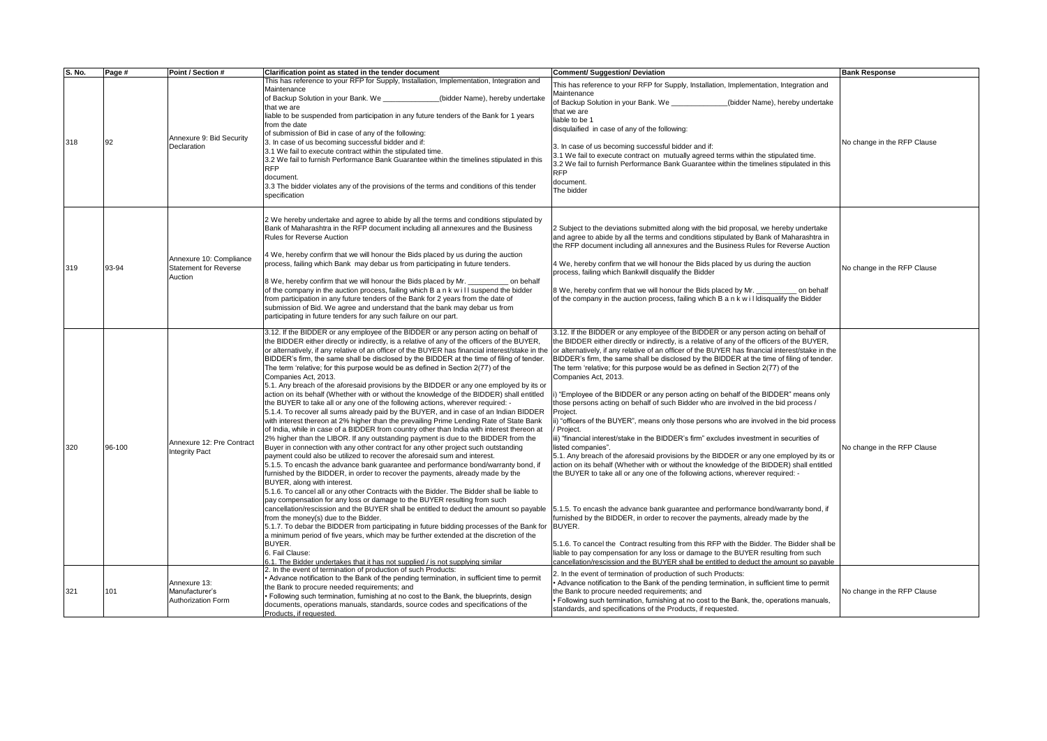| S. No. | Page # | Point / Section # | Clarification point as stated in the tender document | Comment/ Suggestion/ Deviation | Bank Response |
|---|---|---|---|---|---|
| 318 | 92 | Annexure 9: Bid Security Declaration | This has reference to your RFP for Supply, Installation, Implementation, Integration and Maintenance<br>of Backup Solution in your Bank. We ______________(bidder Name), hereby undertake that we are<br>liable to be suspended from participation in any future tenders of the Bank for 1 years from the date<br>of submission of Bid in case of any of the following:<br>3. In case of us becoming successful bidder and if:<br>3.1 We fail to execute contract within the stipulated time.<br>3.2 We fail to furnish Performance Bank Guarantee within the timelines stipulated in this RFP<br>document.<br>3.3 The bidder violates any of the provisions of the terms and conditions of this tender specification | This has reference to your RFP for Supply, Installation, Implementation, Integration and Maintenance<br>of Backup Solution in your Bank. We ______________(bidder Name), hereby undertake that we are<br>liable to be 1<br>disqulaified in case of any of the following:<br><br>3. In case of us becoming successful bidder and if:<br>3.1 We fail to execute contract on mutually agreed terms within the stipulated time.<br>3.2 We fail to furnish Performance Bank Guarantee within the timelines stipulated in this RFP<br>document.<br>The bidder | No change in the RFP Clause |
| 319 | 93-94 | Annexure 10: Compliance Statement for Reverse Auction | 2 We hereby undertake and agree to abide by all the terms and conditions stipulated by Bank of Maharashtra in the RFP document including all annexures and the Business Rules for Reverse Auction<br><br>4 We, hereby confirm that we will honour the Bids placed by us during the auction process, failing which Bank may debar us from participating in future tenders.<br><br>8 We, hereby confirm that we will honour the Bids placed by Mr. __________ on behalf of the company in the auction process, failing which B a n k w i l l suspend the bidder from participation in any future tenders of the Bank for 2 years from the date of submission of Bid. We agree and understand that the bank may debar us from participating in future tenders for any such failure on our part. | 2 Subject to the deviations submitted along with the bid proposal, we hereby undertake and agree to abide by all the terms and conditions stipulated by Bank of Maharashtra in the RFP document including all annexures and the Business Rules for Reverse Auction<br><br>4 We, hereby confirm that we will honour the Bids placed by us during the auction process, failing which Bankwill disqualify the Bidder<br><br>8 We, hereby confirm that we will honour the Bids placed by Mr. __________ on behalf of the company in the auction process, failing which B a n k w i l ldisqualify the Bidder | No change in the RFP Clause |
| 320 | 96-100 | Annexure 12: Pre Contract Integrity Pact | 3.12. If the BIDDER or any employee of the BIDDER or any person acting on behalf of the BIDDER either directly or indirectly, is a relative of any of the officers of the BUYER, or alternatively, if any relative of an officer of the BUYER has financial interest/stake in the BIDDER's firm, the same shall be disclosed by the BIDDER at the time of filing of tender. The term 'relative; for this purpose would be as defined in Section 2(77) of the Companies Act, 2013.<br>5.1. Any breach of the aforesaid provisions by the BIDDER or any one employed by its or action on its behalf (Whether with or without the knowledge of the BIDDER) shall entitled the BUYER to take all or any one of the following actions, wherever required: -<br>5.1.4. To recover all sums already paid by the BUYER, and in case of an Indian BIDDER with interest thereon at 2% higher than the prevailing Prime Lending Rate of State Bank of India, while in case of a BIDDER from country other than India with interest thereon at 2% higher than the LIBOR. If any outstanding payment is due to the BIDDER from the Buyer in connection with any other contract for any other project such outstanding payment could also be utilized to recover the aforesaid sum and interest.<br>5.1.5. To encash the advance bank guarantee and performance bond/warranty bond, if furnished by the BIDDER, in order to recover the payments, already made by the BUYER, along with interest.<br>5.1.6. To cancel all or any other Contracts with the Bidder. The Bidder shall be liable to pay compensation for any loss or damage to the BUYER resulting from such cancellation/rescission and the BUYER shall be entitled to deduct the amount so payable from the money(s) due to the Bidder.<br>5.1.7. To debar the BIDDER from participating in future bidding processes of the Bank for a minimum period of five years, which may be further extended at the discretion of the BUYER.<br>6. Fail Clause:<br>6.1. The Bidder undertakes that it has not supplied / is not supplying similar | 3.12. If the BIDDER or any employee of the BIDDER or any person acting on behalf of the BIDDER either directly or indirectly, is a relative of any of the officers of the BUYER, or alternatively, if any relative of an officer of the BUYER has financial interest/stake in the BIDDER's firm, the same shall be disclosed by the BIDDER at the time of filing of tender. The term 'relative; for this purpose would be as defined in Section 2(77) of the Companies Act, 2013.<br><br>i) "Employee of the BIDDER or any person acting on behalf of the BIDDER" means only those persons acting on behalf of such Bidder who are involved in the bid process / Project.<br>ii) "officers of the BUYER", means only those persons who are involved in the bid process / Project.<br>iii) "financial interest/stake in the BIDDER's firm" excludes investment in securities of listed companies".<br>5.1. Any breach of the aforesaid provisions by the BIDDER or any one employed by its or action on its behalf (Whether with or without the knowledge of the BIDDER) shall entitled the BUYER to take all or any one of the following actions, wherever required: -<br><br>5.1.5. To encash the advance bank guarantee and performance bond/warranty bond, if furnished by the BIDDER, in order to recover the payments, already made by the BUYER.<br><br>5.1.6. To cancel the Contract resulting from this RFP with the Bidder. The Bidder shall be liable to pay compensation for any loss or damage to the BUYER resulting from such cancellation/rescission and the BUYER shall be entitled to deduct the amount so payable | No change in the RFP Clause |
| 321 | 101 | Annexure 13: Manufacturer's Authorization Form | 2. In the event of termination of production of such Products:<br>• Advance notification to the Bank of the pending termination, in sufficient time to permit the Bank to procure needed requirements; and<br>• Following such termination, furnishing at no cost to the Bank, the blueprints, design documents, operations manuals, standards, source codes and specifications of the Products, if requested. | 2. In the event of termination of production of such Products:<br>• Advance notification to the Bank of the pending termination, in sufficient time to permit the Bank to procure needed requirements; and<br>• Following such termination, furnishing at no cost to the Bank, the operations manuals, standards, and specifications of the Products, if requested. | No change in the RFP Clause |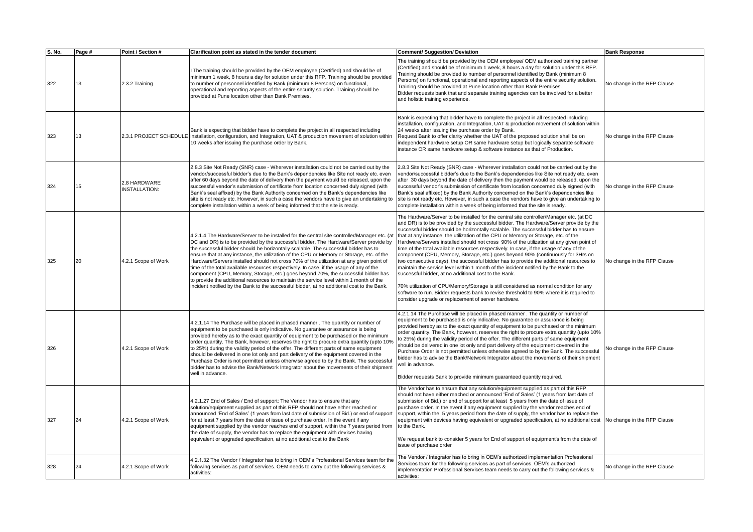| S. No. | Page # | Point / Section # | Clarification point as stated in the tender document | Comment/ Suggestion/ Deviation | Bank Response |
|---|---|---|---|---|---|
| 322 | 13 | 2.3.2 Training | I The training should be provided by the OEM employee (Certified) and should be of minimum 1 week, 8 hours a day for solution under this RFP. Training should be provided to number of personnel identified by Bank (minimum 8 Persons) on functional, operational and reporting aspects of the entire security solution. Training should be provided at Pune location other than Bank Premises. | The training should be provided by the OEM employee/ OEM authorized training partner (Certified) and should be of minimum 1 week, 8 hours a day for solution under this RFP. Training should be provided to number of personnel identified by Bank (minimum 8 Persons) on functional, operational and reporting aspects of the entire security solution. Training should be provided at Pune location other than Bank Premises.<br>Bidder requests bank that and separate training agencies can be involved for a better and holistic training experience. | No change in the RFP Clause |
| 323 | 13 | 2.3.1 PROJECT SCHEDULE | Bank is expecting that bidder have to complete the project in all respected including installation, configuration, and Integration, UAT & production movement of solution within 10 weeks after issuing the purchase order by Bank. | Bank is expecting that bidder have to complete the project in all respected including installation, configuration, and Integration, UAT & production movement of solution within 24 weeks after issuing the purchase order by Bank.<br>Request Bank to offer clarity whether the UAT of the proposed solution shall be on independent hardware setup OR same hardware setup but logically separate software instance OR same hardware setup & software instance as that of Production. | No change in the RFP Clause |
| 324 | 15 | 2.8 HARDWARE INSTALLATION: | 2.8.3 Site Not Ready (SNR) case - Wherever installation could not be carried out by the vendor/successful bidder's due to the Bank's dependencies like Site not ready etc. even after 60 days beyond the date of delivery then the payment would be released, upon the successful vendor's submission of certificate from location concerned duly signed (with Bank's seal affixed) by the Bank Authority concerned on the Bank's dependencies like site is not ready etc. However, in such a case the vendors have to give an undertaking to complete installation within a week of being informed that the site is ready. | 2.8.3 Site Not Ready (SNR) case - Wherever installation could not be carried out by the vendor/successful bidder's due to the Bank's dependencies like Site not ready etc. even after 30 days beyond the date of delivery then the payment would be released, upon the successful vendor's submission of certificate from location concerned duly signed (with Bank's seal affixed) by the Bank Authority concerned on the Bank's dependencies like site is not ready etc. However, in such a case the vendors have to give an undertaking to complete installation within a week of being informed that the site is ready. | No change in the RFP Clause |
| 325 | 20 | 4.2.1 Scope of Work | 4.2.1.4 The Hardware/Server to be installed for the central site controller/Manager etc. (at DC and DR) is to be provided by the successful bidder. The Hardware/Server provide by the successful bidder should be horizontally scalable. The successful bidder has to ensure that at any instance, the utilization of the CPU or Memory or Storage, etc. of the Hardware/Servers installed should not cross 70% of the utilization at any given point of time of the total available resources respectively. In case, if the usage of any of the component (CPU, Memory, Storage, etc.) goes beyond 70%, the successful bidder has to provide the additional resources to maintain the service level within 1 month of the incident notified by the Bank to the successful bidder, at no additional cost to the Bank. | The Hardware/Server to be installed for the central site controller/Manager etc. (at DC and DR) is to be provided by the successful bidder. The Hardware/Server provide by the successful bidder should be horizontally scalable. The successful bidder has to ensure that at any instance, the utilization of the CPU or Memory or Storage, etc. of the Hardware/Servers installed should not cross 90% of the utilization at any given point of time of the total available resources respectively. In case, if the usage of any of the component (CPU, Memory, Storage, etc.) goes beyond 90% (continuously for 3Hrs on two consecutive days), the successful bidder has to provide the additional resources to maintain the service level within 1 month of the incident notified by the Bank to the successful bidder, at no additional cost to the Bank.<br><br>70% utilization of CPU/Memory/Storage is still considered as normal condition for any software to run. Bidder requests bank to revise threshold to 90% where it is required to consider upgrade or replacement of server hardware. | No change in the RFP Clause |
| 326 | | 4.2.1 Scope of Work | 4.2.1.14 The Purchase will be placed in phased manner . The quantity or number of equipment to be purchased is only indicative. No guarantee or assurance is being provided hereby as to the exact quantity of equipment to be purchased or the minimum order quantity. The Bank, however, reserves the right to procure extra quantity (upto 10% to 25%) during the validity period of the offer. The different parts of same equipment should be delivered in one lot only and part delivery of the equipment covered in the Purchase Order is not permitted unless otherwise agreed to by the Bank. The successful bidder has to advise the Bank/Network Integrator about the movements of their shipment well in advance. | 4.2.1.14 The Purchase will be placed in phased manner . The quantity or number of equipment to be purchased is only indicative. No guarantee or assurance is being provided hereby as to the exact quantity of equipment to be purchased or the minimum order quantity. The Bank, however, reserves the right to procure extra quantity (upto 10% to 25%) during the validity period of the offer. The different parts of same equipment should be delivered in one lot only and part delivery of the equipment covered in the Purchase Order is not permitted unless otherwise agreed to by the Bank. The successful bidder has to advise the Bank/Network Integrator about the movements of their shipment well in advance.<br><br>Bidder requests Bank to provide minimum guaranteed quantity required. | No change in the RFP Clause |
| 327 | 24 | 4.2.1 Scope of Work | 4.2.1.27 End of Sales / End of support: The Vendor has to ensure that any solution/equipment supplied as part of this RFP should not have either reached or announced 'End of Sales' (1 years from last date of submission of Bid.) or end of support for at least 7 years from the date of issue of purchase order. In the event if any equipment supplied by the vendor reaches end of support, within the 7 years period from the date of supply, the vendor has to replace the equipment with devices having equivalent or upgraded specification, at no additional cost to the Bank | The Vendor has to ensure that any solution/equipment supplied as part of this RFP should not have either reached or announced 'End of Sales' (1 years from last date of submission of Bid.) or end of support for at least 5 years from the date of issue of purchase order. In the event if any equipment supplied by the vendor reaches end of support, within the 5 years period from the date of supply, the vendor has to replace the equipment with devices having equivalent or upgraded specification, at no additional cost to the Bank.<br><br>We request bank to consider 5 years for End of support of equipment's from the date of issue of purchase order | No change in the RFP Clause |
| 328 | 24 | 4.2.1 Scope of Work | 4.2.1.32 The Vendor / Integrator has to bring in OEM's Professional Services team for the following services as part of services. OEM needs to carry out the following services & activities: | The Vendor / Integrator has to bring in OEM's authorized implementation Professional Services team for the following services as part of services. OEM's authorized implementation Professional Services team needs to carry out the following services & activities: | No change in the RFP Clause |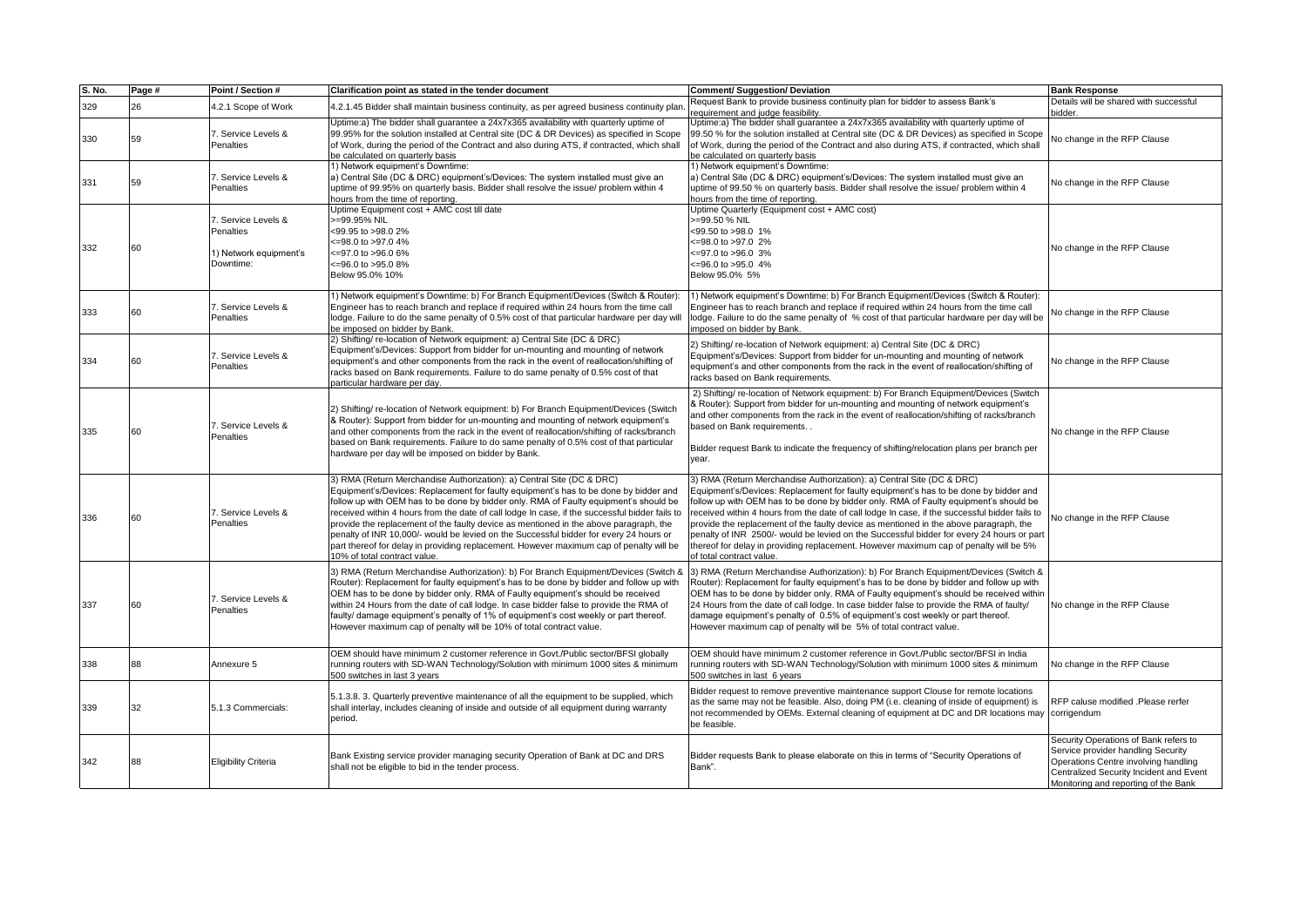| S. No. | Page # | Point / Section # | Clarification point as stated in the tender document | Comment/ Suggestion/ Deviation | Bank Response |
|---|---|---|---|---|---|
| 329 | 26 | 4.2.1 Scope of Work | 4.2.1.45 Bidder shall maintain business continuity, as per agreed business continuity plan. | Request Bank to provide business continuity plan for bidder to assess Bank's requirement and judge feasibility. | Details will be shared with successful bidder. |
| 330 | 59 | 7. Service Levels & Penalties | Uptime:a) The bidder shall guarantee a 24x7x365 availability with quarterly uptime of 99.95% for the solution installed at Central site (DC & DR Devices) as specified in Scope of Work, during the period of the Contract and also during ATS, if contracted, which shall be calculated on quarterly basis | Uptime:a) The bidder shall guarantee a 24x7x365 availability with quarterly uptime of 99.50 % for the solution installed at Central site (DC & DR Devices) as specified in Scope of Work, during the period of the Contract and also during ATS, if contracted, which shall be calculated on quarterly basis | No change in the RFP Clause |
| 331 | 59 | 7. Service Levels & Penalties | 1) Network equipment's Downtime:<br>a) Central Site (DC & DRC) equipment's/Devices: The system installed must give an uptime of 99.95% on quarterly basis. Bidder shall resolve the issue/ problem within 4 hours from the time of reporting. | 1) Network equipment's Downtime:<br>a) Central Site (DC & DRC) equipment's/Devices: The system installed must give an uptime of 99.50 % on quarterly basis. Bidder shall resolve the issue/ problem within 4 hours from the time of reporting. | No change in the RFP Clause |
| 332 | 60 | 7. Service Levels & Penalties<br><br>1) Network equipment's Downtime: | Uptime Equipment cost + AMC cost till date<br>>=99.95% NIL<br><99.95 to >98.0 2%<br><=98.0 to >97.0 4%<br><=97.0 to >96.0 6%<br><=96.0 to >95.0 8%<br>Below 95.0% 10% | Uptime Quarterly (Equipment cost + AMC cost)<br>>=99.50 % NIL<br><99.50 to >98.0 1%<br><=98.0 to >97.0 2%<br><=97.0 to >96.0 3%<br><=96.0 to >95.0 4%<br>Below 95.0% 5% | No change in the RFP Clause |
| 333 | 60 | 7. Service Levels & Penalties | 1) Network equipment's Downtime: b) For Branch Equipment/Devices (Switch & Router): Engineer has to reach branch and replace if required within 24 hours from the time call lodge. Failure to do the same penalty of 0.5% cost of that particular hardware per day will be imposed on bidder by Bank. | 1) Network equipment's Downtime: b) For Branch Equipment/Devices (Switch & Router): Engineer has to reach branch and replace if required within 24 hours from the time call lodge. Failure to do the same penalty of % cost of that particular hardware per day will be imposed on bidder by Bank. | No change in the RFP Clause |
| 334 | 60 | 7. Service Levels & Penalties | 2) Shifting/ re-location of Network equipment: a) Central Site (DC & DRC) Equipment's/Devices: Support from bidder for un-mounting and mounting of network equipment's and other components from the rack in the event of reallocation/shifting of racks based on Bank requirements. Failure to do same penalty of 0.5% cost of that particular hardware per day. | 2) Shifting/ re-location of Network equipment: a) Central Site (DC & DRC) Equipment's/Devices: Support from bidder for un-mounting and mounting of network equipment's and other components from the rack in the event of reallocation/shifting of racks based on Bank requirements. | No change in the RFP Clause |
| 335 | 60 | 7. Service Levels & Penalties | 2) Shifting/ re-location of Network equipment: b) For Branch Equipment/Devices (Switch & Router): Support from bidder for un-mounting and mounting of network equipment's and other components from the rack in the event of reallocation/shifting of racks/branch based on Bank requirements. Failure to do same penalty of 0.5% cost of that particular hardware per day will be imposed on bidder by Bank. | 2) Shifting/ re-location of Network equipment: b) For Branch Equipment/Devices (Switch & Router): Support from bidder for un-mounting and mounting of network equipment's and other components from the rack in the event of reallocation/shifting of racks/branch based on Bank requirements. .<br><br>Bidder request Bank to indicate the frequency of shifting/relocation plans per branch per year. | No change in the RFP Clause |
| 336 | 60 | 7. Service Levels & Penalties | 3) RMA (Return Merchandise Authorization): a) Central Site (DC & DRC) Equipment's/Devices: Replacement for faulty equipment's has to be done by bidder and follow up with OEM has to be done by bidder only. RMA of Faulty equipment's should be received within 4 hours from the date of call lodge In case, if the successful bidder fails to provide the replacement of the faulty device as mentioned in the above paragraph, the penalty of INR 10,000/- would be levied on the Successful bidder for every 24 hours or part thereof for delay in providing replacement. However maximum cap of penalty will be 10% of total contract value. | 3) RMA (Return Merchandise Authorization): a) Central Site (DC & DRC) Equipment's/Devices: Replacement for faulty equipment's has to be done by bidder and follow up with OEM has to be done by bidder only. RMA of Faulty equipment's should be received within 4 hours from the date of call lodge In case, if the successful bidder fails to provide the replacement of the faulty device as mentioned in the above paragraph, the penalty of INR 2500/- would be levied on the Successful bidder for every 24 hours or part thereof for delay in providing replacement. However maximum cap of penalty will be 5% of total contract value. | No change in the RFP Clause |
| 337 | 60 | 7. Service Levels & Penalties | 3) RMA (Return Merchandise Authorization): b) For Branch Equipment/Devices (Switch & Router): Replacement for faulty equipment's has to be done by bidder and follow up with OEM has to be done by bidder only. RMA of Faulty equipment's should be received within 24 Hours from the date of call lodge. In case bidder false to provide the RMA of faulty/ damage equipment's penalty of 1% of equipment's cost weekly or part thereof. However maximum cap of penalty will be 10% of total contract value. | 3) RMA (Return Merchandise Authorization): b) For Branch Equipment/Devices (Switch & Router): Replacement for faulty equipment's has to be done by bidder and follow up with OEM has to be done by bidder only. RMA of Faulty equipment's should be received within 24 Hours from the date of call lodge. In case bidder false to provide the RMA of faulty/ damage equipment's penalty of 0.5% of equipment's cost weekly or part thereof. However maximum cap of penalty will be 5% of total contract value. | No change in the RFP Clause |
| 338 | 88 | Annexure 5 | OEM should have minimum 2 customer reference in Govt./Public sector/BFSI globally running routers with SD-WAN Technology/Solution with minimum 1000 sites & minimum 500 switches in last 3 years | OEM should have minimum 2 customer reference in Govt./Public sector/BFSI in India running routers with SD-WAN Technology/Solution with minimum 1000 sites & minimum 500 switches in last 6 years | No change in the RFP Clause |
| 339 | 32 | 5.1.3 Commercials: | 5.1.3.8. 3. Quarterly preventive maintenance of all the equipment to be supplied, which shall interlay, includes cleaning of inside and outside of all equipment during warranty period. | Bidder request to remove preventive maintenance support Clause for remote locations as the same may not be feasible. Also, doing PM (i.e. cleaning of inside of equipment) is not recommended by OEMs. External cleaning of equipment at DC and DR locations may be feasible. | RFP caluse modified .Please rerfer corrigendum |
| 342 | 88 | Eligibility Criteria | Bank Existing service provider managing security Operation of Bank at DC and DRS shall not be eligible to bid in the tender process. | Bidder requests Bank to please elaborate on this in terms of "Security Operations of Bank". | Security Operations of Bank refers to Service provider handling Security Operations Centre involving handling Centralized Security Incident and Event Monitoring and reporting of the Bank |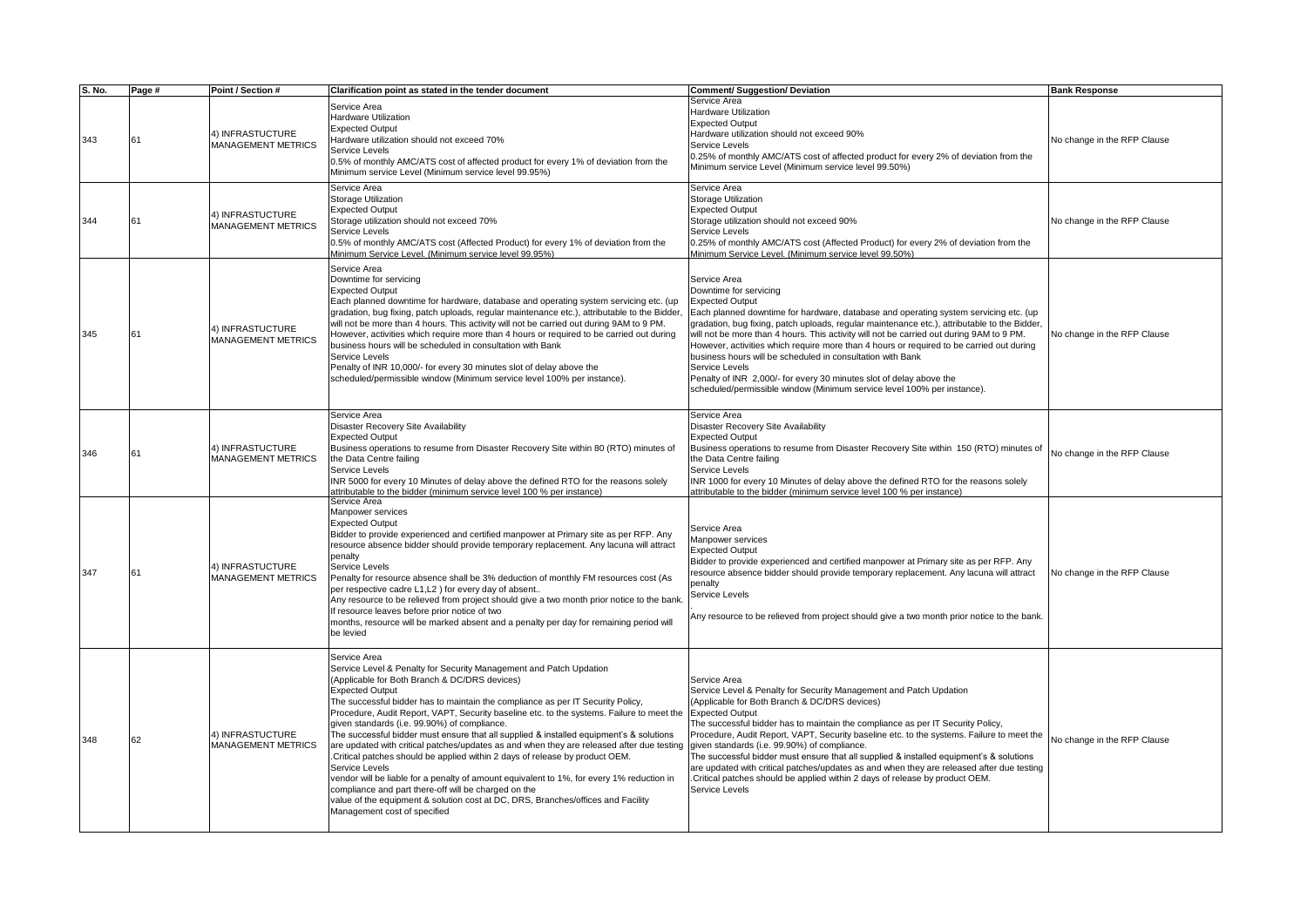| S. No. | Page # | Point / Section # | Clarification point as stated in the tender document | Comment/ Suggestion/ Deviation | Bank Response |
|---|---|---|---|---|---|
| 343 | 61 | 4) INFRASTUCTURE MANAGEMENT METRICS | Service Area<br>Hardware Utilization<br>Expected Output<br>Hardware utilization should not exceed 70%<br>Service Levels<br>0.5% of monthly AMC/ATS cost of affected product for every 1% of deviation from the Minimum service Level (Minimum service level 99.95%) | Service Area<br>Hardware Utilization<br>Expected Output<br>Hardware utilization should not exceed 90%<br>Service Levels<br>0.25% of monthly AMC/ATS cost of affected product for every 2% of deviation from the Minimum service Level (Minimum service level 99.50%) | No change in the RFP Clause |
| 344 | 61 | 4) INFRASTUCTURE MANAGEMENT METRICS | Service Area<br>Storage Utilization<br>Expected Output<br>Storage utilization should not exceed 70%<br>Service Levels<br>0.5% of monthly AMC/ATS cost (Affected Product) for every 1% of deviation from the Minimum Service Level. (Minimum service level 99.95%) | Service Area<br>Storage Utilization<br>Expected Output<br>Storage utilization should not exceed 90%<br>Service Levels<br>0.25% of monthly AMC/ATS cost (Affected Product) for every 2% of deviation from the Minimum Service Level. (Minimum service level 99.50%) | No change in the RFP Clause |
| 345 | 61 | 4) INFRASTUCTURE MANAGEMENT METRICS | Service Area<br>Downtime for servicing<br>Expected Output<br>Each planned downtime for hardware, database and operating system servicing etc. (up gradation, bug fixing, patch uploads, regular maintenance etc.), attributable to the Bidder, will not be more than 4 hours. This activity will not be carried out during 9AM to 9 PM. However, activities which require more than 4 hours or required to be carried out during business hours will be scheduled in consultation with Bank<br>Service Levels<br>Penalty of INR 10,000/- for every 30 minutes slot of delay above the scheduled/permissible window (Minimum service level 100% per instance). | Service Area<br>Downtime for servicing<br>Expected Output<br>Each planned downtime for hardware, database and operating system servicing etc. (up gradation, bug fixing, patch uploads, regular maintenance etc.), attributable to the Bidder, will not be more than 4 hours. This activity will not be carried out during 9AM to 9 PM. However, activities which require more than 4 hours or required to be carried out during business hours will be scheduled in consultation with Bank<br>Service Levels<br>Penalty of INR 2,000/- for every 30 minutes slot of delay above the scheduled/permissible window (Minimum service level 100% per instance). | No change in the RFP Clause |
| 346 | 61 | 4) INFRASTUCTURE MANAGEMENT METRICS | Service Area<br>Disaster Recovery Site Availability<br>Expected Output<br>Business operations to resume from Disaster Recovery Site within 80 (RTO) minutes of the Data Centre failing<br>Service Levels<br>INR 5000 for every 10 Minutes of delay above the defined RTO for the reasons solely attributable to the bidder (minimum service level 100 % per instance) | Service Area<br>Disaster Recovery Site Availability<br>Expected Output<br>Business operations to resume from Disaster Recovery Site within 150 (RTO) minutes of the Data Centre failing<br>Service Levels<br>INR 1000 for every 10 Minutes of delay above the defined RTO for the reasons solely attributable to the bidder (minimum service level 100 % per instance) | No change in the RFP Clause |
| 347 | 61 | 4) INFRASTUCTURE MANAGEMENT METRICS | Service Area<br>Manpower services<br>Expected Output<br>Bidder to provide experienced and certified manpower at Primary site as per RFP. Any resource absence bidder should provide temporary replacement. Any lacuna will attract penalty<br>Service Levels<br>Penalty for resource absence shall be 3% deduction of monthly FM resources cost (As per respective cadre L1,L2 ) for every day of absent..<br>Any resource to be relieved from project should give a two month prior notice to the bank. If resource leaves before prior notice of two<br>months, resource will be marked absent and a penalty per day for remaining period will be levied | Service Area<br>Manpower services<br>Expected Output<br>Bidder to provide experienced and certified manpower at Primary site as per RFP. Any resource absence bidder should provide temporary replacement. Any lacuna will attract penalty<br>Service Levels<br>.<br>Any resource to be relieved from project should give a two month prior notice to the bank. | No change in the RFP Clause |
| 348 | 62 | 4) INFRASTUCTURE MANAGEMENT METRICS | Service Area<br>Service Level & Penalty for Security Management and Patch Updation<br>(Applicable for Both Branch & DC/DRS devices)<br>Expected Output<br>The successful bidder has to maintain the compliance as per IT Security Policy, Procedure, Audit Report, VAPT, Security baseline etc. to the systems. Failure to meet the given standards (i.e. 99.90%) of compliance.<br>The successful bidder must ensure that all supplied & installed equipment's & solutions are updated with critical patches/updates as and when they are released after due testing .Critical patches should be applied within 2 days of release by product OEM.<br>Service Levels<br>vendor will be liable for a penalty of amount equivalent to 1%, for every 1% reduction in compliance and part there-off will be charged on the<br>value of the equipment & solution cost at DC, DRS, Branches/offices and Facility Management cost of specified | Service Area<br>Service Level & Penalty for Security Management and Patch Updation<br>(Applicable for Both Branch & DC/DRS devices)<br>Expected Output<br>The successful bidder has to maintain the compliance as per IT Security Policy, Procedure, Audit Report, VAPT, Security baseline etc. to the systems. Failure to meet the given standards (i.e. 99.90%) of compliance.<br>The successful bidder must ensure that all supplied & installed equipment's & solutions are updated with critical patches/updates as and when they are released after due testing .Critical patches should be applied within 2 days of release by product OEM.<br>Service Levels | No change in the RFP Clause |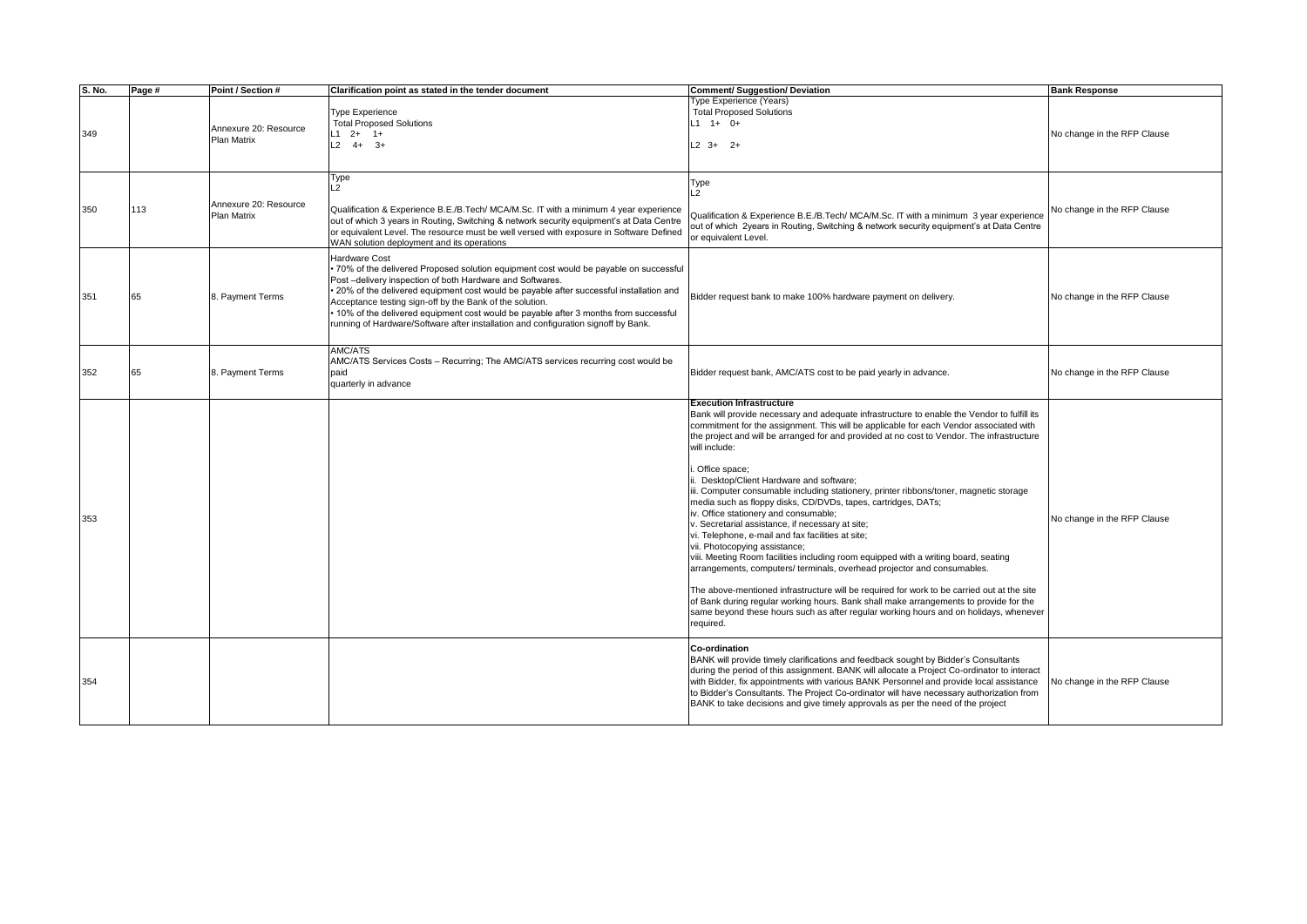| S. No. | Page # | Point / Section # | Clarification point as stated in the tender document | Comment/ Suggestion/ Deviation | Bank Response |
|---|---|---|---|---|---|
| 349 | | Annexure 20: Resource Plan Matrix | Type Experience<br>Total Proposed Solutions<br>L1 2+ 1+<br>L2 4+ 3+ | Type Experience (Years)<br>Total Proposed Solutions<br>L1 1+ 0+<br>L2 3+ 2+ | No change in the RFP Clause |
| 350 | 113 | Annexure 20: Resource Plan Matrix | Type<br>L2<br>Qualification & Experience B.E./B.Tech/ MCA/M.Sc. IT with a minimum 4 year experience out of which 3 years in Routing, Switching & network security equipment's at Data Centre or equivalent Level. The resource must be well versed with exposure in Software Defined WAN solution deployment and its operations | Type<br>L2<br>Qualification & Experience B.E./B.Tech/ MCA/M.Sc. IT with a minimum 3 year experience out of which 2years in Routing, Switching & network security equipment's at Data Centre or equivalent Level. | No change in the RFP Clause |
| 351 | 65 | 8. Payment Terms | Hardware Cost<br>• 70% of the delivered Proposed solution equipment cost would be payable on successful Post –delivery inspection of both Hardware and Softwares.<br>• 20% of the delivered equipment cost would be payable after successful installation and Acceptance testing sign-off by the Bank of the solution.<br>• 10% of the delivered equipment cost would be payable after 3 months from successful running of Hardware/Software after installation and configuration signoff by Bank. | Bidder request bank to make 100% hardware payment on delivery. | No change in the RFP Clause |
| 352 | 65 | 8. Payment Terms | AMC/ATS<br>AMC/ATS Services Costs – Recurring; The AMC/ATS services recurring cost would be paid<br>quarterly in advance | Bidder request bank, AMC/ATS cost to be paid yearly in advance. | No change in the RFP Clause |
| 353 | | | | **Execution Infrastructure**<br>Bank will provide necessary and adequate infrastructure to enable the Vendor to fulfill its commitment for the assignment. This will be applicable for each Vendor associated with the project and will be arranged for and provided at no cost to Vendor. The infrastructure will include:<br>i. Office space;<br>ii. Desktop/Client Hardware and software;<br>iii. Computer consumable including stationery, printer ribbons/toner, magnetic storage media such as floppy disks, CD/DVDs, tapes, cartridges, DATs;<br>iv. Office stationery and consumable;<br>v. Secretarial assistance, if necessary at site;<br>vi. Telephone, e-mail and fax facilities at site;<br>vii. Photocopying assistance;<br>viii. Meeting Room facilities including room equipped with a writing board, seating arrangements, computers/ terminals, overhead projector and consumables.<br>The above-mentioned infrastructure will be required for work to be carried out at the site of Bank during regular working hours. Bank shall make arrangements to provide for the same beyond these hours such as after regular working hours and on holidays, whenever required. | No change in the RFP Clause |
| 354 | | | | **Co-ordination**<br>BANK will provide timely clarifications and feedback sought by Bidder's Consultants during the period of this assignment. BANK will allocate a Project Co-ordinator to interact with Bidder, fix appointments with various BANK Personnel and provide local assistance to Bidder's Consultants. The Project Co-ordinator will have necessary authorization from BANK to take decisions and give timely approvals as per the need of the project | No change in the RFP Clause |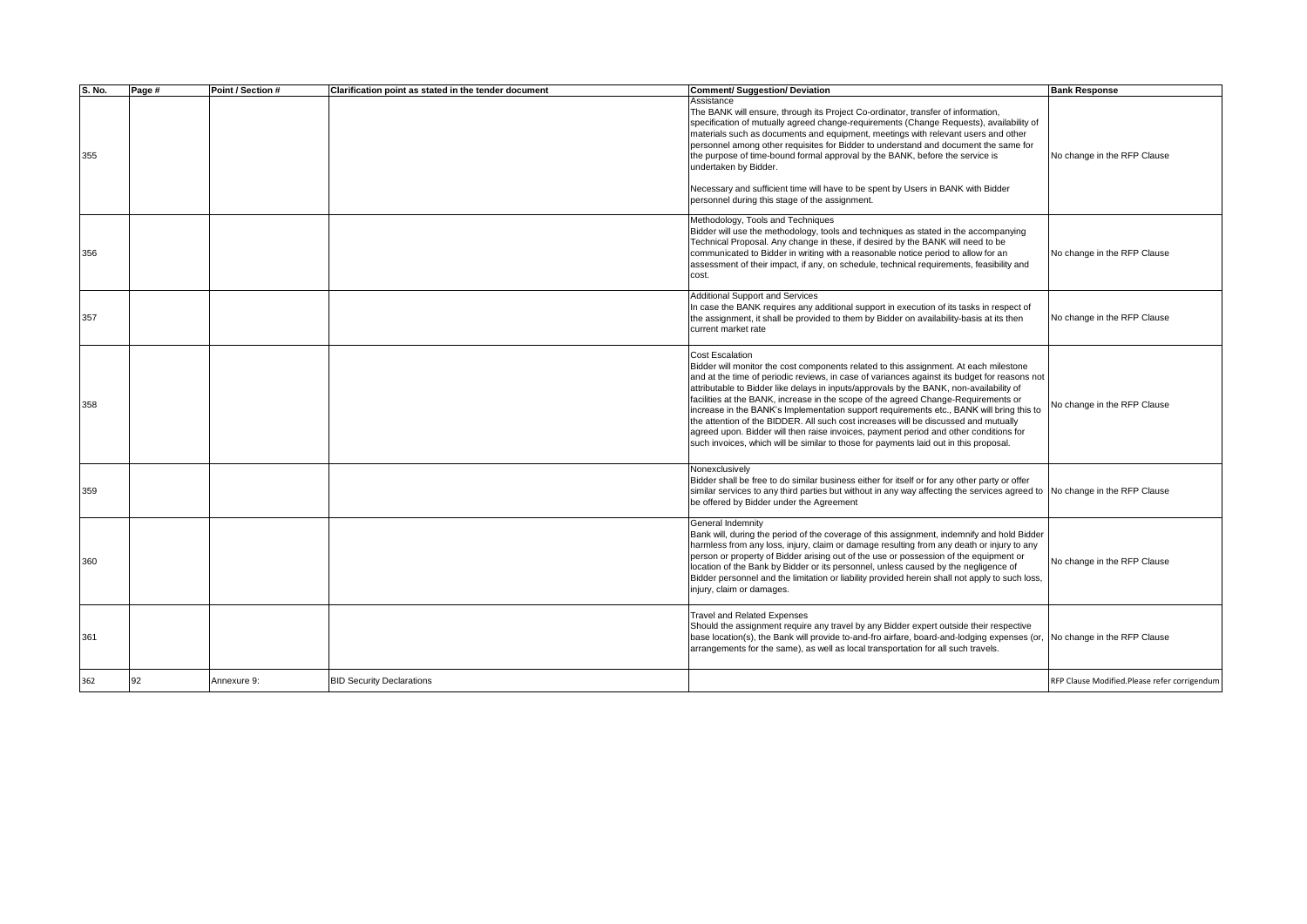| S. No. | Page # | Point / Section # | Clarification point as stated in the tender document | Comment/ Suggestion/ Deviation | Bank Response |
|---|---|---|---|---|---|
| 355 | | | | Assistance<br>The BANK will ensure, through its Project Co-ordinator, transfer of information, specification of mutually agreed change-requirements (Change Requests), availability of materials such as documents and equipment, meetings with relevant users and other personnel among other requisites for Bidder to understand and document the same for the purpose of time-bound formal approval by the BANK, before the service is undertaken by Bidder.<br><br>Necessary and sufficient time will have to be spent by Users in BANK with Bidder personnel during this stage of the assignment. | No change in the RFP Clause |
| 356 | | | | Methodology, Tools and Techniques<br>Bidder will use the methodology, tools and techniques as stated in the accompanying Technical Proposal. Any change in these, if desired by the BANK will need to be communicated to Bidder in writing with a reasonable notice period to allow for an assessment of their impact, if any, on schedule, technical requirements, feasibility and cost. | No change in the RFP Clause |
| 357 | | | | Additional Support and Services<br>In case the BANK requires any additional support in execution of its tasks in respect of the assignment, it shall be provided to them by Bidder on availability-basis at its then current market rate | No change in the RFP Clause |
| 358 | | | | Cost Escalation<br>Bidder will monitor the cost components related to this assignment. At each milestone and at the time of periodic reviews, in case of variances against its budget for reasons not attributable to Bidder like delays in inputs/approvals by the BANK, non-availability of facilities at the BANK, increase in the scope of the agreed Change-Requirements or increase in the BANK's Implementation support requirements etc., BANK will bring this to the attention of the BIDDER. All such cost increases will be discussed and mutually agreed upon. Bidder will then raise invoices, payment period and other conditions for such invoices, which will be similar to those for payments laid out in this proposal. | No change in the RFP Clause |
| 359 | | | | Nonexclusively<br>Bidder shall be free to do similar business either for itself or for any other party or offer similar services to any third parties but without in any way affecting the services agreed to be offered by Bidder under the Agreement | No change in the RFP Clause |
| 360 | | | | General Indemnity<br>Bank will, during the period of the coverage of this assignment, indemnify and hold Bidder harmless from any loss, injury, claim or damage resulting from any death or injury to any person or property of Bidder arising out of the use or possession of the equipment or location of the Bank by Bidder or its personnel, unless caused by the negligence of Bidder personnel and the limitation or liability provided herein shall not apply to such loss, injury, claim or damages. | No change in the RFP Clause |
| 361 | | | | Travel and Related Expenses<br>Should the assignment require any travel by any Bidder expert outside their respective base location(s), the Bank will provide to-and-fro airfare, board-and-lodging expenses (or, arrangements for the same), as well as local transportation for all such travels. | No change in the RFP Clause |
| 362 | 92 | Annexure 9: | BID Security Declarations | | RFP Clause Modified.Please refer corrigendum |